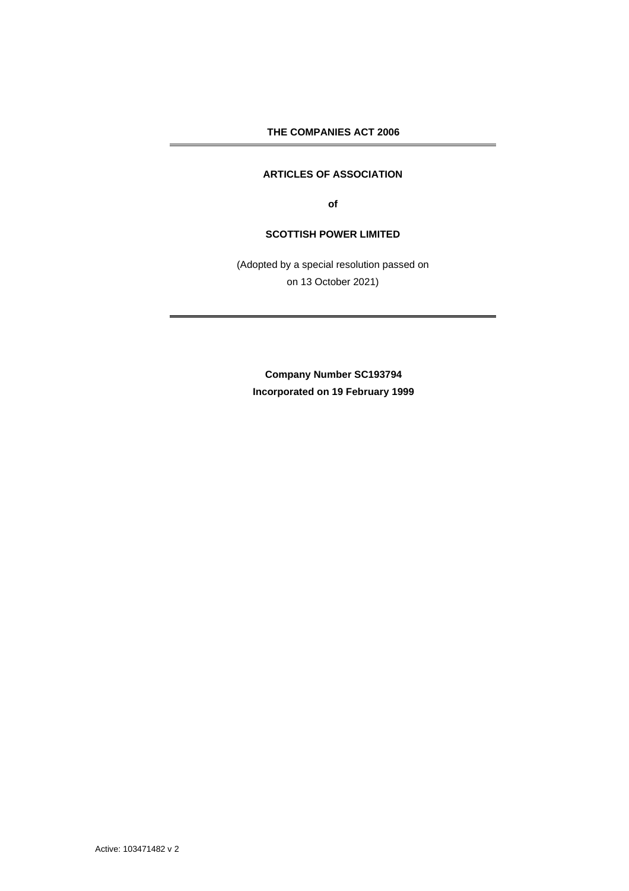**THE COMPANIES ACT 2006**

---

# ARTICLES OF ASSOCIATION

**of**

# SCOTTISH POWER LIMITED

(Adopted by a special resolution passed on
on 13 October 2021)

---

**Company Number SC193794**
**Incorporated on 19 February 1999**

Active: 103471482 v 2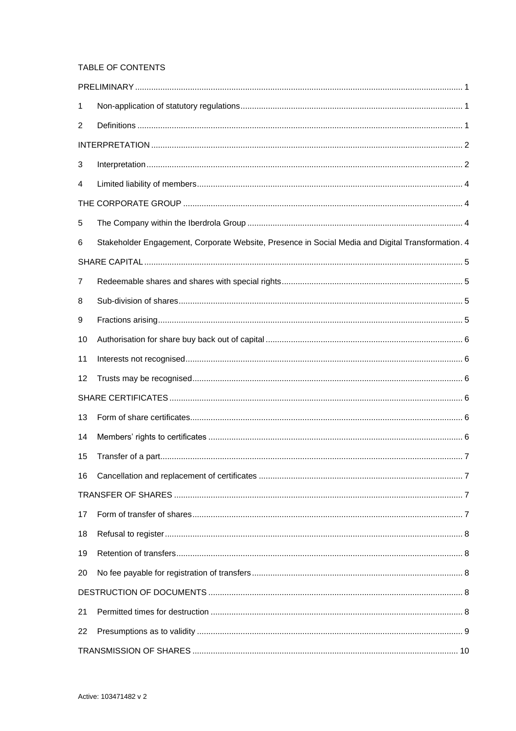TABLE OF CONTENTS

PRELIMINARY ... 1

1 Non-application of statutory regulations ... 1

2 Definitions ... 1

INTERPRETATION ... 2

3 Interpretation ... 2

4 Limited liability of members ... 4

THE CORPORATE GROUP ... 4

5 The Company within the Iberdrola Group ... 4

6 Stakeholder Engagement, Corporate Website, Presence in Social Media and Digital Transformation ... 4

SHARE CAPITAL ... 5

7 Redeemable shares and shares with special rights ... 5

8 Sub-division of shares ... 5

9 Fractions arising ... 5

10 Authorisation for share buy back out of capital ... 6

11 Interests not recognised ... 6

12 Trusts may be recognised ... 6

SHARE CERTIFICATES ... 6

13 Form of share certificates ... 6

14 Members' rights to certificates ... 6

15 Transfer of a part ... 7

16 Cancellation and replacement of certificates ... 7

TRANSFER OF SHARES ... 7

17 Form of transfer of shares ... 7

18 Refusal to register ... 8

19 Retention of transfers ... 8

20 No fee payable for registration of transfers ... 8

DESTRUCTION OF DOCUMENTS ... 8

21 Permitted times for destruction ... 8

22 Presumptions as to validity ... 9

TRANSMISSION OF SHARES ... 10

Active: 103471482 v 2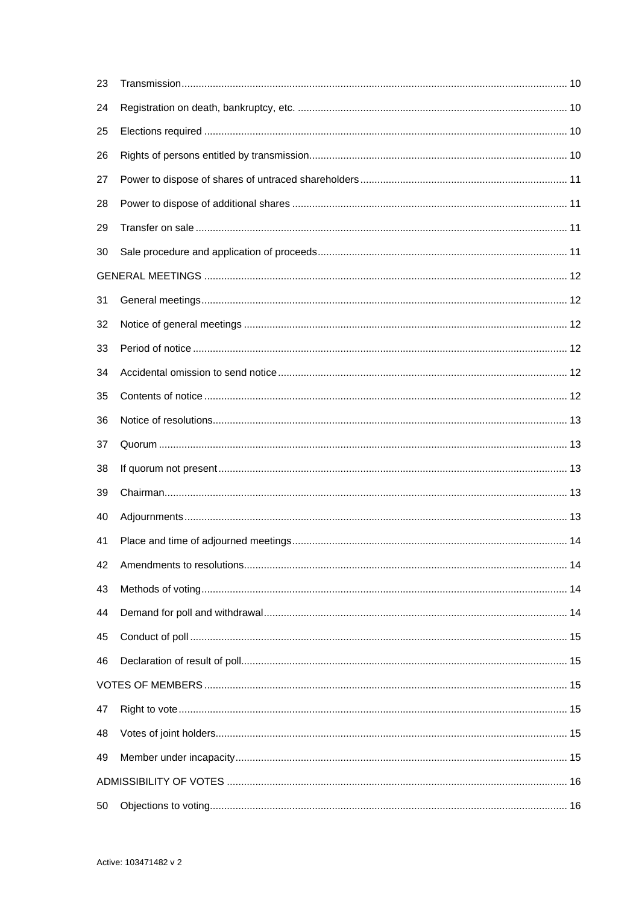| | | |
|---|---|---|
| 23 | Transmission | 10 |
| 24 | Registration on death, bankruptcy, etc. | 10 |
| 25 | Elections required | 10 |
| 26 | Rights of persons entitled by transmission | 10 |
| 27 | Power to dispose of shares of untraced shareholders | 11 |
| 28 | Power to dispose of additional shares | 11 |
| 29 | Transfer on sale | 11 |
| 30 | Sale procedure and application of proceeds | 11 |
| GENERAL MEETINGS | | 12 |
| 31 | General meetings | 12 |
| 32 | Notice of general meetings | 12 |
| 33 | Period of notice | 12 |
| 34 | Accidental omission to send notice | 12 |
| 35 | Contents of notice | 12 |
| 36 | Notice of resolutions | 13 |
| 37 | Quorum | 13 |
| 38 | If quorum not present | 13 |
| 39 | Chairman | 13 |
| 40 | Adjournments | 13 |
| 41 | Place and time of adjourned meetings | 14 |
| 42 | Amendments to resolutions | 14 |
| 43 | Methods of voting | 14 |
| 44 | Demand for poll and withdrawal | 14 |
| 45 | Conduct of poll | 15 |
| 46 | Declaration of result of poll | 15 |
| VOTES OF MEMBERS | | 15 |
| 47 | Right to vote | 15 |
| 48 | Votes of joint holders | 15 |
| 49 | Member under incapacity | 15 |
| ADMISSIBILITY OF VOTES | | 16 |
| 50 | Objections to voting | 16 |

Active: 103471482 v 2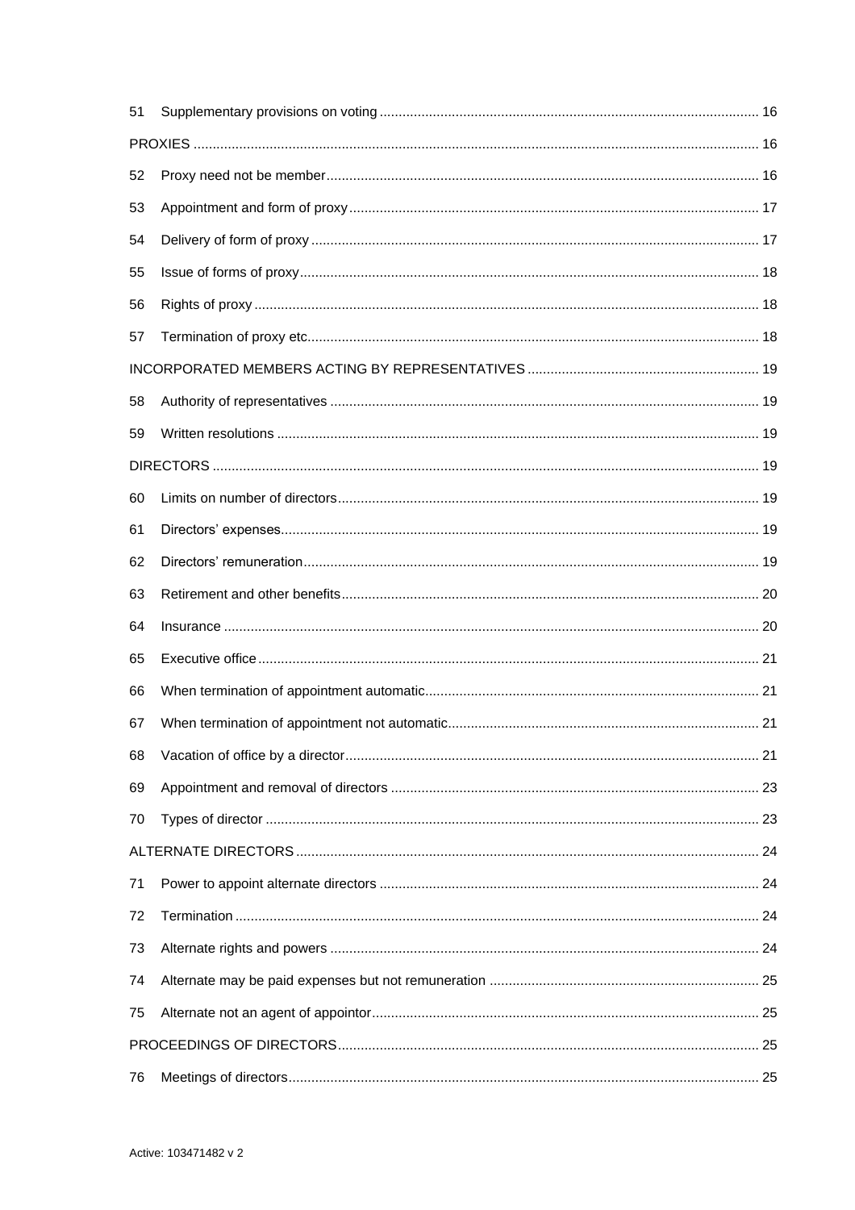51 Supplementary provisions on voting .......... 16

PROXIES .......... 16

52 Proxy need not be member .......... 16

53 Appointment and form of proxy .......... 17

54 Delivery of form of proxy .......... 17

55 Issue of forms of proxy .......... 18

56 Rights of proxy .......... 18

57 Termination of proxy etc .......... 18

INCORPORATED MEMBERS ACTING BY REPRESENTATIVES .......... 19

58 Authority of representatives .......... 19

59 Written resolutions .......... 19

DIRECTORS .......... 19

60 Limits on number of directors .......... 19

61 Directors' expenses .......... 19

62 Directors' remuneration .......... 19

63 Retirement and other benefits .......... 20

64 Insurance .......... 20

65 Executive office .......... 21

66 When termination of appointment automatic .......... 21

67 When termination of appointment not automatic .......... 21

68 Vacation of office by a director .......... 21

69 Appointment and removal of directors .......... 23

70 Types of director .......... 23

ALTERNATE DIRECTORS .......... 24

71 Power to appoint alternate directors .......... 24

72 Termination .......... 24

73 Alternate rights and powers .......... 24

74 Alternate may be paid expenses but not remuneration .......... 25

75 Alternate not an agent of appointor .......... 25

PROCEEDINGS OF DIRECTORS .......... 25

76 Meetings of directors .......... 25

Active: 103471482 v 2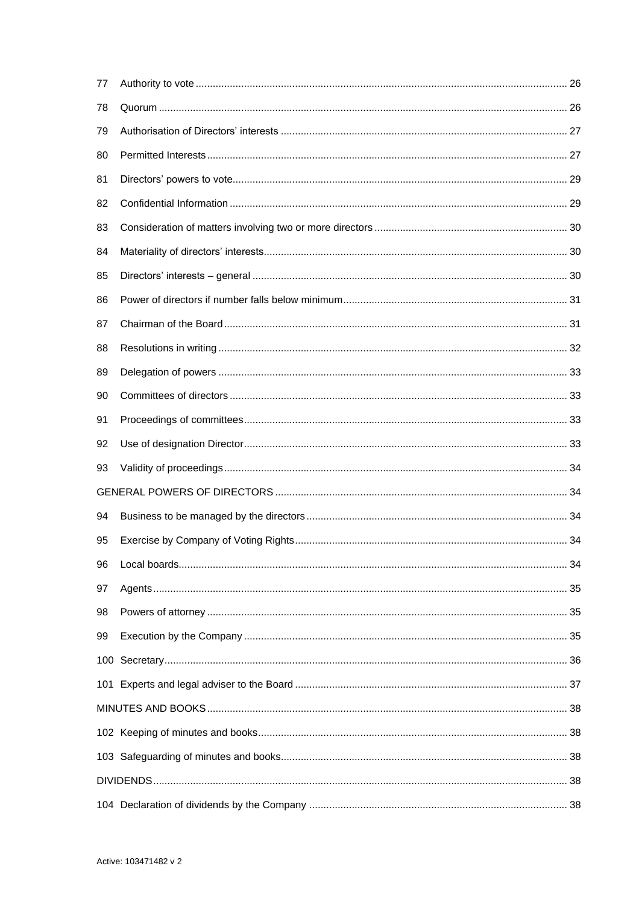77 Authority to vote ............................................................ 26

78 Quorum ............................................................ 26

79 Authorisation of Directors' interests ............................................................ 27

80 Permitted Interests ............................................................ 27

81 Directors' powers to vote ............................................................ 29

82 Confidential Information ............................................................ 29

83 Consideration of matters involving two or more directors ............................................................ 30

84 Materiality of directors' interests ............................................................ 30

85 Directors' interests – general ............................................................ 30

86 Power of directors if number falls below minimum ............................................................ 31

87 Chairman of the Board ............................................................ 31

88 Resolutions in writing ............................................................ 32

89 Delegation of powers ............................................................ 33

90 Committees of directors ............................................................ 33

91 Proceedings of committees ............................................................ 33

92 Use of designation Director ............................................................ 33

93 Validity of proceedings ............................................................ 34

GENERAL POWERS OF DIRECTORS ............................................................ 34

94 Business to be managed by the directors ............................................................ 34

95 Exercise by Company of Voting Rights ............................................................ 34

96 Local boards ............................................................ 34

97 Agents ............................................................ 35

98 Powers of attorney ............................................................ 35

99 Execution by the Company ............................................................ 35

100 Secretary ............................................................ 36

101 Experts and legal adviser to the Board ............................................................ 37

MINUTES AND BOOKS ............................................................ 38

102 Keeping of minutes and books ............................................................ 38

103 Safeguarding of minutes and books ............................................................ 38

DIVIDENDS ............................................................ 38

104 Declaration of dividends by the Company ............................................................ 38

Active: 103471482 v 2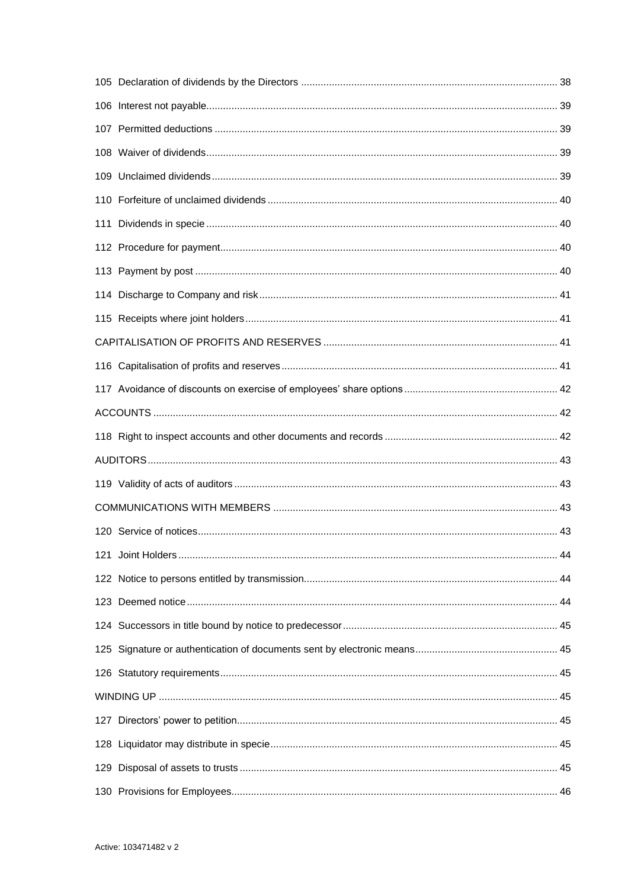105 Declaration of dividends by the Directors ........................................................................................ 38

106 Interest not payable.......................................................................................................................... 39

107 Permitted deductions ....................................................................................................................... 39

108 Waiver of dividends.......................................................................................................................... 39

109 Unclaimed dividends........................................................................................................................ 39

110 Forfeiture of unclaimed dividends .................................................................................................... 40

111 Dividends in specie .......................................................................................................................... 40

112 Procedure for payment..................................................................................................................... 40

113 Payment by post .............................................................................................................................. 40

114 Discharge to Company and risk....................................................................................................... 41

115 Receipts where joint holders............................................................................................................ 41

CAPITALISATION OF PROFITS AND RESERVES ................................................................................. 41

116 Capitalisation of profits and reserves ............................................................................................... 41

117 Avoidance of discounts on exercise of employees' share options.................................................... 42

ACCOUNTS .............................................................................................................................................. 42

118 Right to inspect accounts and other documents and records .......................................................... 42

AUDITORS................................................................................................................................................ 43

119 Validity of acts of auditors ................................................................................................................. 43

COMMUNICATIONS WITH MEMBERS ................................................................................................... 43

120 Service of notices............................................................................................................................. 43

121 Joint Holders .................................................................................................................................... 44

122 Notice to persons entitled by transmission........................................................................................ 44

123 Deemed notice.................................................................................................................................. 44

124 Successors in title bound by notice to predecessor.......................................................................... 45

125 Signature or authentication of documents sent by electronic means................................................ 45

126 Statutory requirements..................................................................................................................... 45

WINDING UP ............................................................................................................................................ 45

127 Directors' power to petition............................................................................................................... 45

128 Liquidator may distribute in specie.................................................................................................... 45

129 Disposal of assets to trusts .............................................................................................................. 45

130 Provisions for Employees.................................................................................................................. 46

Active: 103471482 v 2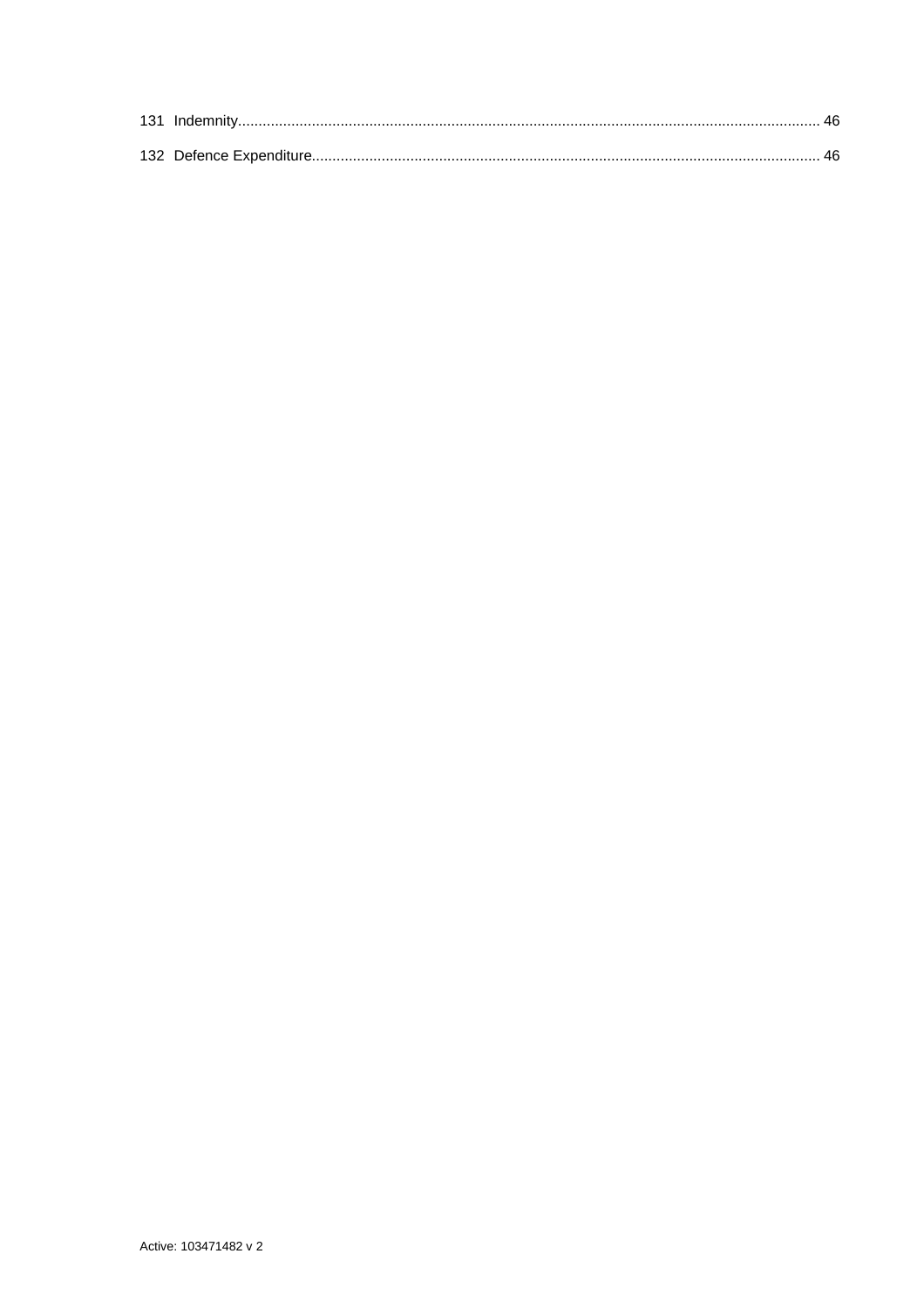131 Indemnity............................................................................................................................................ 46

132 Defence Expenditure.......................................................................................................................... 46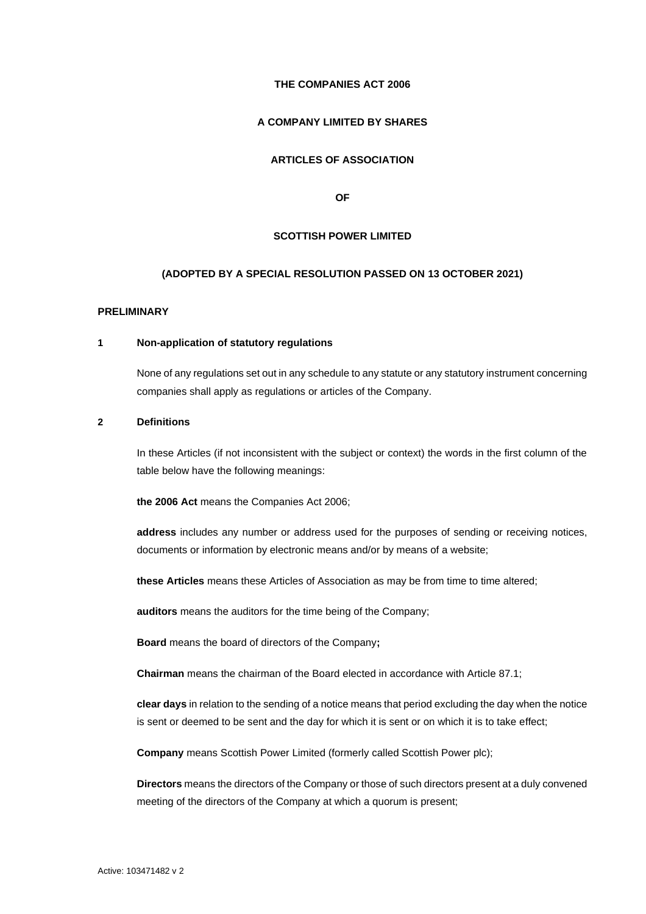**THE COMPANIES ACT 2006**

**A COMPANY LIMITED BY SHARES**

**ARTICLES OF ASSOCIATION**

**OF**

**SCOTTISH POWER LIMITED**

**(ADOPTED BY A SPECIAL RESOLUTION PASSED ON 13 OCTOBER 2021)**

**PRELIMINARY**

**1 Non-application of statutory regulations**

None of any regulations set out in any schedule to any statute or any statutory instrument concerning companies shall apply as regulations or articles of the Company.

**2 Definitions**

In these Articles (if not inconsistent with the subject or context) the words in the first column of the table below have the following meanings:

**the 2006 Act** means the Companies Act 2006;

**address** includes any number or address used for the purposes of sending or receiving notices, documents or information by electronic means and/or by means of a website;

**these Articles** means these Articles of Association as may be from time to time altered;

**auditors** means the auditors for the time being of the Company;

**Board** means the board of directors of the Company**;**

**Chairman** means the chairman of the Board elected in accordance with Article 87.1;

**clear days** in relation to the sending of a notice means that period excluding the day when the notice is sent or deemed to be sent and the day for which it is sent or on which it is to take effect;

**Company** means Scottish Power Limited (formerly called Scottish Power plc);

**Directors** means the directors of the Company or those of such directors present at a duly convened meeting of the directors of the Company at which a quorum is present;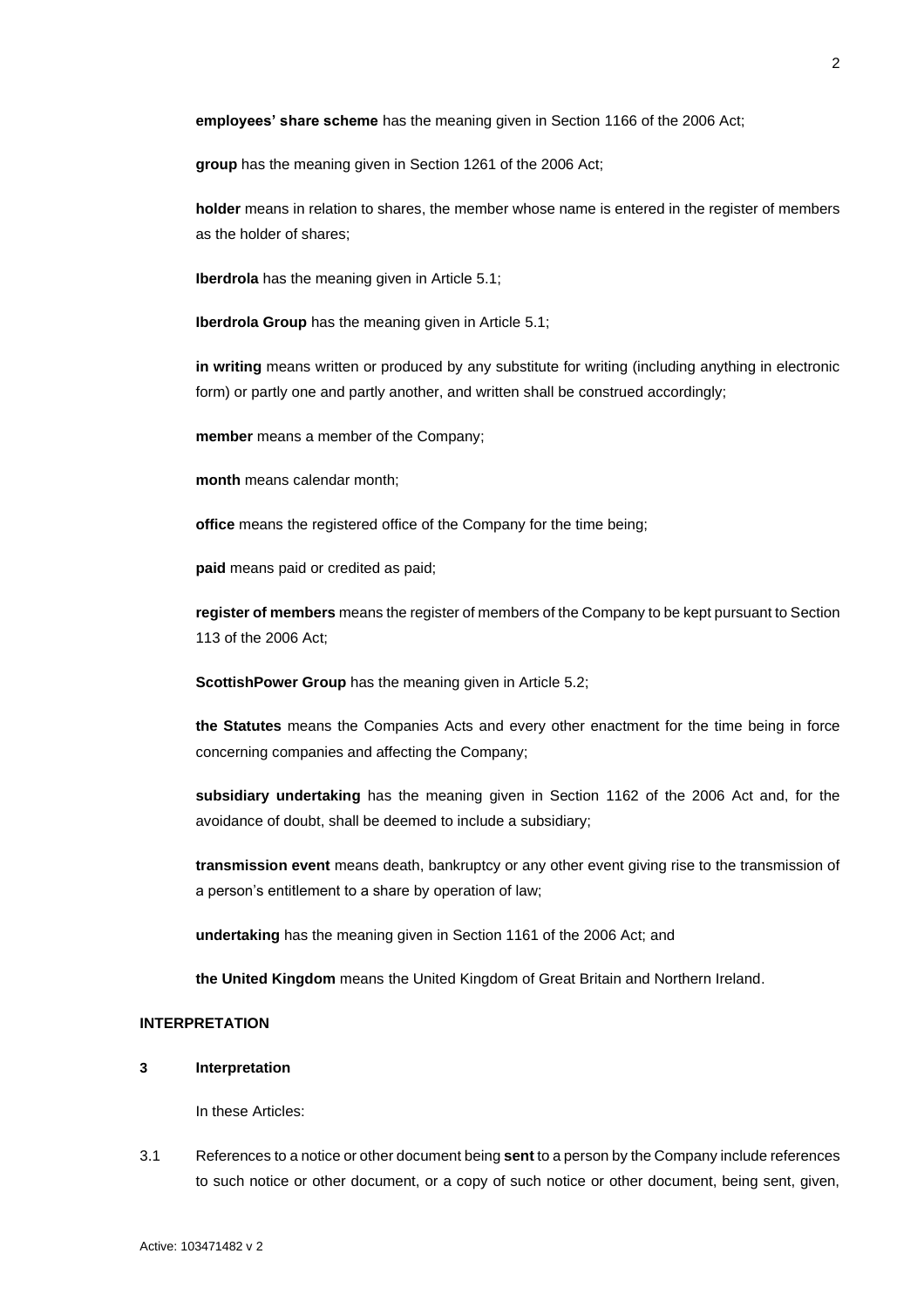**employees' share scheme** has the meaning given in Section 1166 of the 2006 Act;

**group** has the meaning given in Section 1261 of the 2006 Act;

**holder** means in relation to shares, the member whose name is entered in the register of members as the holder of shares;

**Iberdrola** has the meaning given in Article 5.1;

**Iberdrola Group** has the meaning given in Article 5.1;

**in writing** means written or produced by any substitute for writing (including anything in electronic form) or partly one and partly another, and written shall be construed accordingly;

**member** means a member of the Company;

**month** means calendar month;

**office** means the registered office of the Company for the time being;

**paid** means paid or credited as paid;

**register of members** means the register of members of the Company to be kept pursuant to Section 113 of the 2006 Act;

**ScottishPower Group** has the meaning given in Article 5.2;

**the Statutes** means the Companies Acts and every other enactment for the time being in force concerning companies and affecting the Company;

**subsidiary undertaking** has the meaning given in Section 1162 of the 2006 Act and, for the avoidance of doubt, shall be deemed to include a subsidiary;

**transmission event** means death, bankruptcy or any other event giving rise to the transmission of a person's entitlement to a share by operation of law;

**undertaking** has the meaning given in Section 1161 of the 2006 Act; and

**the United Kingdom** means the United Kingdom of Great Britain and Northern Ireland.

**INTERPRETATION**

**3 Interpretation**

In these Articles:

3.1 References to a notice or other document being **sent** to a person by the Company include references to such notice or other document, or a copy of such notice or other document, being sent, given,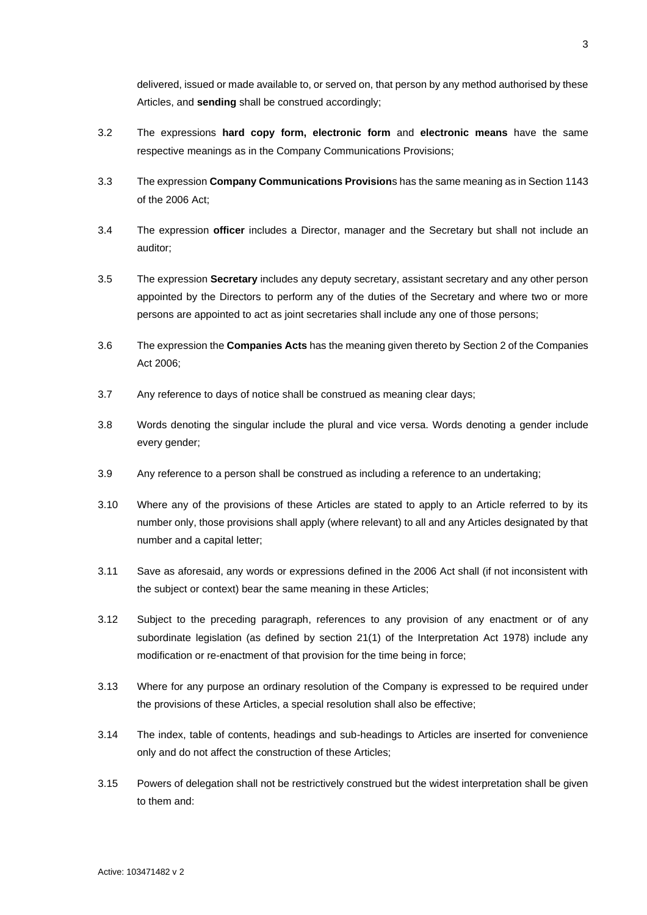delivered, issued or made available to, or served on, that person by any method authorised by these Articles, and **sending** shall be construed accordingly;

3.2 The expressions **hard copy form, electronic form** and **electronic means** have the same respective meanings as in the Company Communications Provisions;

3.3 The expression **Company Communications Provision**s has the same meaning as in Section 1143 of the 2006 Act;

3.4 The expression **officer** includes a Director, manager and the Secretary but shall not include an auditor;

3.5 The expression **Secretary** includes any deputy secretary, assistant secretary and any other person appointed by the Directors to perform any of the duties of the Secretary and where two or more persons are appointed to act as joint secretaries shall include any one of those persons;

3.6 The expression the **Companies Acts** has the meaning given thereto by Section 2 of the Companies Act 2006;

3.7 Any reference to days of notice shall be construed as meaning clear days;

3.8 Words denoting the singular include the plural and vice versa. Words denoting a gender include every gender;

3.9 Any reference to a person shall be construed as including a reference to an undertaking;

3.10 Where any of the provisions of these Articles are stated to apply to an Article referred to by its number only, those provisions shall apply (where relevant) to all and any Articles designated by that number and a capital letter;

3.11 Save as aforesaid, any words or expressions defined in the 2006 Act shall (if not inconsistent with the subject or context) bear the same meaning in these Articles;

3.12 Subject to the preceding paragraph, references to any provision of any enactment or of any subordinate legislation (as defined by section 21(1) of the Interpretation Act 1978) include any modification or re-enactment of that provision for the time being in force;

3.13 Where for any purpose an ordinary resolution of the Company is expressed to be required under the provisions of these Articles, a special resolution shall also be effective;

3.14 The index, table of contents, headings and sub-headings to Articles are inserted for convenience only and do not affect the construction of these Articles;

3.15 Powers of delegation shall not be restrictively construed but the widest interpretation shall be given to them and: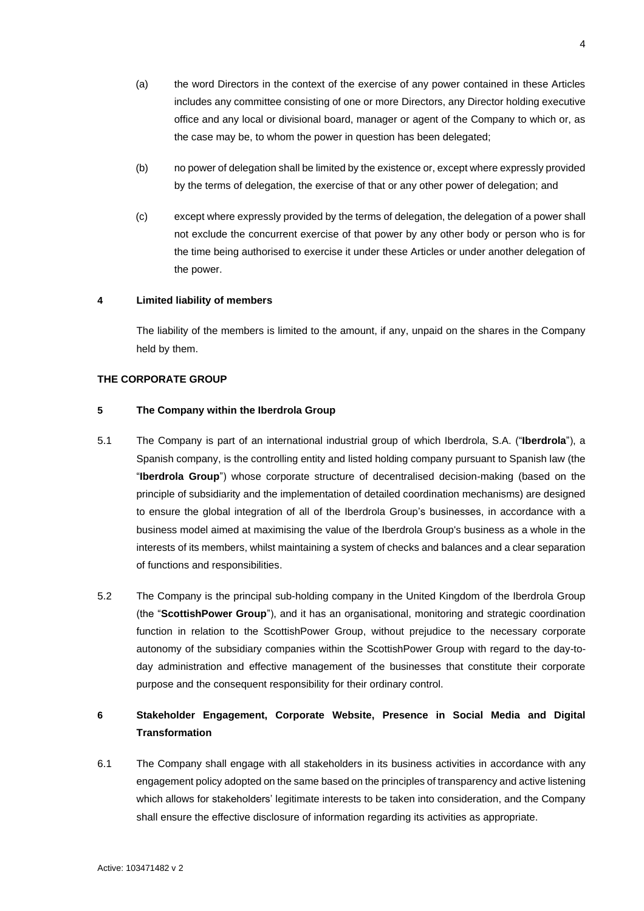(a) the word Directors in the context of the exercise of any power contained in these Articles includes any committee consisting of one or more Directors, any Director holding executive office and any local or divisional board, manager or agent of the Company to which or, as the case may be, to whom the power in question has been delegated;

(b) no power of delegation shall be limited by the existence or, except where expressly provided by the terms of delegation, the exercise of that or any other power of delegation; and

(c) except where expressly provided by the terms of delegation, the delegation of a power shall not exclude the concurrent exercise of that power by any other body or person who is for the time being authorised to exercise it under these Articles or under another delegation of the power.

**4 Limited liability of members**

The liability of the members is limited to the amount, if any, unpaid on the shares in the Company held by them.

**THE CORPORATE GROUP**

**5 The Company within the Iberdrola Group**

5.1 The Company is part of an international industrial group of which Iberdrola, S.A. ("**Iberdrola**"), a Spanish company, is the controlling entity and listed holding company pursuant to Spanish law (the "**Iberdrola Group**") whose corporate structure of decentralised decision-making (based on the principle of subsidiarity and the implementation of detailed coordination mechanisms) are designed to ensure the global integration of all of the Iberdrola Group's businesses, in accordance with a business model aimed at maximising the value of the Iberdrola Group's business as a whole in the interests of its members, whilst maintaining a system of checks and balances and a clear separation of functions and responsibilities.

5.2 The Company is the principal sub-holding company in the United Kingdom of the Iberdrola Group (the "**ScottishPower Group**"), and it has an organisational, monitoring and strategic coordination function in relation to the ScottishPower Group, without prejudice to the necessary corporate autonomy of the subsidiary companies within the ScottishPower Group with regard to the day-to-day administration and effective management of the businesses that constitute their corporate purpose and the consequent responsibility for their ordinary control.

**6 Stakeholder Engagement, Corporate Website, Presence in Social Media and Digital Transformation**

6.1 The Company shall engage with all stakeholders in its business activities in accordance with any engagement policy adopted on the same based on the principles of transparency and active listening which allows for stakeholders' legitimate interests to be taken into consideration, and the Company shall ensure the effective disclosure of information regarding its activities as appropriate.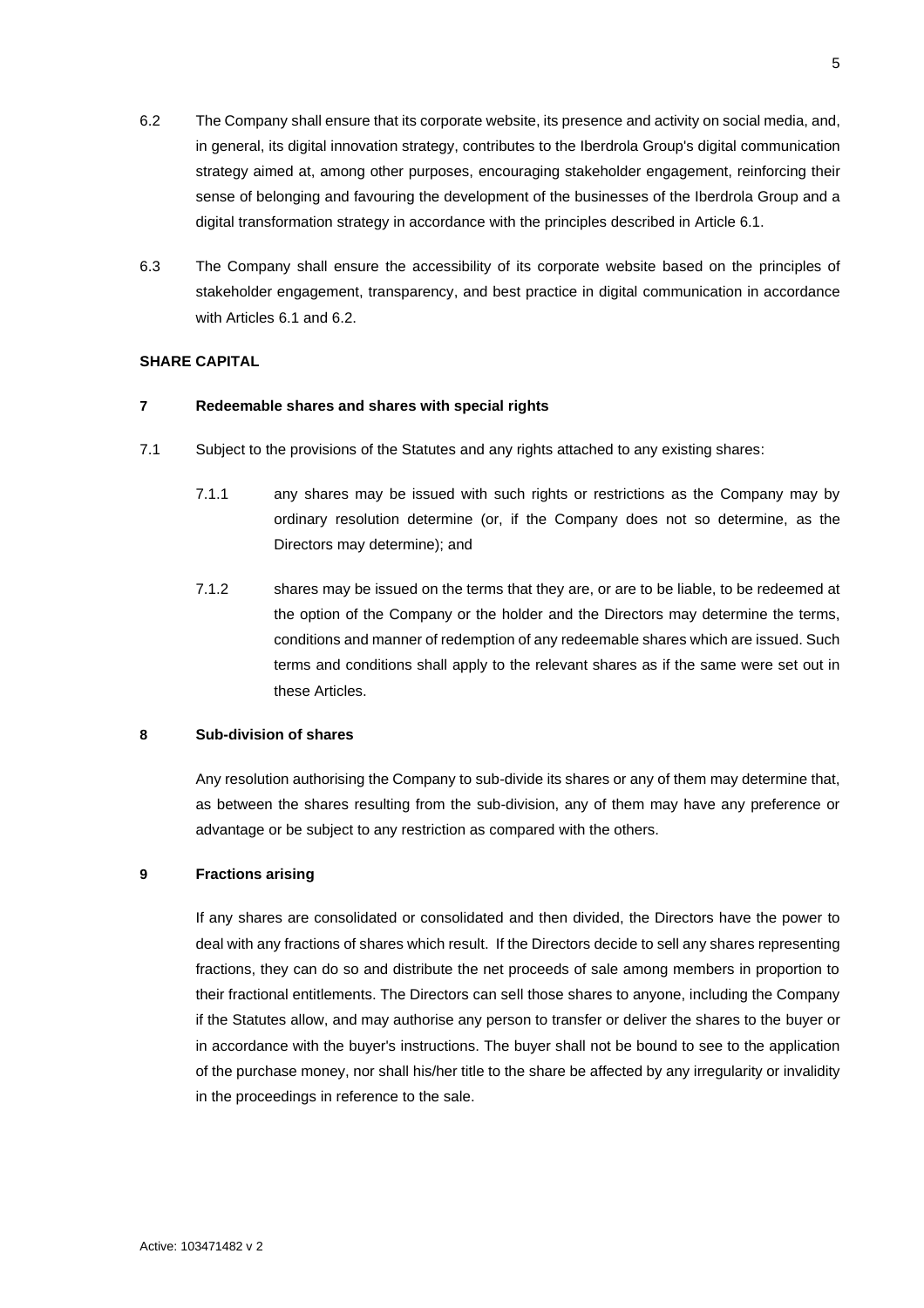6.2 The Company shall ensure that its corporate website, its presence and activity on social media, and, in general, its digital innovation strategy, contributes to the Iberdrola Group's digital communication strategy aimed at, among other purposes, encouraging stakeholder engagement, reinforcing their sense of belonging and favouring the development of the businesses of the Iberdrola Group and a digital transformation strategy in accordance with the principles described in Article 6.1.

6.3 The Company shall ensure the accessibility of its corporate website based on the principles of stakeholder engagement, transparency, and best practice in digital communication in accordance with Articles 6.1 and 6.2.

**SHARE CAPITAL**

**7 Redeemable shares and shares with special rights**

7.1 Subject to the provisions of the Statutes and any rights attached to any existing shares:

7.1.1 any shares may be issued with such rights or restrictions as the Company may by ordinary resolution determine (or, if the Company does not so determine, as the Directors may determine); and

7.1.2 shares may be issued on the terms that they are, or are to be liable, to be redeemed at the option of the Company or the holder and the Directors may determine the terms, conditions and manner of redemption of any redeemable shares which are issued. Such terms and conditions shall apply to the relevant shares as if the same were set out in these Articles.

**8 Sub-division of shares**

Any resolution authorising the Company to sub-divide its shares or any of them may determine that, as between the shares resulting from the sub-division, any of them may have any preference or advantage or be subject to any restriction as compared with the others.

**9 Fractions arising**

If any shares are consolidated or consolidated and then divided, the Directors have the power to deal with any fractions of shares which result. If the Directors decide to sell any shares representing fractions, they can do so and distribute the net proceeds of sale among members in proportion to their fractional entitlements. The Directors can sell those shares to anyone, including the Company if the Statutes allow, and may authorise any person to transfer or deliver the shares to the buyer or in accordance with the buyer's instructions. The buyer shall not be bound to see to the application of the purchase money, nor shall his/her title to the share be affected by any irregularity or invalidity in the proceedings in reference to the sale.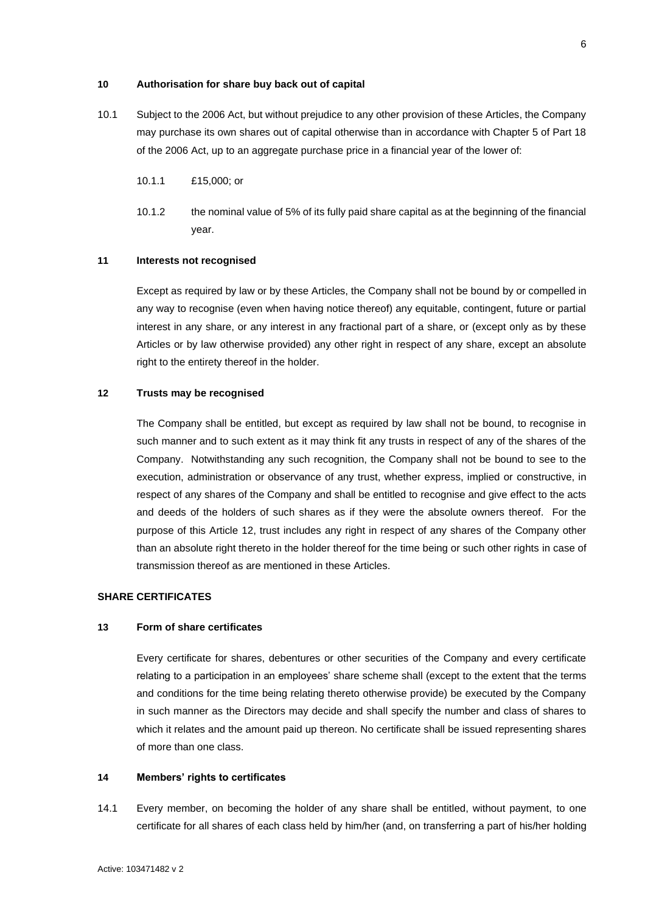**10 Authorisation for share buy back out of capital**

10.1 Subject to the 2006 Act, but without prejudice to any other provision of these Articles, the Company may purchase its own shares out of capital otherwise than in accordance with Chapter 5 of Part 18 of the 2006 Act, up to an aggregate purchase price in a financial year of the lower of:

10.1.1 £15,000; or

10.1.2 the nominal value of 5% of its fully paid share capital as at the beginning of the financial year.

**11 Interests not recognised**

Except as required by law or by these Articles, the Company shall not be bound by or compelled in any way to recognise (even when having notice thereof) any equitable, contingent, future or partial interest in any share, or any interest in any fractional part of a share, or (except only as by these Articles or by law otherwise provided) any other right in respect of any share, except an absolute right to the entirety thereof in the holder.

**12 Trusts may be recognised**

The Company shall be entitled, but except as required by law shall not be bound, to recognise in such manner and to such extent as it may think fit any trusts in respect of any of the shares of the Company. Notwithstanding any such recognition, the Company shall not be bound to see to the execution, administration or observance of any trust, whether express, implied or constructive, in respect of any shares of the Company and shall be entitled to recognise and give effect to the acts and deeds of the holders of such shares as if they were the absolute owners thereof. For the purpose of this Article 12, trust includes any right in respect of any shares of the Company other than an absolute right thereto in the holder thereof for the time being or such other rights in case of transmission thereof as are mentioned in these Articles.

**SHARE CERTIFICATES**

**13 Form of share certificates**

Every certificate for shares, debentures or other securities of the Company and every certificate relating to a participation in an employees' share scheme shall (except to the extent that the terms and conditions for the time being relating thereto otherwise provide) be executed by the Company in such manner as the Directors may decide and shall specify the number and class of shares to which it relates and the amount paid up thereon. No certificate shall be issued representing shares of more than one class.

**14 Members' rights to certificates**

14.1 Every member, on becoming the holder of any share shall be entitled, without payment, to one certificate for all shares of each class held by him/her (and, on transferring a part of his/her holding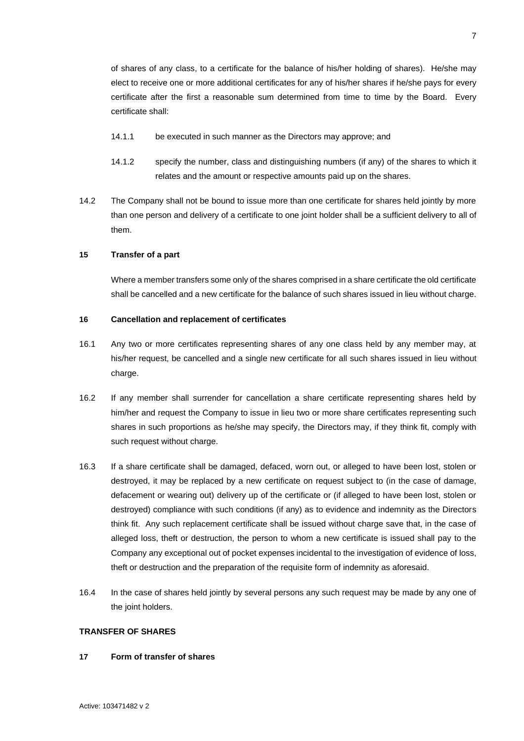of shares of any class, to a certificate for the balance of his/her holding of shares). He/she may elect to receive one or more additional certificates for any of his/her shares if he/she pays for every certificate after the first a reasonable sum determined from time to time by the Board. Every certificate shall:

14.1.1 be executed in such manner as the Directors may approve; and

14.1.2 specify the number, class and distinguishing numbers (if any) of the shares to which it relates and the amount or respective amounts paid up on the shares.

14.2 The Company shall not be bound to issue more than one certificate for shares held jointly by more than one person and delivery of a certificate to one joint holder shall be a sufficient delivery to all of them.

**15 Transfer of a part**

Where a member transfers some only of the shares comprised in a share certificate the old certificate shall be cancelled and a new certificate for the balance of such shares issued in lieu without charge.

**16 Cancellation and replacement of certificates**

16.1 Any two or more certificates representing shares of any one class held by any member may, at his/her request, be cancelled and a single new certificate for all such shares issued in lieu without charge.

16.2 If any member shall surrender for cancellation a share certificate representing shares held by him/her and request the Company to issue in lieu two or more share certificates representing such shares in such proportions as he/she may specify, the Directors may, if they think fit, comply with such request without charge.

16.3 If a share certificate shall be damaged, defaced, worn out, or alleged to have been lost, stolen or destroyed, it may be replaced by a new certificate on request subject to (in the case of damage, defacement or wearing out) delivery up of the certificate or (if alleged to have been lost, stolen or destroyed) compliance with such conditions (if any) as to evidence and indemnity as the Directors think fit. Any such replacement certificate shall be issued without charge save that, in the case of alleged loss, theft or destruction, the person to whom a new certificate is issued shall pay to the Company any exceptional out of pocket expenses incidental to the investigation of evidence of loss, theft or destruction and the preparation of the requisite form of indemnity as aforesaid.

16.4 In the case of shares held jointly by several persons any such request may be made by any one of the joint holders.

**TRANSFER OF SHARES**

**17 Form of transfer of shares**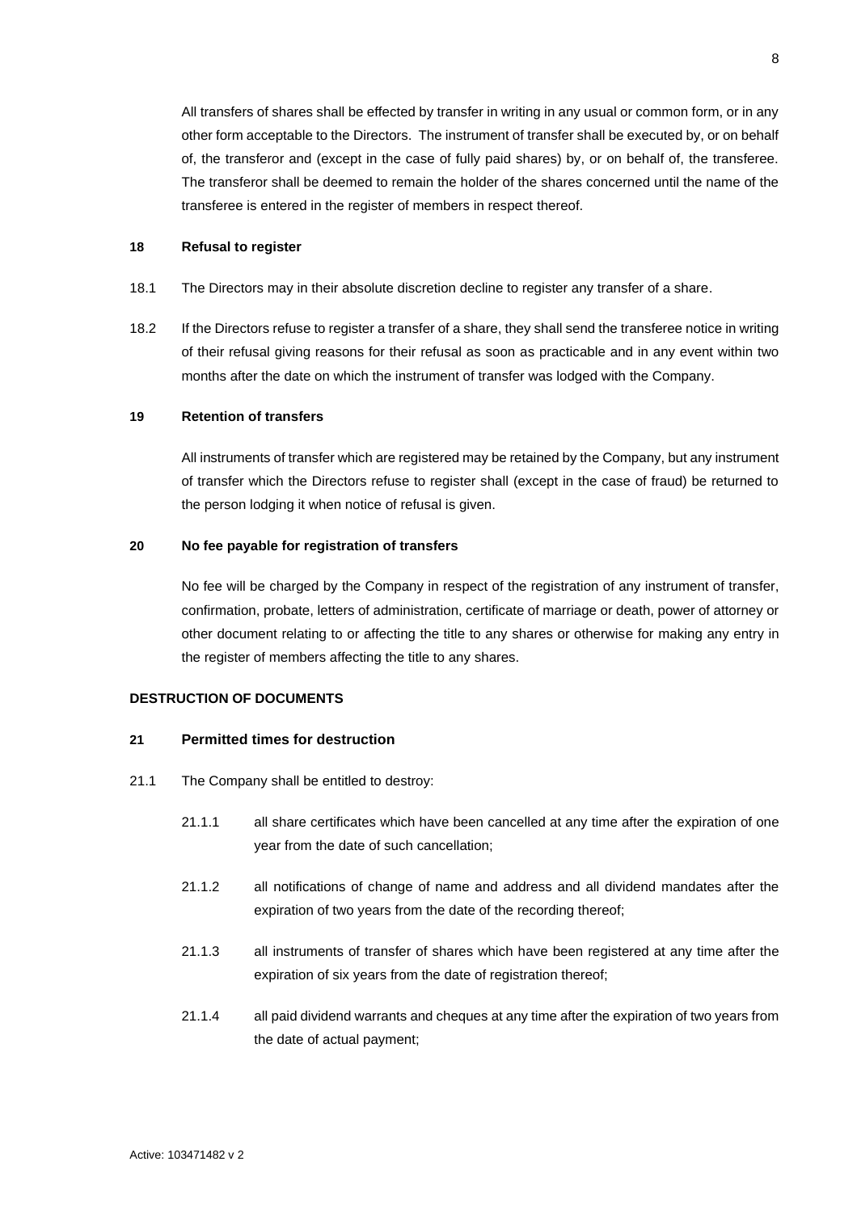All transfers of shares shall be effected by transfer in writing in any usual or common form, or in any other form acceptable to the Directors. The instrument of transfer shall be executed by, or on behalf of, the transferor and (except in the case of fully paid shares) by, or on behalf of, the transferee. The transferor shall be deemed to remain the holder of the shares concerned until the name of the transferee is entered in the register of members in respect thereof.

**18 Refusal to register**

18.1 The Directors may in their absolute discretion decline to register any transfer of a share.

18.2 If the Directors refuse to register a transfer of a share, they shall send the transferee notice in writing of their refusal giving reasons for their refusal as soon as practicable and in any event within two months after the date on which the instrument of transfer was lodged with the Company.

**19 Retention of transfers**

All instruments of transfer which are registered may be retained by the Company, but any instrument of transfer which the Directors refuse to register shall (except in the case of fraud) be returned to the person lodging it when notice of refusal is given.

**20 No fee payable for registration of transfers**

No fee will be charged by the Company in respect of the registration of any instrument of transfer, confirmation, probate, letters of administration, certificate of marriage or death, power of attorney or other document relating to or affecting the title to any shares or otherwise for making any entry in the register of members affecting the title to any shares.

**DESTRUCTION OF DOCUMENTS**

**21 Permitted times for destruction**

21.1 The Company shall be entitled to destroy:

21.1.1 all share certificates which have been cancelled at any time after the expiration of one year from the date of such cancellation;

21.1.2 all notifications of change of name and address and all dividend mandates after the expiration of two years from the date of the recording thereof;

21.1.3 all instruments of transfer of shares which have been registered at any time after the expiration of six years from the date of registration thereof;

21.1.4 all paid dividend warrants and cheques at any time after the expiration of two years from the date of actual payment;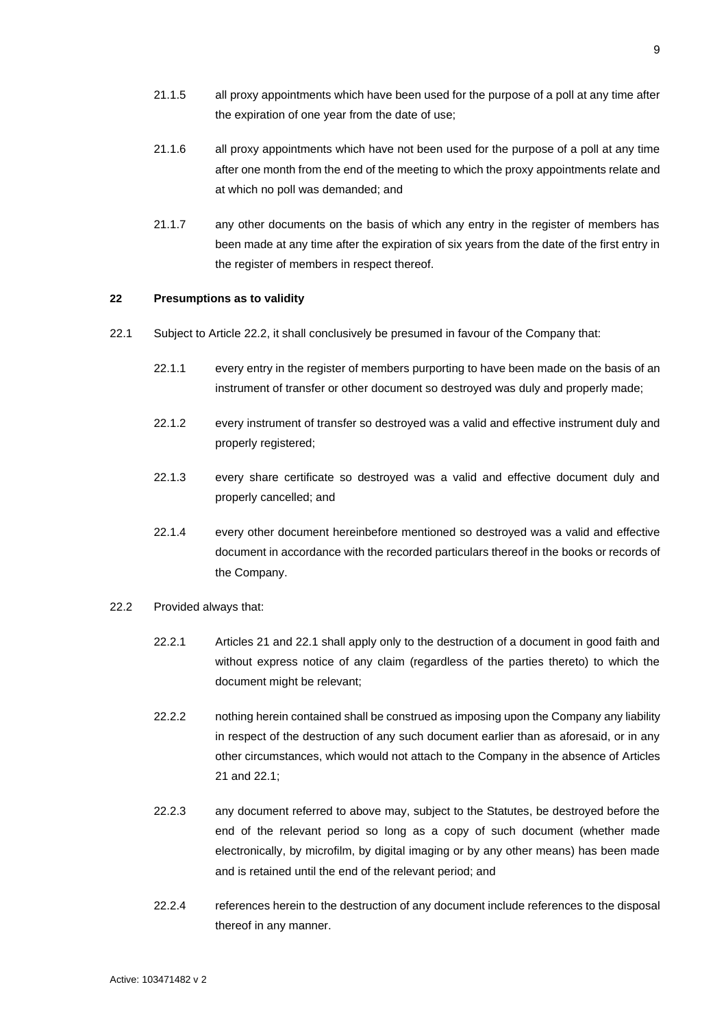21.1.5 all proxy appointments which have been used for the purpose of a poll at any time after the expiration of one year from the date of use;

21.1.6 all proxy appointments which have not been used for the purpose of a poll at any time after one month from the end of the meeting to which the proxy appointments relate and at which no poll was demanded; and

21.1.7 any other documents on the basis of which any entry in the register of members has been made at any time after the expiration of six years from the date of the first entry in the register of members in respect thereof.

**22 Presumptions as to validity**

22.1 Subject to Article 22.2, it shall conclusively be presumed in favour of the Company that:

22.1.1 every entry in the register of members purporting to have been made on the basis of an instrument of transfer or other document so destroyed was duly and properly made;

22.1.2 every instrument of transfer so destroyed was a valid and effective instrument duly and properly registered;

22.1.3 every share certificate so destroyed was a valid and effective document duly and properly cancelled; and

22.1.4 every other document hereinbefore mentioned so destroyed was a valid and effective document in accordance with the recorded particulars thereof in the books or records of the Company.

22.2 Provided always that:

22.2.1 Articles 21 and 22.1 shall apply only to the destruction of a document in good faith and without express notice of any claim (regardless of the parties thereto) to which the document might be relevant;

22.2.2 nothing herein contained shall be construed as imposing upon the Company any liability in respect of the destruction of any such document earlier than as aforesaid, or in any other circumstances, which would not attach to the Company in the absence of Articles 21 and 22.1;

22.2.3 any document referred to above may, subject to the Statutes, be destroyed before the end of the relevant period so long as a copy of such document (whether made electronically, by microfilm, by digital imaging or by any other means) has been made and is retained until the end of the relevant period; and

22.2.4 references herein to the destruction of any document include references to the disposal thereof in any manner.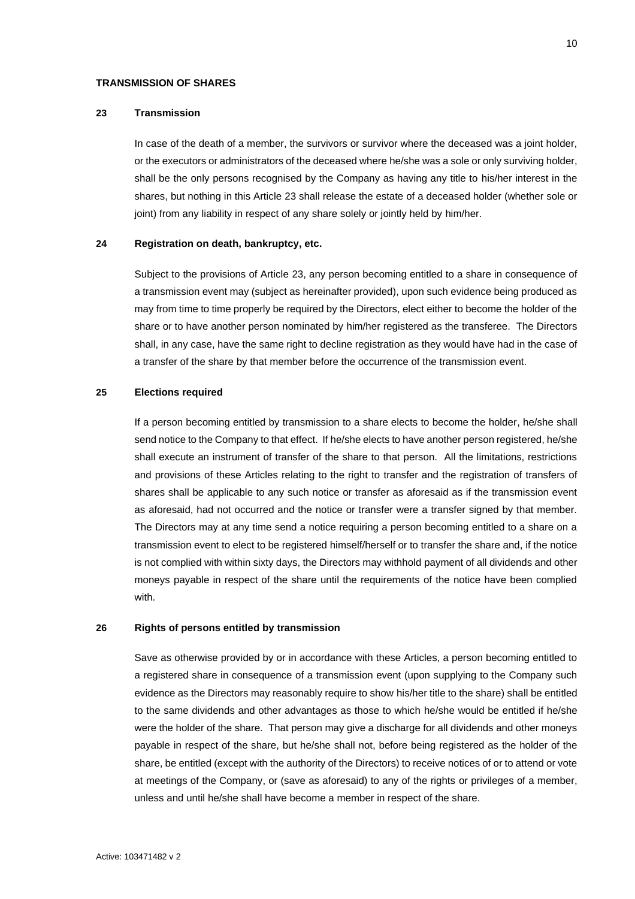**TRANSMISSION OF SHARES**

**23 Transmission**

In case of the death of a member, the survivors or survivor where the deceased was a joint holder, or the executors or administrators of the deceased where he/she was a sole or only surviving holder, shall be the only persons recognised by the Company as having any title to his/her interest in the shares, but nothing in this Article 23 shall release the estate of a deceased holder (whether sole or joint) from any liability in respect of any share solely or jointly held by him/her.

**24 Registration on death, bankruptcy, etc.**

Subject to the provisions of Article 23, any person becoming entitled to a share in consequence of a transmission event may (subject as hereinafter provided), upon such evidence being produced as may from time to time properly be required by the Directors, elect either to become the holder of the share or to have another person nominated by him/her registered as the transferee. The Directors shall, in any case, have the same right to decline registration as they would have had in the case of a transfer of the share by that member before the occurrence of the transmission event.

**25 Elections required**

If a person becoming entitled by transmission to a share elects to become the holder, he/she shall send notice to the Company to that effect. If he/she elects to have another person registered, he/she shall execute an instrument of transfer of the share to that person. All the limitations, restrictions and provisions of these Articles relating to the right to transfer and the registration of transfers of shares shall be applicable to any such notice or transfer as aforesaid as if the transmission event as aforesaid, had not occurred and the notice or transfer were a transfer signed by that member. The Directors may at any time send a notice requiring a person becoming entitled to a share on a transmission event to elect to be registered himself/herself or to transfer the share and, if the notice is not complied with within sixty days, the Directors may withhold payment of all dividends and other moneys payable in respect of the share until the requirements of the notice have been complied with.

**26 Rights of persons entitled by transmission**

Save as otherwise provided by or in accordance with these Articles, a person becoming entitled to a registered share in consequence of a transmission event (upon supplying to the Company such evidence as the Directors may reasonably require to show his/her title to the share) shall be entitled to the same dividends and other advantages as those to which he/she would be entitled if he/she were the holder of the share. That person may give a discharge for all dividends and other moneys payable in respect of the share, but he/she shall not, before being registered as the holder of the share, be entitled (except with the authority of the Directors) to receive notices of or to attend or vote at meetings of the Company, or (save as aforesaid) to any of the rights or privileges of a member, unless and until he/she shall have become a member in respect of the share.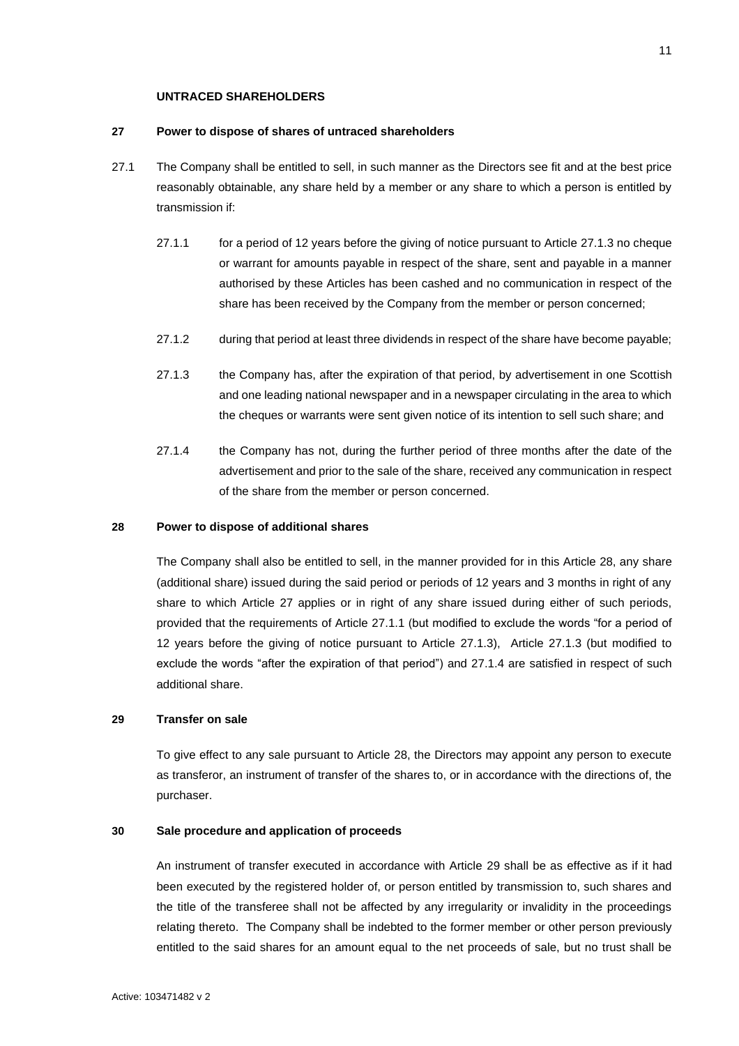## UNTRACED SHAREHOLDERS

### 27 Power to dispose of shares of untraced shareholders

27.1 The Company shall be entitled to sell, in such manner as the Directors see fit and at the best price reasonably obtainable, any share held by a member or any share to which a person is entitled by transmission if:

27.1.1 for a period of 12 years before the giving of notice pursuant to Article 27.1.3 no cheque or warrant for amounts payable in respect of the share, sent and payable in a manner authorised by these Articles has been cashed and no communication in respect of the share has been received by the Company from the member or person concerned;

27.1.2 during that period at least three dividends in respect of the share have become payable;

27.1.3 the Company has, after the expiration of that period, by advertisement in one Scottish and one leading national newspaper and in a newspaper circulating in the area to which the cheques or warrants were sent given notice of its intention to sell such share; and

27.1.4 the Company has not, during the further period of three months after the date of the advertisement and prior to the sale of the share, received any communication in respect of the share from the member or person concerned.

### 28 Power to dispose of additional shares

The Company shall also be entitled to sell, in the manner provided for in this Article 28, any share (additional share) issued during the said period or periods of 12 years and 3 months in right of any share to which Article 27 applies or in right of any share issued during either of such periods, provided that the requirements of Article 27.1.1 (but modified to exclude the words "for a period of 12 years before the giving of notice pursuant to Article 27.1.3), Article 27.1.3 (but modified to exclude the words "after the expiration of that period") and 27.1.4 are satisfied in respect of such additional share.

### 29 Transfer on sale

To give effect to any sale pursuant to Article 28, the Directors may appoint any person to execute as transferor, an instrument of transfer of the shares to, or in accordance with the directions of, the purchaser.

### 30 Sale procedure and application of proceeds

An instrument of transfer executed in accordance with Article 29 shall be as effective as if it had been executed by the registered holder of, or person entitled by transmission to, such shares and the title of the transferee shall not be affected by any irregularity or invalidity in the proceedings relating thereto. The Company shall be indebted to the former member or other person previously entitled to the said shares for an amount equal to the net proceeds of sale, but no trust shall be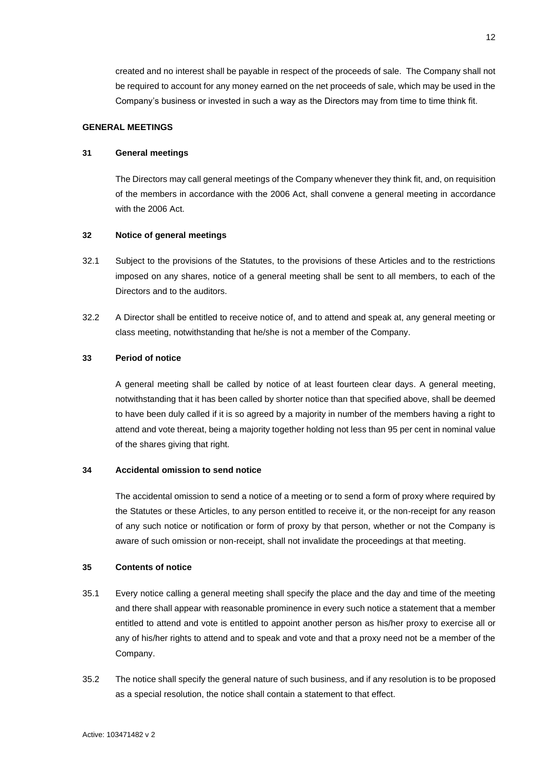created and no interest shall be payable in respect of the proceeds of sale. The Company shall not be required to account for any money earned on the net proceeds of sale, which may be used in the Company's business or invested in such a way as the Directors may from time to time think fit.

## GENERAL MEETINGS

### 31 General meetings

The Directors may call general meetings of the Company whenever they think fit, and, on requisition of the members in accordance with the 2006 Act, shall convene a general meeting in accordance with the 2006 Act.

### 32 Notice of general meetings

32.1 Subject to the provisions of the Statutes, to the provisions of these Articles and to the restrictions imposed on any shares, notice of a general meeting shall be sent to all members, to each of the Directors and to the auditors.

32.2 A Director shall be entitled to receive notice of, and to attend and speak at, any general meeting or class meeting, notwithstanding that he/she is not a member of the Company.

### 33 Period of notice

A general meeting shall be called by notice of at least fourteen clear days. A general meeting, notwithstanding that it has been called by shorter notice than that specified above, shall be deemed to have been duly called if it is so agreed by a majority in number of the members having a right to attend and vote thereat, being a majority together holding not less than 95 per cent in nominal value of the shares giving that right.

### 34 Accidental omission to send notice

The accidental omission to send a notice of a meeting or to send a form of proxy where required by the Statutes or these Articles, to any person entitled to receive it, or the non-receipt for any reason of any such notice or notification or form of proxy by that person, whether or not the Company is aware of such omission or non-receipt, shall not invalidate the proceedings at that meeting.

### 35 Contents of notice

35.1 Every notice calling a general meeting shall specify the place and the day and time of the meeting and there shall appear with reasonable prominence in every such notice a statement that a member entitled to attend and vote is entitled to appoint another person as his/her proxy to exercise all or any of his/her rights to attend and to speak and vote and that a proxy need not be a member of the Company.

35.2 The notice shall specify the general nature of such business, and if any resolution is to be proposed as a special resolution, the notice shall contain a statement to that effect.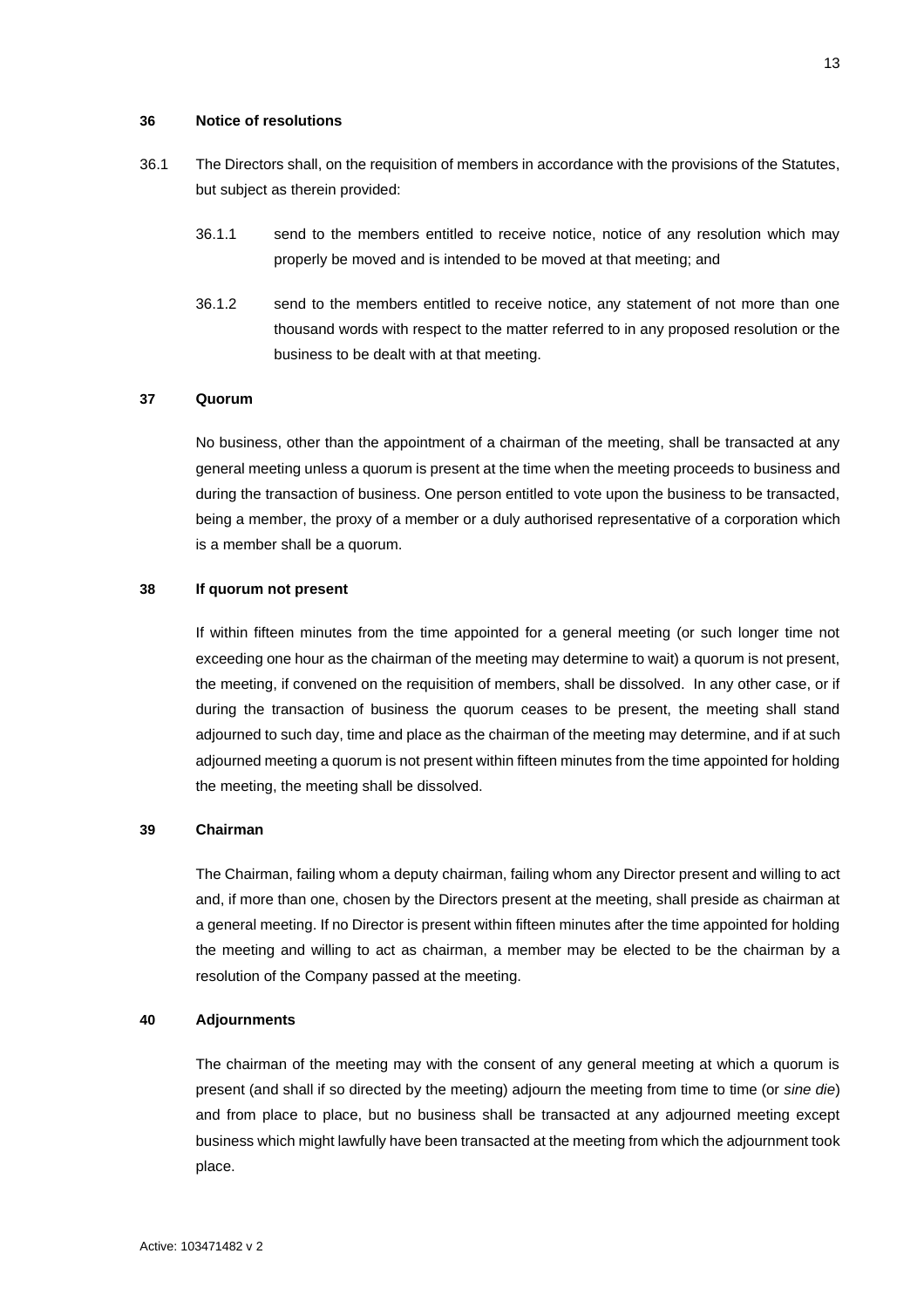## 36 Notice of resolutions

36.1 The Directors shall, on the requisition of members in accordance with the provisions of the Statutes, but subject as therein provided:

36.1.1 send to the members entitled to receive notice, notice of any resolution which may properly be moved and is intended to be moved at that meeting; and

36.1.2 send to the members entitled to receive notice, any statement of not more than one thousand words with respect to the matter referred to in any proposed resolution or the business to be dealt with at that meeting.

## 37 Quorum

No business, other than the appointment of a chairman of the meeting, shall be transacted at any general meeting unless a quorum is present at the time when the meeting proceeds to business and during the transaction of business. One person entitled to vote upon the business to be transacted, being a member, the proxy of a member or a duly authorised representative of a corporation which is a member shall be a quorum.

## 38 If quorum not present

If within fifteen minutes from the time appointed for a general meeting (or such longer time not exceeding one hour as the chairman of the meeting may determine to wait) a quorum is not present, the meeting, if convened on the requisition of members, shall be dissolved. In any other case, or if during the transaction of business the quorum ceases to be present, the meeting shall stand adjourned to such day, time and place as the chairman of the meeting may determine, and if at such adjourned meeting a quorum is not present within fifteen minutes from the time appointed for holding the meeting, the meeting shall be dissolved.

## 39 Chairman

The Chairman, failing whom a deputy chairman, failing whom any Director present and willing to act and, if more than one, chosen by the Directors present at the meeting, shall preside as chairman at a general meeting. If no Director is present within fifteen minutes after the time appointed for holding the meeting and willing to act as chairman, a member may be elected to be the chairman by a resolution of the Company passed at the meeting.

## 40 Adjournments

The chairman of the meeting may with the consent of any general meeting at which a quorum is present (and shall if so directed by the meeting) adjourn the meeting from time to time (or *sine die*) and from place to place, but no business shall be transacted at any adjourned meeting except business which might lawfully have been transacted at the meeting from which the adjournment took place.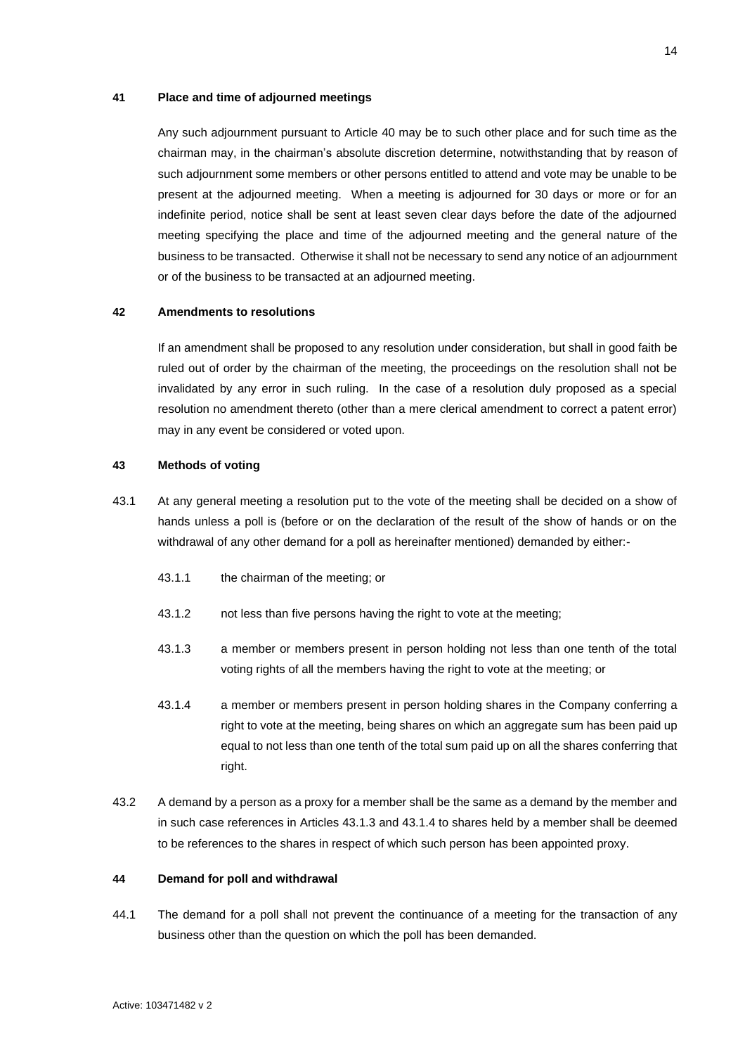**41 Place and time of adjourned meetings**

Any such adjournment pursuant to Article 40 may be to such other place and for such time as the chairman may, in the chairman's absolute discretion determine, notwithstanding that by reason of such adjournment some members or other persons entitled to attend and vote may be unable to be present at the adjourned meeting. When a meeting is adjourned for 30 days or more or for an indefinite period, notice shall be sent at least seven clear days before the date of the adjourned meeting specifying the place and time of the adjourned meeting and the general nature of the business to be transacted. Otherwise it shall not be necessary to send any notice of an adjournment or of the business to be transacted at an adjourned meeting.

**42 Amendments to resolutions**

If an amendment shall be proposed to any resolution under consideration, but shall in good faith be ruled out of order by the chairman of the meeting, the proceedings on the resolution shall not be invalidated by any error in such ruling. In the case of a resolution duly proposed as a special resolution no amendment thereto (other than a mere clerical amendment to correct a patent error) may in any event be considered or voted upon.

**43 Methods of voting**

43.1 At any general meeting a resolution put to the vote of the meeting shall be decided on a show of hands unless a poll is (before or on the declaration of the result of the show of hands or on the withdrawal of any other demand for a poll as hereinafter mentioned) demanded by either:-

43.1.1 the chairman of the meeting; or

43.1.2 not less than five persons having the right to vote at the meeting;

43.1.3 a member or members present in person holding not less than one tenth of the total voting rights of all the members having the right to vote at the meeting; or

43.1.4 a member or members present in person holding shares in the Company conferring a right to vote at the meeting, being shares on which an aggregate sum has been paid up equal to not less than one tenth of the total sum paid up on all the shares conferring that right.

43.2 A demand by a person as a proxy for a member shall be the same as a demand by the member and in such case references in Articles 43.1.3 and 43.1.4 to shares held by a member shall be deemed to be references to the shares in respect of which such person has been appointed proxy.

**44 Demand for poll and withdrawal**

44.1 The demand for a poll shall not prevent the continuance of a meeting for the transaction of any business other than the question on which the poll has been demanded.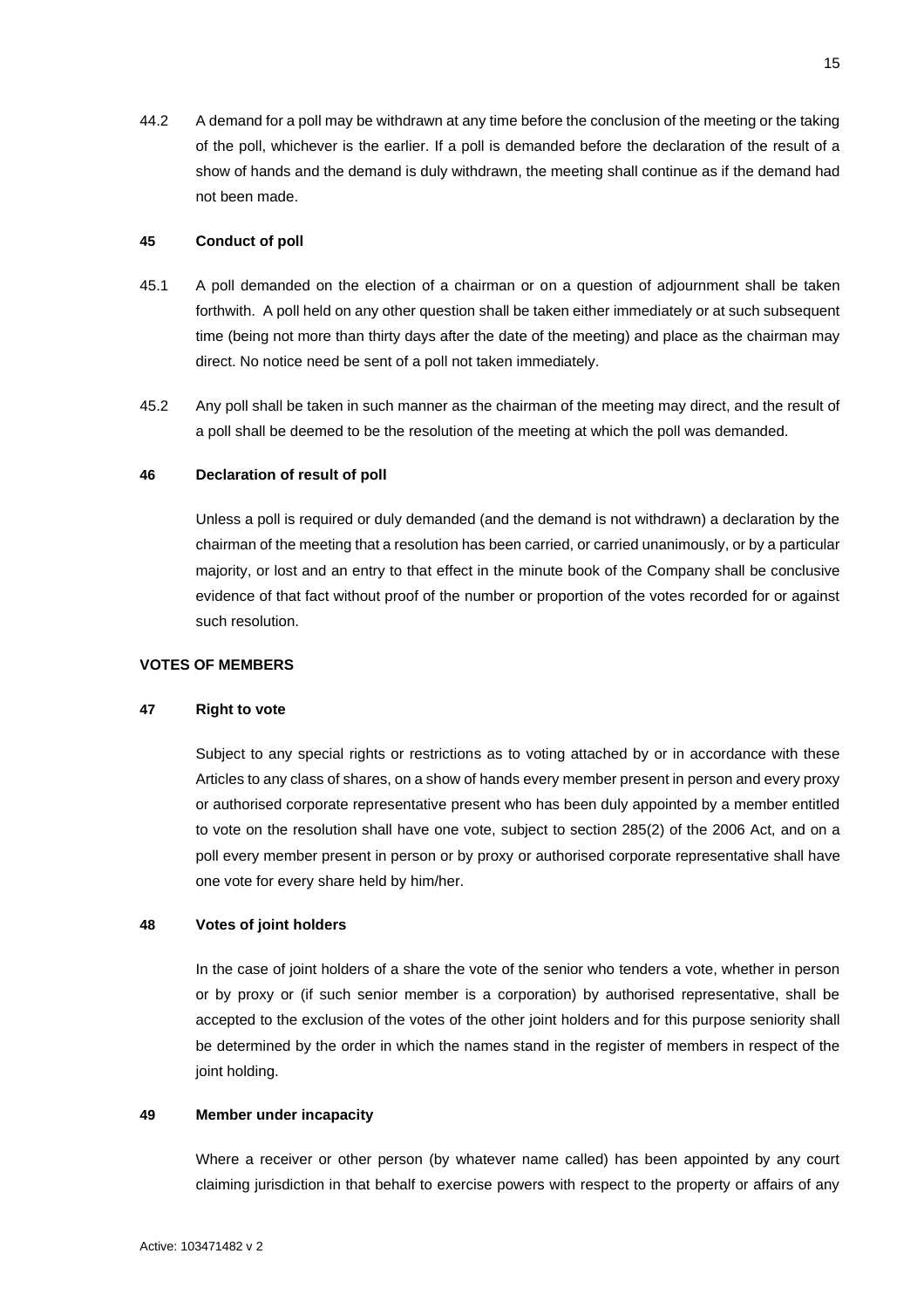44.2 A demand for a poll may be withdrawn at any time before the conclusion of the meeting or the taking of the poll, whichever is the earlier. If a poll is demanded before the declaration of the result of a show of hands and the demand is duly withdrawn, the meeting shall continue as if the demand had not been made.

**45 Conduct of poll**

45.1 A poll demanded on the election of a chairman or on a question of adjournment shall be taken forthwith. A poll held on any other question shall be taken either immediately or at such subsequent time (being not more than thirty days after the date of the meeting) and place as the chairman may direct. No notice need be sent of a poll not taken immediately.

45.2 Any poll shall be taken in such manner as the chairman of the meeting may direct, and the result of a poll shall be deemed to be the resolution of the meeting at which the poll was demanded.

**46 Declaration of result of poll**

Unless a poll is required or duly demanded (and the demand is not withdrawn) a declaration by the chairman of the meeting that a resolution has been carried, or carried unanimously, or by a particular majority, or lost and an entry to that effect in the minute book of the Company shall be conclusive evidence of that fact without proof of the number or proportion of the votes recorded for or against such resolution.

**VOTES OF MEMBERS**

**47 Right to vote**

Subject to any special rights or restrictions as to voting attached by or in accordance with these Articles to any class of shares, on a show of hands every member present in person and every proxy or authorised corporate representative present who has been duly appointed by a member entitled to vote on the resolution shall have one vote, subject to section 285(2) of the 2006 Act, and on a poll every member present in person or by proxy or authorised corporate representative shall have one vote for every share held by him/her.

**48 Votes of joint holders**

In the case of joint holders of a share the vote of the senior who tenders a vote, whether in person or by proxy or (if such senior member is a corporation) by authorised representative, shall be accepted to the exclusion of the votes of the other joint holders and for this purpose seniority shall be determined by the order in which the names stand in the register of members in respect of the joint holding.

**49 Member under incapacity**

Where a receiver or other person (by whatever name called) has been appointed by any court claiming jurisdiction in that behalf to exercise powers with respect to the property or affairs of any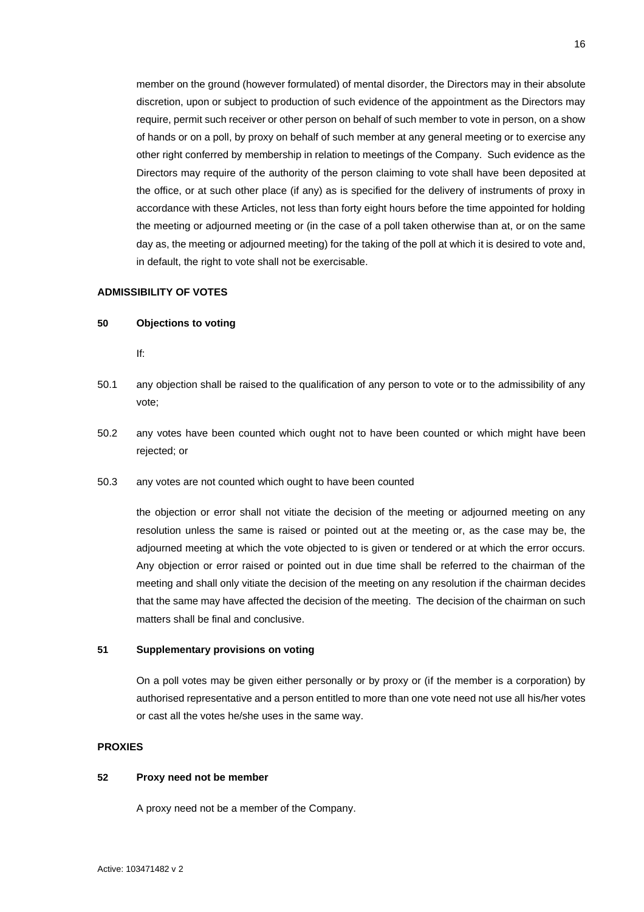member on the ground (however formulated) of mental disorder, the Directors may in their absolute discretion, upon or subject to production of such evidence of the appointment as the Directors may require, permit such receiver or other person on behalf of such member to vote in person, on a show of hands or on a poll, by proxy on behalf of such member at any general meeting or to exercise any other right conferred by membership in relation to meetings of the Company. Such evidence as the Directors may require of the authority of the person claiming to vote shall have been deposited at the office, or at such other place (if any) as is specified for the delivery of instruments of proxy in accordance with these Articles, not less than forty eight hours before the time appointed for holding the meeting or adjourned meeting or (in the case of a poll taken otherwise than at, or on the same day as, the meeting or adjourned meeting) for the taking of the poll at which it is desired to vote and, in default, the right to vote shall not be exercisable.

## ADMISSIBILITY OF VOTES

### 50 Objections to voting

If:

50.1 any objection shall be raised to the qualification of any person to vote or to the admissibility of any vote;

50.2 any votes have been counted which ought not to have been counted or which might have been rejected; or

50.3 any votes are not counted which ought to have been counted

the objection or error shall not vitiate the decision of the meeting or adjourned meeting on any resolution unless the same is raised or pointed out at the meeting or, as the case may be, the adjourned meeting at which the vote objected to is given or tendered or at which the error occurs. Any objection or error raised or pointed out in due time shall be referred to the chairman of the meeting and shall only vitiate the decision of the meeting on any resolution if the chairman decides that the same may have affected the decision of the meeting. The decision of the chairman on such matters shall be final and conclusive.

### 51 Supplementary provisions on voting

On a poll votes may be given either personally or by proxy or (if the member is a corporation) by authorised representative and a person entitled to more than one vote need not use all his/her votes or cast all the votes he/she uses in the same way.

## PROXIES

### 52 Proxy need not be member

A proxy need not be a member of the Company.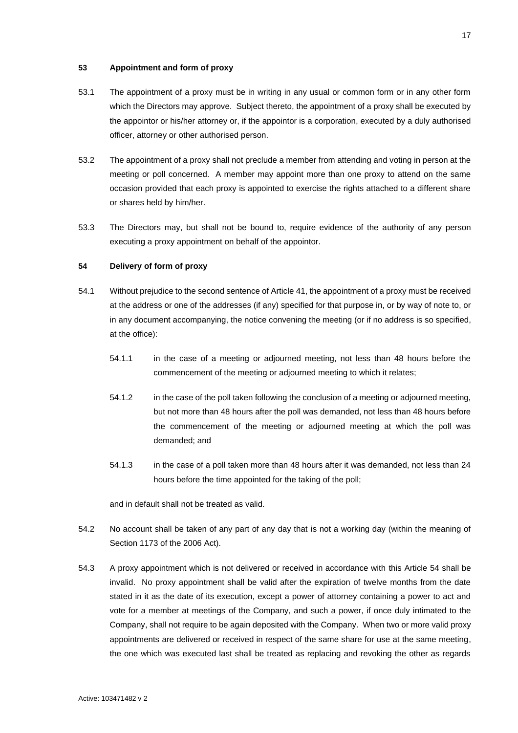### 53 Appointment and form of proxy

53.1 The appointment of a proxy must be in writing in any usual or common form or in any other form which the Directors may approve. Subject thereto, the appointment of a proxy shall be executed by the appointor or his/her attorney or, if the appointor is a corporation, executed by a duly authorised officer, attorney or other authorised person.

53.2 The appointment of a proxy shall not preclude a member from attending and voting in person at the meeting or poll concerned. A member may appoint more than one proxy to attend on the same occasion provided that each proxy is appointed to exercise the rights attached to a different share or shares held by him/her.

53.3 The Directors may, but shall not be bound to, require evidence of the authority of any person executing a proxy appointment on behalf of the appointor.

### 54 Delivery of form of proxy

54.1 Without prejudice to the second sentence of Article 41, the appointment of a proxy must be received at the address or one of the addresses (if any) specified for that purpose in, or by way of note to, or in any document accompanying, the notice convening the meeting (or if no address is so specified, at the office):

54.1.1 in the case of a meeting or adjourned meeting, not less than 48 hours before the commencement of the meeting or adjourned meeting to which it relates;

54.1.2 in the case of the poll taken following the conclusion of a meeting or adjourned meeting, but not more than 48 hours after the poll was demanded, not less than 48 hours before the commencement of the meeting or adjourned meeting at which the poll was demanded; and

54.1.3 in the case of a poll taken more than 48 hours after it was demanded, not less than 24 hours before the time appointed for the taking of the poll;

and in default shall not be treated as valid.

54.2 No account shall be taken of any part of any day that is not a working day (within the meaning of Section 1173 of the 2006 Act).

54.3 A proxy appointment which is not delivered or received in accordance with this Article 54 shall be invalid. No proxy appointment shall be valid after the expiration of twelve months from the date stated in it as the date of its execution, except a power of attorney containing a power to act and vote for a member at meetings of the Company, and such a power, if once duly intimated to the Company, shall not require to be again deposited with the Company. When two or more valid proxy appointments are delivered or received in respect of the same share for use at the same meeting, the one which was executed last shall be treated as replacing and revoking the other as regards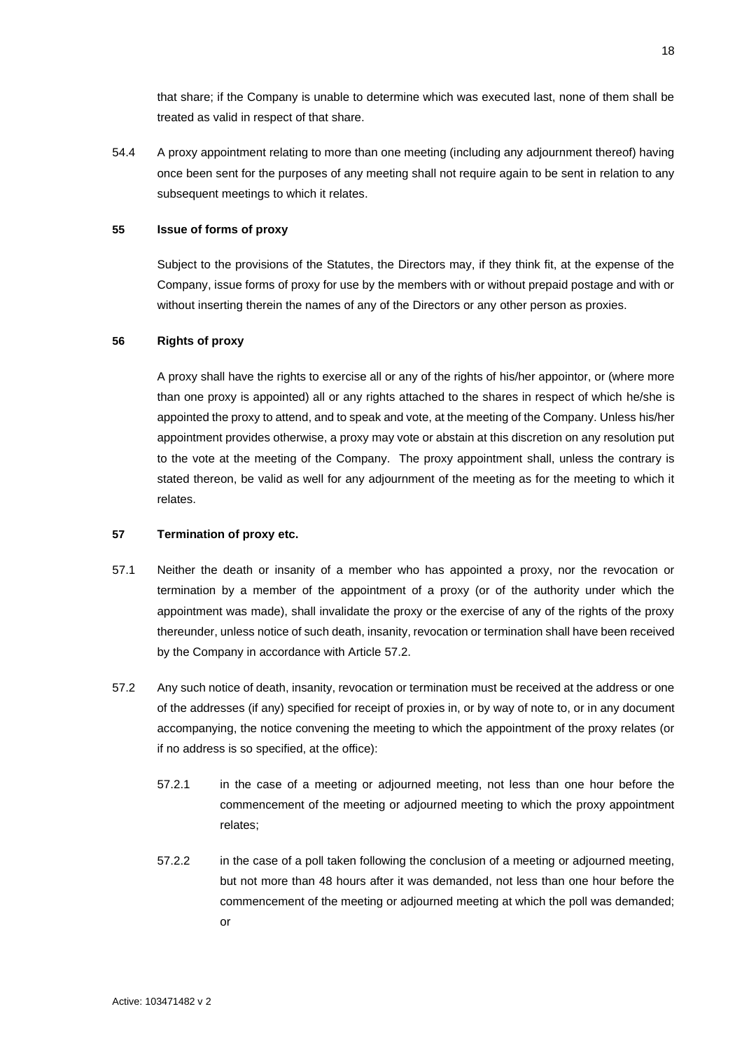that share; if the Company is unable to determine which was executed last, none of them shall be treated as valid in respect of that share.

54.4 A proxy appointment relating to more than one meeting (including any adjournment thereof) having once been sent for the purposes of any meeting shall not require again to be sent in relation to any subsequent meetings to which it relates.

**55 Issue of forms of proxy**

Subject to the provisions of the Statutes, the Directors may, if they think fit, at the expense of the Company, issue forms of proxy for use by the members with or without prepaid postage and with or without inserting therein the names of any of the Directors or any other person as proxies.

**56 Rights of proxy**

A proxy shall have the rights to exercise all or any of the rights of his/her appointor, or (where more than one proxy is appointed) all or any rights attached to the shares in respect of which he/she is appointed the proxy to attend, and to speak and vote, at the meeting of the Company. Unless his/her appointment provides otherwise, a proxy may vote or abstain at this discretion on any resolution put to the vote at the meeting of the Company. The proxy appointment shall, unless the contrary is stated thereon, be valid as well for any adjournment of the meeting as for the meeting to which it relates.

**57 Termination of proxy etc.**

57.1 Neither the death or insanity of a member who has appointed a proxy, nor the revocation or termination by a member of the appointment of a proxy (or of the authority under which the appointment was made), shall invalidate the proxy or the exercise of any of the rights of the proxy thereunder, unless notice of such death, insanity, revocation or termination shall have been received by the Company in accordance with Article 57.2.

57.2 Any such notice of death, insanity, revocation or termination must be received at the address or one of the addresses (if any) specified for receipt of proxies in, or by way of note to, or in any document accompanying, the notice convening the meeting to which the appointment of the proxy relates (or if no address is so specified, at the office):

57.2.1 in the case of a meeting or adjourned meeting, not less than one hour before the commencement of the meeting or adjourned meeting to which the proxy appointment relates;

57.2.2 in the case of a poll taken following the conclusion of a meeting or adjourned meeting, but not more than 48 hours after it was demanded, not less than one hour before the commencement of the meeting or adjourned meeting at which the poll was demanded; or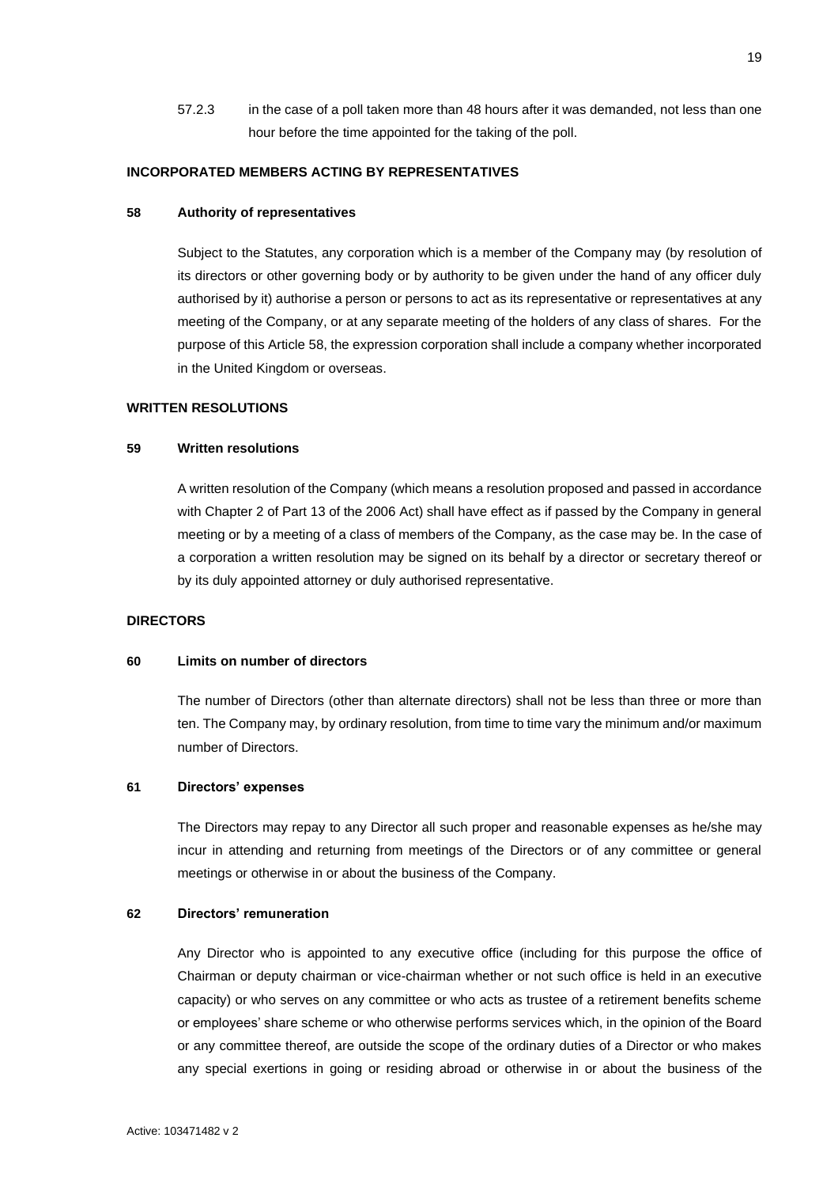57.2.3 in the case of a poll taken more than 48 hours after it was demanded, not less than one hour before the time appointed for the taking of the poll.

## INCORPORATED MEMBERS ACTING BY REPRESENTATIVES

### 58 Authority of representatives

Subject to the Statutes, any corporation which is a member of the Company may (by resolution of its directors or other governing body or by authority to be given under the hand of any officer duly authorised by it) authorise a person or persons to act as its representative or representatives at any meeting of the Company, or at any separate meeting of the holders of any class of shares. For the purpose of this Article 58, the expression corporation shall include a company whether incorporated in the United Kingdom or overseas.

## WRITTEN RESOLUTIONS

### 59 Written resolutions

A written resolution of the Company (which means a resolution proposed and passed in accordance with Chapter 2 of Part 13 of the 2006 Act) shall have effect as if passed by the Company in general meeting or by a meeting of a class of members of the Company, as the case may be. In the case of a corporation a written resolution may be signed on its behalf by a director or secretary thereof or by its duly appointed attorney or duly authorised representative.

## DIRECTORS

### 60 Limits on number of directors

The number of Directors (other than alternate directors) shall not be less than three or more than ten. The Company may, by ordinary resolution, from time to time vary the minimum and/or maximum number of Directors.

### 61 Directors' expenses

The Directors may repay to any Director all such proper and reasonable expenses as he/she may incur in attending and returning from meetings of the Directors or of any committee or general meetings or otherwise in or about the business of the Company.

### 62 Directors' remuneration

Any Director who is appointed to any executive office (including for this purpose the office of Chairman or deputy chairman or vice-chairman whether or not such office is held in an executive capacity) or who serves on any committee or who acts as trustee of a retirement benefits scheme or employees' share scheme or who otherwise performs services which, in the opinion of the Board or any committee thereof, are outside the scope of the ordinary duties of a Director or who makes any special exertions in going or residing abroad or otherwise in or about the business of the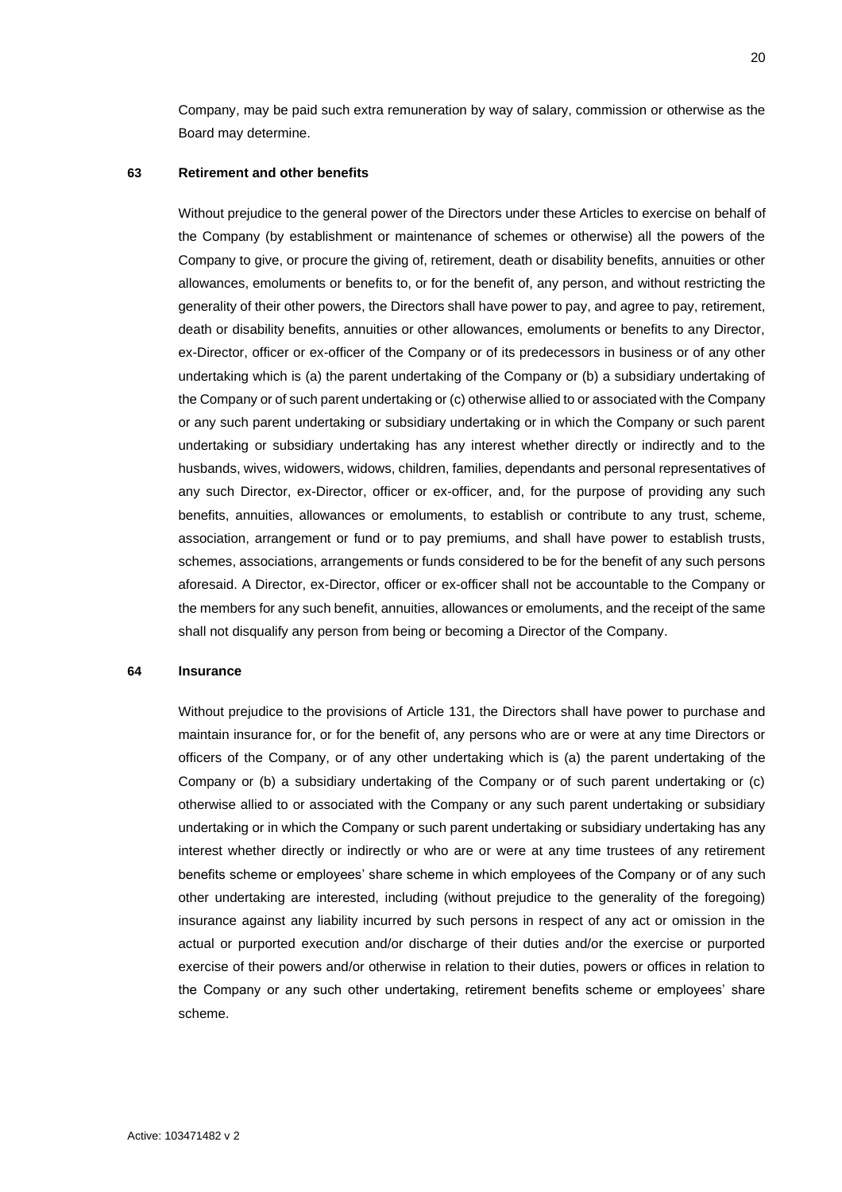Company, may be paid such extra remuneration by way of salary, commission or otherwise as the Board may determine.

**63 Retirement and other benefits**

Without prejudice to the general power of the Directors under these Articles to exercise on behalf of the Company (by establishment or maintenance of schemes or otherwise) all the powers of the Company to give, or procure the giving of, retirement, death or disability benefits, annuities or other allowances, emoluments or benefits to, or for the benefit of, any person, and without restricting the generality of their other powers, the Directors shall have power to pay, and agree to pay, retirement, death or disability benefits, annuities or other allowances, emoluments or benefits to any Director, ex-Director, officer or ex-officer of the Company or of its predecessors in business or of any other undertaking which is (a) the parent undertaking of the Company or (b) a subsidiary undertaking of the Company or of such parent undertaking or (c) otherwise allied to or associated with the Company or any such parent undertaking or subsidiary undertaking or in which the Company or such parent undertaking or subsidiary undertaking has any interest whether directly or indirectly and to the husbands, wives, widowers, widows, children, families, dependants and personal representatives of any such Director, ex-Director, officer or ex-officer, and, for the purpose of providing any such benefits, annuities, allowances or emoluments, to establish or contribute to any trust, scheme, association, arrangement or fund or to pay premiums, and shall have power to establish trusts, schemes, associations, arrangements or funds considered to be for the benefit of any such persons aforesaid. A Director, ex-Director, officer or ex-officer shall not be accountable to the Company or the members for any such benefit, annuities, allowances or emoluments, and the receipt of the same shall not disqualify any person from being or becoming a Director of the Company.

**64 Insurance**

Without prejudice to the provisions of Article 131, the Directors shall have power to purchase and maintain insurance for, or for the benefit of, any persons who are or were at any time Directors or officers of the Company, or of any other undertaking which is (a) the parent undertaking of the Company or (b) a subsidiary undertaking of the Company or of such parent undertaking or (c) otherwise allied to or associated with the Company or any such parent undertaking or subsidiary undertaking or in which the Company or such parent undertaking or subsidiary undertaking has any interest whether directly or indirectly or who are or were at any time trustees of any retirement benefits scheme or employees' share scheme in which employees of the Company or of any such other undertaking are interested, including (without prejudice to the generality of the foregoing) insurance against any liability incurred by such persons in respect of any act or omission in the actual or purported execution and/or discharge of their duties and/or the exercise or purported exercise of their powers and/or otherwise in relation to their duties, powers or offices in relation to the Company or any such other undertaking, retirement benefits scheme or employees' share scheme.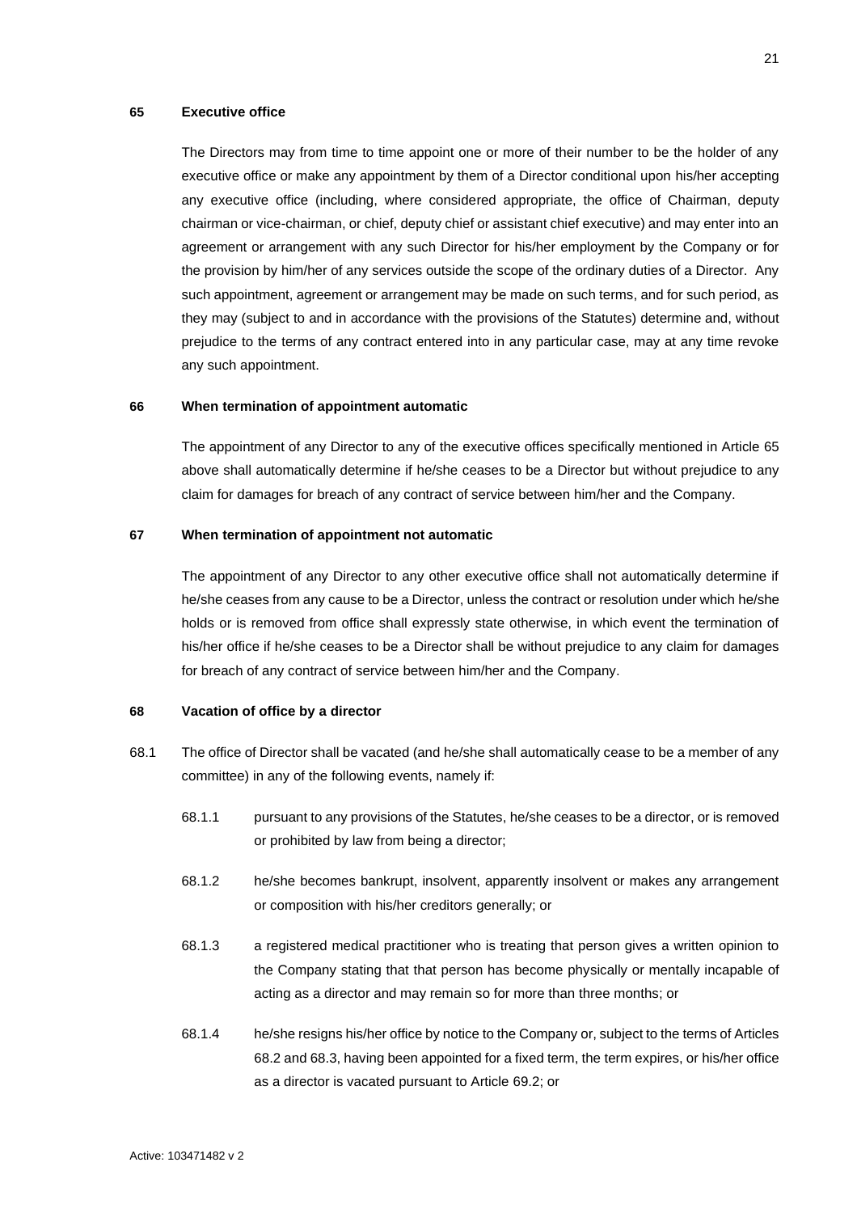## 65 Executive office

The Directors may from time to time appoint one or more of their number to be the holder of any executive office or make any appointment by them of a Director conditional upon his/her accepting any executive office (including, where considered appropriate, the office of Chairman, deputy chairman or vice-chairman, or chief, deputy chief or assistant chief executive) and may enter into an agreement or arrangement with any such Director for his/her employment by the Company or for the provision by him/her of any services outside the scope of the ordinary duties of a Director. Any such appointment, agreement or arrangement may be made on such terms, and for such period, as they may (subject to and in accordance with the provisions of the Statutes) determine and, without prejudice to the terms of any contract entered into in any particular case, may at any time revoke any such appointment.

## 66 When termination of appointment automatic

The appointment of any Director to any of the executive offices specifically mentioned in Article 65 above shall automatically determine if he/she ceases to be a Director but without prejudice to any claim for damages for breach of any contract of service between him/her and the Company.

## 67 When termination of appointment not automatic

The appointment of any Director to any other executive office shall not automatically determine if he/she ceases from any cause to be a Director, unless the contract or resolution under which he/she holds or is removed from office shall expressly state otherwise, in which event the termination of his/her office if he/she ceases to be a Director shall be without prejudice to any claim for damages for breach of any contract of service between him/her and the Company.

## 68 Vacation of office by a director

68.1 The office of Director shall be vacated (and he/she shall automatically cease to be a member of any committee) in any of the following events, namely if:

68.1.1 pursuant to any provisions of the Statutes, he/she ceases to be a director, or is removed or prohibited by law from being a director;

68.1.2 he/she becomes bankrupt, insolvent, apparently insolvent or makes any arrangement or composition with his/her creditors generally; or

68.1.3 a registered medical practitioner who is treating that person gives a written opinion to the Company stating that that person has become physically or mentally incapable of acting as a director and may remain so for more than three months; or

68.1.4 he/she resigns his/her office by notice to the Company or, subject to the terms of Articles 68.2 and 68.3, having been appointed for a fixed term, the term expires, or his/her office as a director is vacated pursuant to Article 69.2; or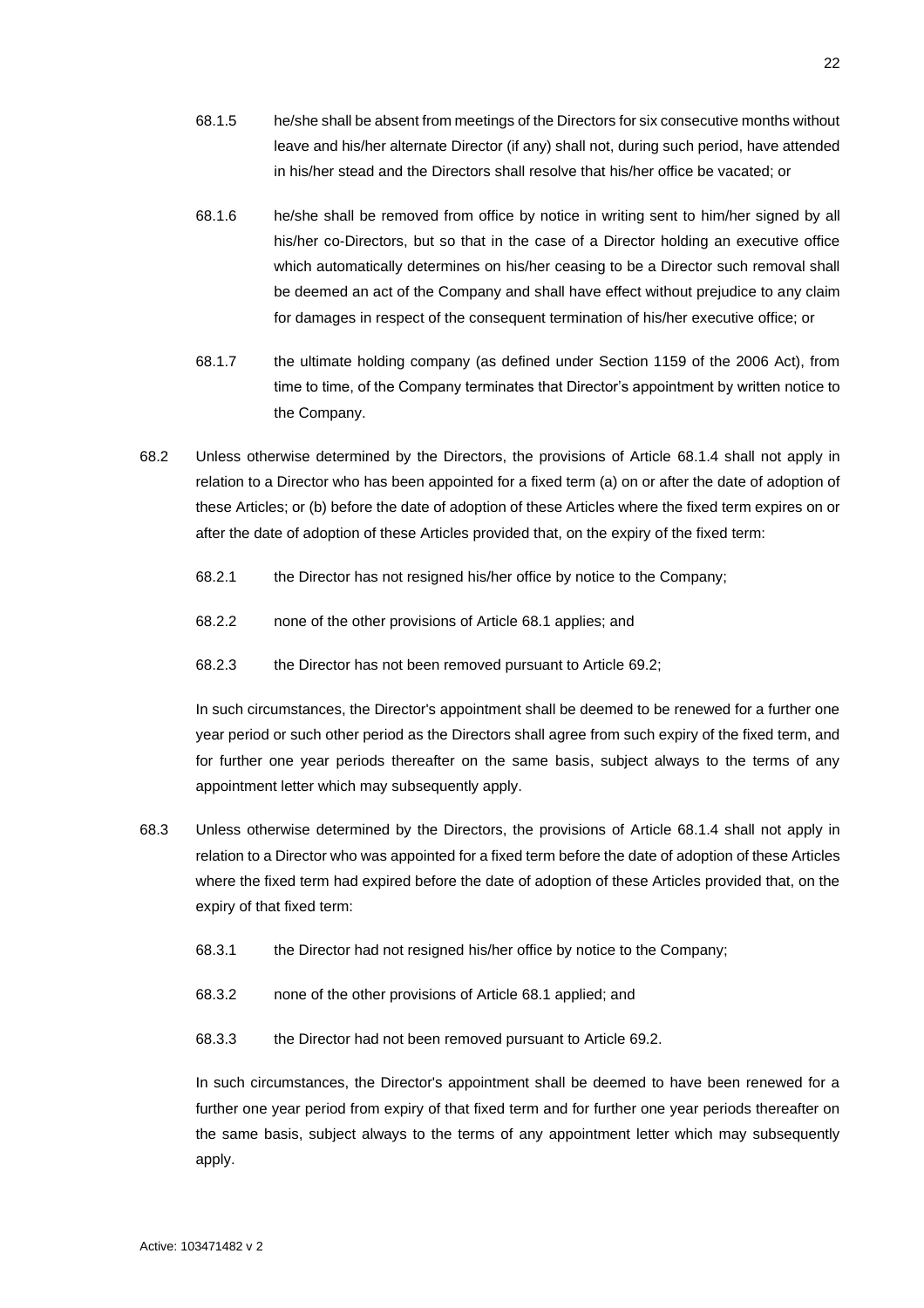68.1.5 he/she shall be absent from meetings of the Directors for six consecutive months without leave and his/her alternate Director (if any) shall not, during such period, have attended in his/her stead and the Directors shall resolve that his/her office be vacated; or

68.1.6 he/she shall be removed from office by notice in writing sent to him/her signed by all his/her co-Directors, but so that in the case of a Director holding an executive office which automatically determines on his/her ceasing to be a Director such removal shall be deemed an act of the Company and shall have effect without prejudice to any claim for damages in respect of the consequent termination of his/her executive office; or

68.1.7 the ultimate holding company (as defined under Section 1159 of the 2006 Act), from time to time, of the Company terminates that Director's appointment by written notice to the Company.

68.2 Unless otherwise determined by the Directors, the provisions of Article 68.1.4 shall not apply in relation to a Director who has been appointed for a fixed term (a) on or after the date of adoption of these Articles; or (b) before the date of adoption of these Articles where the fixed term expires on or after the date of adoption of these Articles provided that, on the expiry of the fixed term:

68.2.1 the Director has not resigned his/her office by notice to the Company;

68.2.2 none of the other provisions of Article 68.1 applies; and

68.2.3 the Director has not been removed pursuant to Article 69.2;

In such circumstances, the Director's appointment shall be deemed to be renewed for a further one year period or such other period as the Directors shall agree from such expiry of the fixed term, and for further one year periods thereafter on the same basis, subject always to the terms of any appointment letter which may subsequently apply.

68.3 Unless otherwise determined by the Directors, the provisions of Article 68.1.4 shall not apply in relation to a Director who was appointed for a fixed term before the date of adoption of these Articles where the fixed term had expired before the date of adoption of these Articles provided that, on the expiry of that fixed term:

68.3.1 the Director had not resigned his/her office by notice to the Company;

68.3.2 none of the other provisions of Article 68.1 applied; and

68.3.3 the Director had not been removed pursuant to Article 69.2.

In such circumstances, the Director's appointment shall be deemed to have been renewed for a further one year period from expiry of that fixed term and for further one year periods thereafter on the same basis, subject always to the terms of any appointment letter which may subsequently apply.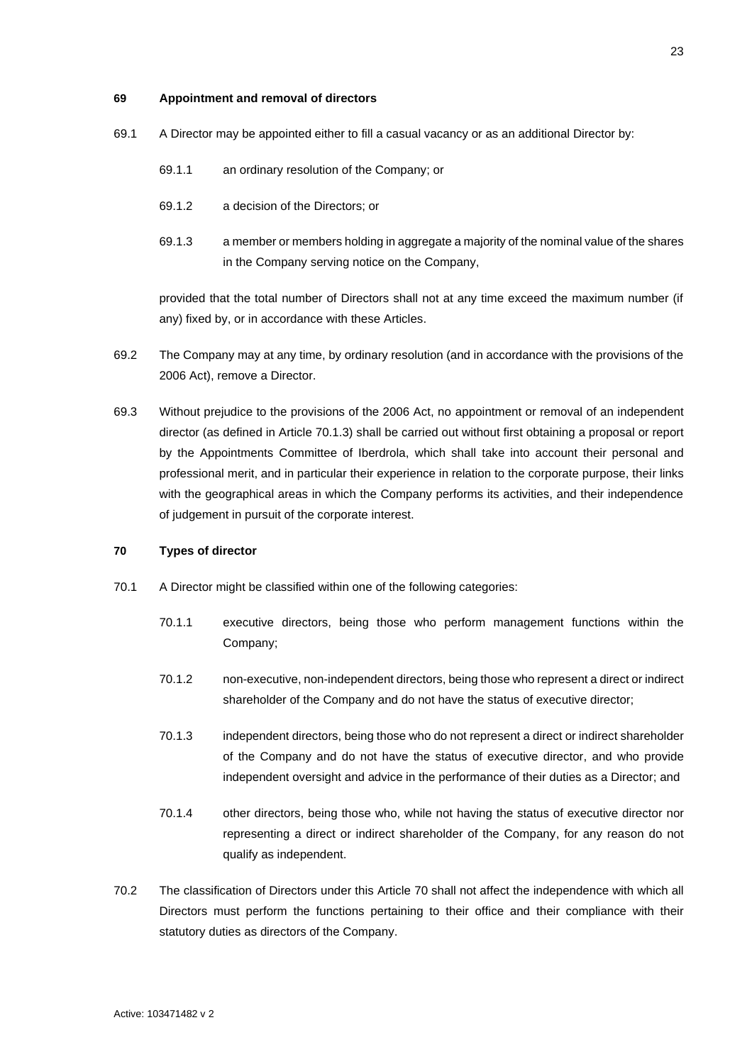## 69 Appointment and removal of directors

69.1 A Director may be appointed either to fill a casual vacancy or as an additional Director by:

69.1.1 an ordinary resolution of the Company; or

69.1.2 a decision of the Directors; or

69.1.3 a member or members holding in aggregate a majority of the nominal value of the shares in the Company serving notice on the Company,

provided that the total number of Directors shall not at any time exceed the maximum number (if any) fixed by, or in accordance with these Articles.

69.2 The Company may at any time, by ordinary resolution (and in accordance with the provisions of the 2006 Act), remove a Director.

69.3 Without prejudice to the provisions of the 2006 Act, no appointment or removal of an independent director (as defined in Article 70.1.3) shall be carried out without first obtaining a proposal or report by the Appointments Committee of Iberdrola, which shall take into account their personal and professional merit, and in particular their experience in relation to the corporate purpose, their links with the geographical areas in which the Company performs its activities, and their independence of judgement in pursuit of the corporate interest.

## 70 Types of director

70.1 A Director might be classified within one of the following categories:

70.1.1 executive directors, being those who perform management functions within the Company;

70.1.2 non-executive, non-independent directors, being those who represent a direct or indirect shareholder of the Company and do not have the status of executive director;

70.1.3 independent directors, being those who do not represent a direct or indirect shareholder of the Company and do not have the status of executive director, and who provide independent oversight and advice in the performance of their duties as a Director; and

70.1.4 other directors, being those who, while not having the status of executive director nor representing a direct or indirect shareholder of the Company, for any reason do not qualify as independent.

70.2 The classification of Directors under this Article 70 shall not affect the independence with which all Directors must perform the functions pertaining to their office and their compliance with their statutory duties as directors of the Company.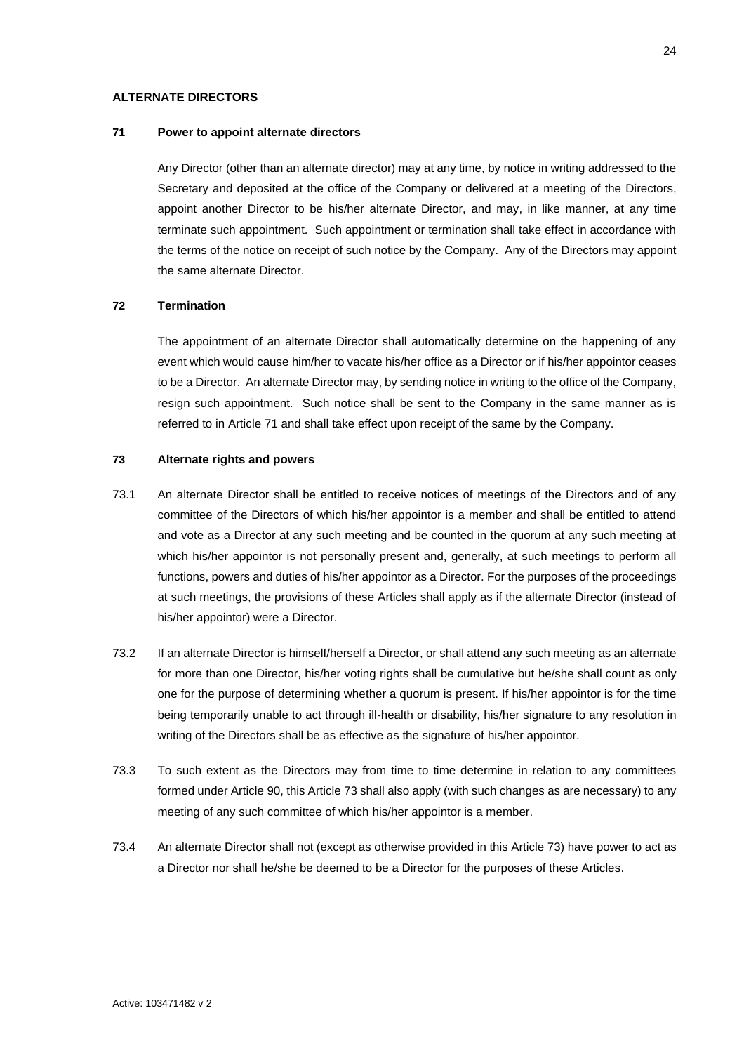## ALTERNATE DIRECTORS

### 71 Power to appoint alternate directors

Any Director (other than an alternate director) may at any time, by notice in writing addressed to the Secretary and deposited at the office of the Company or delivered at a meeting of the Directors, appoint another Director to be his/her alternate Director, and may, in like manner, at any time terminate such appointment. Such appointment or termination shall take effect in accordance with the terms of the notice on receipt of such notice by the Company. Any of the Directors may appoint the same alternate Director.

### 72 Termination

The appointment of an alternate Director shall automatically determine on the happening of any event which would cause him/her to vacate his/her office as a Director or if his/her appointor ceases to be a Director. An alternate Director may, by sending notice in writing to the office of the Company, resign such appointment. Such notice shall be sent to the Company in the same manner as is referred to in Article 71 and shall take effect upon receipt of the same by the Company.

### 73 Alternate rights and powers

73.1 An alternate Director shall be entitled to receive notices of meetings of the Directors and of any committee of the Directors of which his/her appointor is a member and shall be entitled to attend and vote as a Director at any such meeting and be counted in the quorum at any such meeting at which his/her appointor is not personally present and, generally, at such meetings to perform all functions, powers and duties of his/her appointor as a Director. For the purposes of the proceedings at such meetings, the provisions of these Articles shall apply as if the alternate Director (instead of his/her appointor) were a Director.

73.2 If an alternate Director is himself/herself a Director, or shall attend any such meeting as an alternate for more than one Director, his/her voting rights shall be cumulative but he/she shall count as only one for the purpose of determining whether a quorum is present. If his/her appointor is for the time being temporarily unable to act through ill-health or disability, his/her signature to any resolution in writing of the Directors shall be as effective as the signature of his/her appointor.

73.3 To such extent as the Directors may from time to time determine in relation to any committees formed under Article 90, this Article 73 shall also apply (with such changes as are necessary) to any meeting of any such committee of which his/her appointor is a member.

73.4 An alternate Director shall not (except as otherwise provided in this Article 73) have power to act as a Director nor shall he/she be deemed to be a Director for the purposes of these Articles.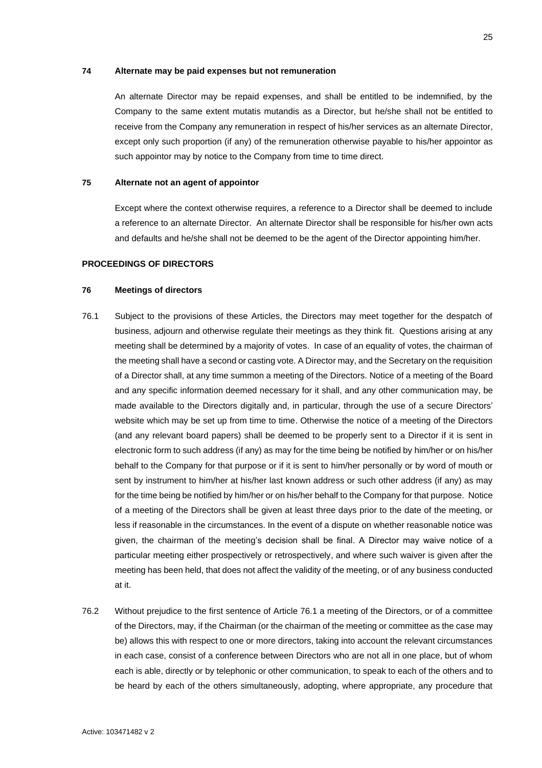### 74 Alternate may be paid expenses but not remuneration

An alternate Director may be repaid expenses, and shall be entitled to be indemnified, by the Company to the same extent mutatis mutandis as a Director, but he/she shall not be entitled to receive from the Company any remuneration in respect of his/her services as an alternate Director, except only such proportion (if any) of the remuneration otherwise payable to his/her appointor as such appointor may by notice to the Company from time to time direct.

### 75 Alternate not an agent of appointor

Except where the context otherwise requires, a reference to a Director shall be deemed to include a reference to an alternate Director. An alternate Director shall be responsible for his/her own acts and defaults and he/she shall not be deemed to be the agent of the Director appointing him/her.

## PROCEEDINGS OF DIRECTORS

### 76 Meetings of directors

76.1 Subject to the provisions of these Articles, the Directors may meet together for the despatch of business, adjourn and otherwise regulate their meetings as they think fit. Questions arising at any meeting shall be determined by a majority of votes. In case of an equality of votes, the chairman of the meeting shall have a second or casting vote. A Director may, and the Secretary on the requisition of a Director shall, at any time summon a meeting of the Directors. Notice of a meeting of the Board and any specific information deemed necessary for it shall, and any other communication may, be made available to the Directors digitally and, in particular, through the use of a secure Directors' website which may be set up from time to time. Otherwise the notice of a meeting of the Directors (and any relevant board papers) shall be deemed to be properly sent to a Director if it is sent in electronic form to such address (if any) as may for the time being be notified by him/her or on his/her behalf to the Company for that purpose or if it is sent to him/her personally or by word of mouth or sent by instrument to him/her at his/her last known address or such other address (if any) as may for the time being be notified by him/her or on his/her behalf to the Company for that purpose. Notice of a meeting of the Directors shall be given at least three days prior to the date of the meeting, or less if reasonable in the circumstances. In the event of a dispute on whether reasonable notice was given, the chairman of the meeting's decision shall be final. A Director may waive notice of a particular meeting either prospectively or retrospectively, and where such waiver is given after the meeting has been held, that does not affect the validity of the meeting, or of any business conducted at it.

76.2 Without prejudice to the first sentence of Article 76.1 a meeting of the Directors, or of a committee of the Directors, may, if the Chairman (or the chairman of the meeting or committee as the case may be) allows this with respect to one or more directors, taking into account the relevant circumstances in each case, consist of a conference between Directors who are not all in one place, but of whom each is able, directly or by telephonic or other communication, to speak to each of the others and to be heard by each of the others simultaneously, adopting, where appropriate, any procedure that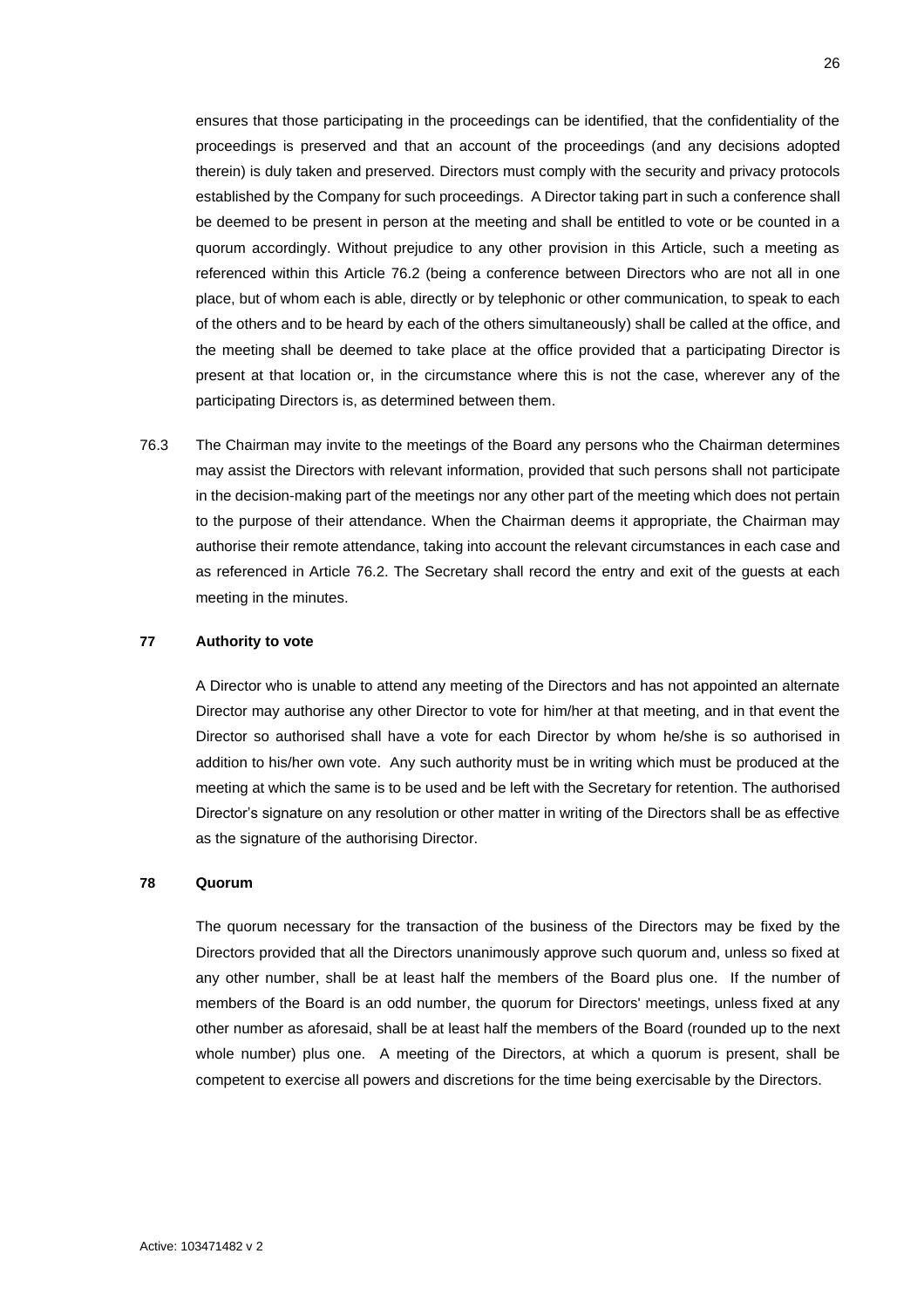ensures that those participating in the proceedings can be identified, that the confidentiality of the proceedings is preserved and that an account of the proceedings (and any decisions adopted therein) is duly taken and preserved. Directors must comply with the security and privacy protocols established by the Company for such proceedings. A Director taking part in such a conference shall be deemed to be present in person at the meeting and shall be entitled to vote or be counted in a quorum accordingly. Without prejudice to any other provision in this Article, such a meeting as referenced within this Article 76.2 (being a conference between Directors who are not all in one place, but of whom each is able, directly or by telephonic or other communication, to speak to each of the others and to be heard by each of the others simultaneously) shall be called at the office, and the meeting shall be deemed to take place at the office provided that a participating Director is present at that location or, in the circumstance where this is not the case, wherever any of the participating Directors is, as determined between them.

76.3 The Chairman may invite to the meetings of the Board any persons who the Chairman determines may assist the Directors with relevant information, provided that such persons shall not participate in the decision-making part of the meetings nor any other part of the meeting which does not pertain to the purpose of their attendance. When the Chairman deems it appropriate, the Chairman may authorise their remote attendance, taking into account the relevant circumstances in each case and as referenced in Article 76.2. The Secretary shall record the entry and exit of the guests at each meeting in the minutes.

**77 Authority to vote**

A Director who is unable to attend any meeting of the Directors and has not appointed an alternate Director may authorise any other Director to vote for him/her at that meeting, and in that event the Director so authorised shall have a vote for each Director by whom he/she is so authorised in addition to his/her own vote. Any such authority must be in writing which must be produced at the meeting at which the same is to be used and be left with the Secretary for retention. The authorised Director's signature on any resolution or other matter in writing of the Directors shall be as effective as the signature of the authorising Director.

**78 Quorum**

The quorum necessary for the transaction of the business of the Directors may be fixed by the Directors provided that all the Directors unanimously approve such quorum and, unless so fixed at any other number, shall be at least half the members of the Board plus one. If the number of members of the Board is an odd number, the quorum for Directors' meetings, unless fixed at any other number as aforesaid, shall be at least half the members of the Board (rounded up to the next whole number) plus one. A meeting of the Directors, at which a quorum is present, shall be competent to exercise all powers and discretions for the time being exercisable by the Directors.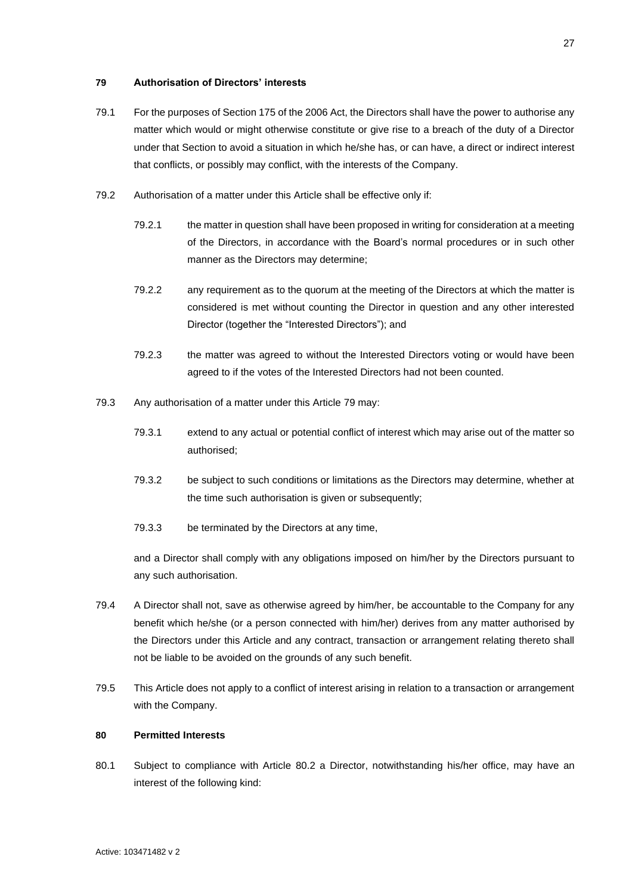**79 Authorisation of Directors' interests**

79.1 For the purposes of Section 175 of the 2006 Act, the Directors shall have the power to authorise any matter which would or might otherwise constitute or give rise to a breach of the duty of a Director under that Section to avoid a situation in which he/she has, or can have, a direct or indirect interest that conflicts, or possibly may conflict, with the interests of the Company.

79.2 Authorisation of a matter under this Article shall be effective only if:

79.2.1 the matter in question shall have been proposed in writing for consideration at a meeting of the Directors, in accordance with the Board's normal procedures or in such other manner as the Directors may determine;

79.2.2 any requirement as to the quorum at the meeting of the Directors at which the matter is considered is met without counting the Director in question and any other interested Director (together the "Interested Directors"); and

79.2.3 the matter was agreed to without the Interested Directors voting or would have been agreed to if the votes of the Interested Directors had not been counted.

79.3 Any authorisation of a matter under this Article 79 may:

79.3.1 extend to any actual or potential conflict of interest which may arise out of the matter so authorised;

79.3.2 be subject to such conditions or limitations as the Directors may determine, whether at the time such authorisation is given or subsequently;

79.3.3 be terminated by the Directors at any time,

and a Director shall comply with any obligations imposed on him/her by the Directors pursuant to any such authorisation.

79.4 A Director shall not, save as otherwise agreed by him/her, be accountable to the Company for any benefit which he/she (or a person connected with him/her) derives from any matter authorised by the Directors under this Article and any contract, transaction or arrangement relating thereto shall not be liable to be avoided on the grounds of any such benefit.

79.5 This Article does not apply to a conflict of interest arising in relation to a transaction or arrangement with the Company.

**80 Permitted Interests**

80.1 Subject to compliance with Article 80.2 a Director, notwithstanding his/her office, may have an interest of the following kind: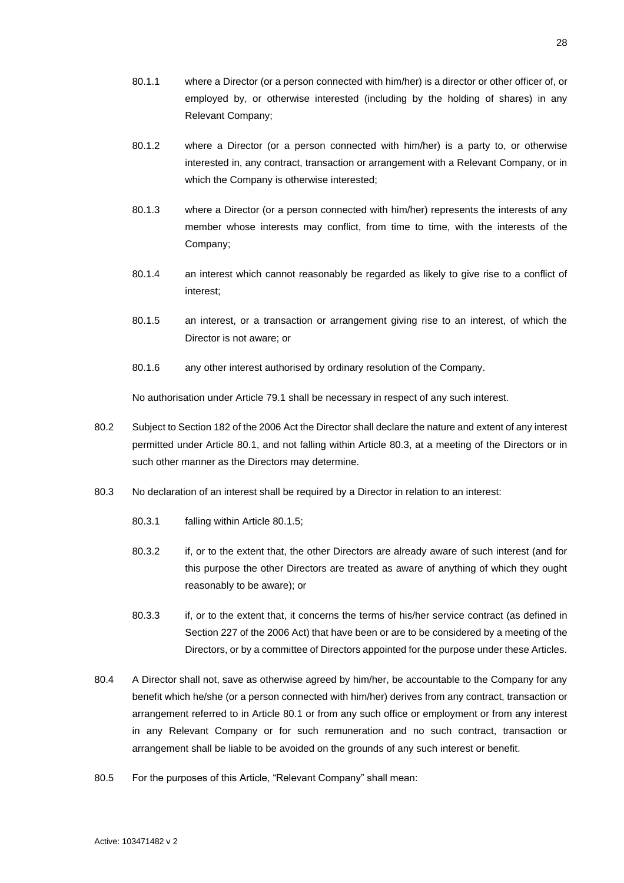80.1.1 where a Director (or a person connected with him/her) is a director or other officer of, or employed by, or otherwise interested (including by the holding of shares) in any Relevant Company;

80.1.2 where a Director (or a person connected with him/her) is a party to, or otherwise interested in, any contract, transaction or arrangement with a Relevant Company, or in which the Company is otherwise interested;

80.1.3 where a Director (or a person connected with him/her) represents the interests of any member whose interests may conflict, from time to time, with the interests of the Company;

80.1.4 an interest which cannot reasonably be regarded as likely to give rise to a conflict of interest;

80.1.5 an interest, or a transaction or arrangement giving rise to an interest, of which the Director is not aware; or

80.1.6 any other interest authorised by ordinary resolution of the Company.

No authorisation under Article 79.1 shall be necessary in respect of any such interest.

80.2 Subject to Section 182 of the 2006 Act the Director shall declare the nature and extent of any interest permitted under Article 80.1, and not falling within Article 80.3, at a meeting of the Directors or in such other manner as the Directors may determine.

80.3 No declaration of an interest shall be required by a Director in relation to an interest:

80.3.1 falling within Article 80.1.5;

80.3.2 if, or to the extent that, the other Directors are already aware of such interest (and for this purpose the other Directors are treated as aware of anything of which they ought reasonably to be aware); or

80.3.3 if, or to the extent that, it concerns the terms of his/her service contract (as defined in Section 227 of the 2006 Act) that have been or are to be considered by a meeting of the Directors, or by a committee of Directors appointed for the purpose under these Articles.

80.4 A Director shall not, save as otherwise agreed by him/her, be accountable to the Company for any benefit which he/she (or a person connected with him/her) derives from any contract, transaction or arrangement referred to in Article 80.1 or from any such office or employment or from any interest in any Relevant Company or for such remuneration and no such contract, transaction or arrangement shall be liable to be avoided on the grounds of any such interest or benefit.

80.5 For the purposes of this Article, "Relevant Company" shall mean: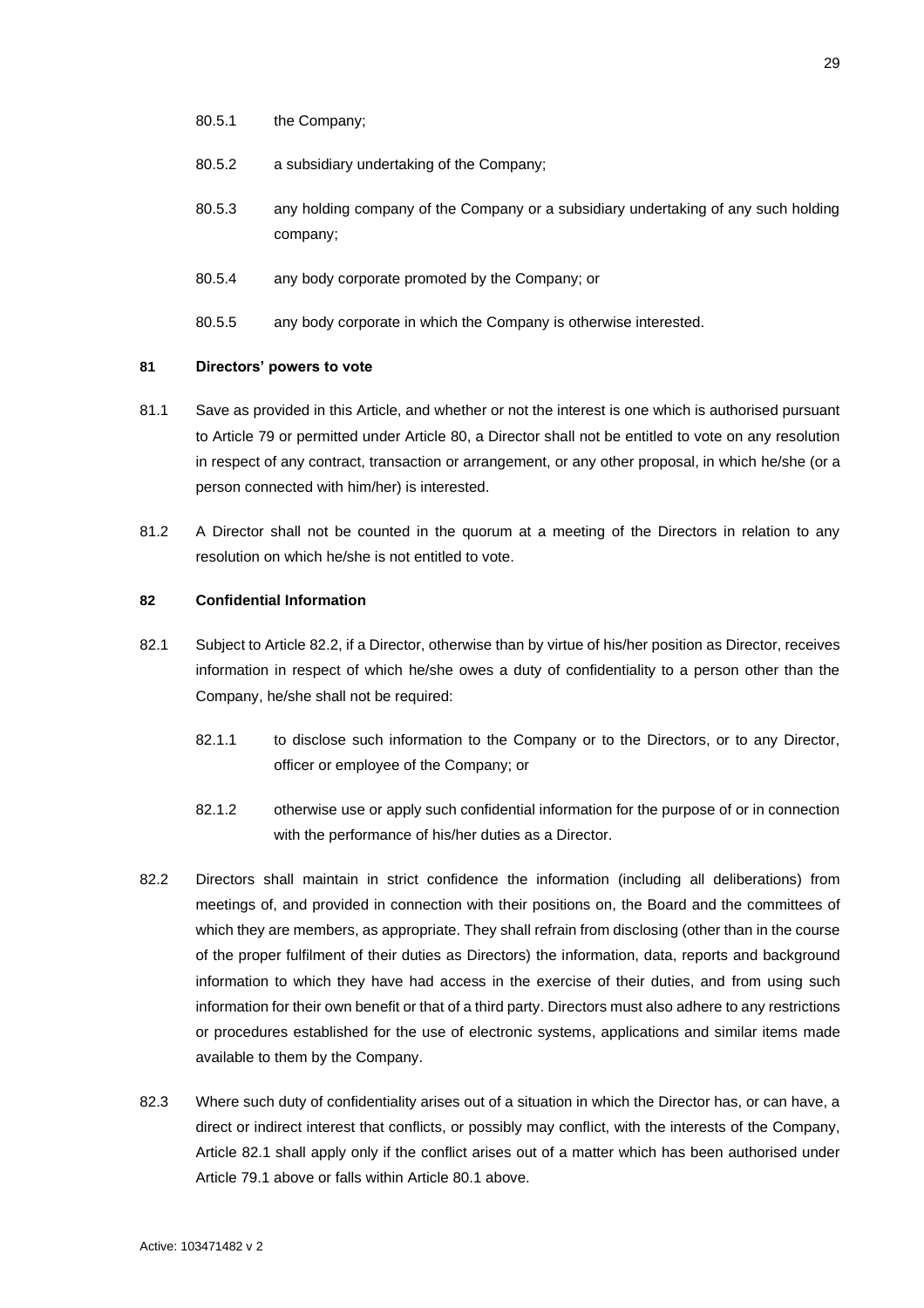80.5.1 the Company;

80.5.2 a subsidiary undertaking of the Company;

80.5.3 any holding company of the Company or a subsidiary undertaking of any such holding company;

80.5.4 any body corporate promoted by the Company; or

80.5.5 any body corporate in which the Company is otherwise interested.

**81 Directors' powers to vote**

81.1 Save as provided in this Article, and whether or not the interest is one which is authorised pursuant to Article 79 or permitted under Article 80, a Director shall not be entitled to vote on any resolution in respect of any contract, transaction or arrangement, or any other proposal, in which he/she (or a person connected with him/her) is interested.

81.2 A Director shall not be counted in the quorum at a meeting of the Directors in relation to any resolution on which he/she is not entitled to vote.

**82 Confidential Information**

82.1 Subject to Article 82.2, if a Director, otherwise than by virtue of his/her position as Director, receives information in respect of which he/she owes a duty of confidentiality to a person other than the Company, he/she shall not be required:

82.1.1 to disclose such information to the Company or to the Directors, or to any Director, officer or employee of the Company; or

82.1.2 otherwise use or apply such confidential information for the purpose of or in connection with the performance of his/her duties as a Director.

82.2 Directors shall maintain in strict confidence the information (including all deliberations) from meetings of, and provided in connection with their positions on, the Board and the committees of which they are members, as appropriate. They shall refrain from disclosing (other than in the course of the proper fulfilment of their duties as Directors) the information, data, reports and background information to which they have had access in the exercise of their duties, and from using such information for their own benefit or that of a third party. Directors must also adhere to any restrictions or procedures established for the use of electronic systems, applications and similar items made available to them by the Company.

82.3 Where such duty of confidentiality arises out of a situation in which the Director has, or can have, a direct or indirect interest that conflicts, or possibly may conflict, with the interests of the Company, Article 82.1 shall apply only if the conflict arises out of a matter which has been authorised under Article 79.1 above or falls within Article 80.1 above.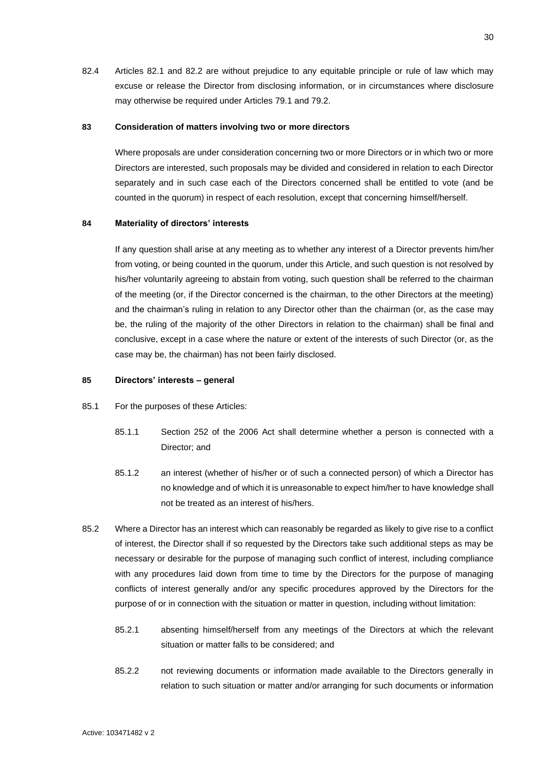82.4 Articles 82.1 and 82.2 are without prejudice to any equitable principle or rule of law which may excuse or release the Director from disclosing information, or in circumstances where disclosure may otherwise be required under Articles 79.1 and 79.2.

**83 Consideration of matters involving two or more directors**

Where proposals are under consideration concerning two or more Directors or in which two or more Directors are interested, such proposals may be divided and considered in relation to each Director separately and in such case each of the Directors concerned shall be entitled to vote (and be counted in the quorum) in respect of each resolution, except that concerning himself/herself.

**84 Materiality of directors' interests**

If any question shall arise at any meeting as to whether any interest of a Director prevents him/her from voting, or being counted in the quorum, under this Article, and such question is not resolved by his/her voluntarily agreeing to abstain from voting, such question shall be referred to the chairman of the meeting (or, if the Director concerned is the chairman, to the other Directors at the meeting) and the chairman's ruling in relation to any Director other than the chairman (or, as the case may be, the ruling of the majority of the other Directors in relation to the chairman) shall be final and conclusive, except in a case where the nature or extent of the interests of such Director (or, as the case may be, the chairman) has not been fairly disclosed.

**85 Directors' interests – general**

85.1 For the purposes of these Articles:

85.1.1 Section 252 of the 2006 Act shall determine whether a person is connected with a Director; and

85.1.2 an interest (whether of his/her or of such a connected person) of which a Director has no knowledge and of which it is unreasonable to expect him/her to have knowledge shall not be treated as an interest of his/hers.

85.2 Where a Director has an interest which can reasonably be regarded as likely to give rise to a conflict of interest, the Director shall if so requested by the Directors take such additional steps as may be necessary or desirable for the purpose of managing such conflict of interest, including compliance with any procedures laid down from time to time by the Directors for the purpose of managing conflicts of interest generally and/or any specific procedures approved by the Directors for the purpose of or in connection with the situation or matter in question, including without limitation:

85.2.1 absenting himself/herself from any meetings of the Directors at which the relevant situation or matter falls to be considered; and

85.2.2 not reviewing documents or information made available to the Directors generally in relation to such situation or matter and/or arranging for such documents or information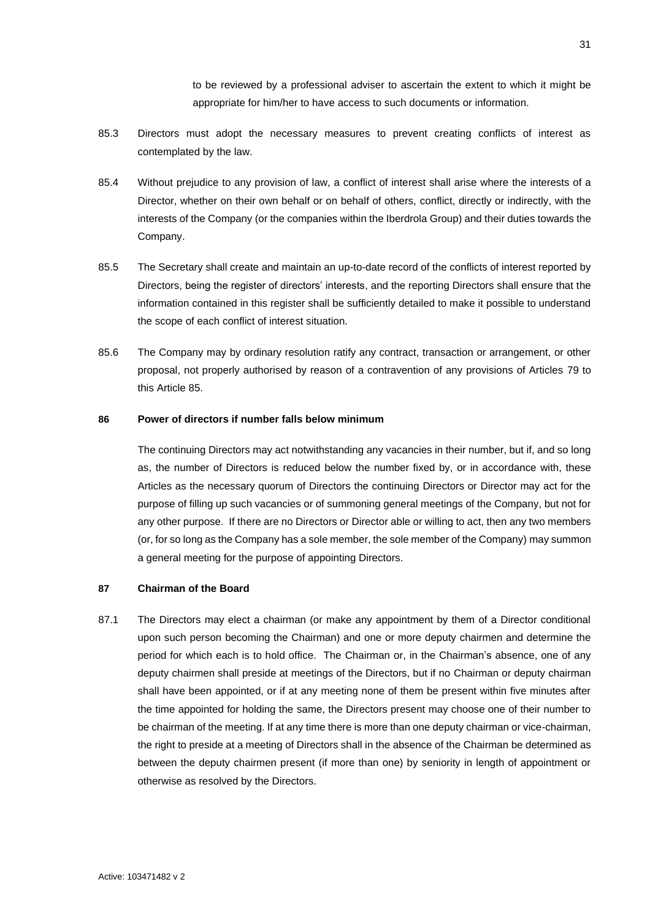to be reviewed by a professional adviser to ascertain the extent to which it might be appropriate for him/her to have access to such documents or information.

85.3 Directors must adopt the necessary measures to prevent creating conflicts of interest as contemplated by the law.

85.4 Without prejudice to any provision of law, a conflict of interest shall arise where the interests of a Director, whether on their own behalf or on behalf of others, conflict, directly or indirectly, with the interests of the Company (or the companies within the Iberdrola Group) and their duties towards the Company.

85.5 The Secretary shall create and maintain an up-to-date record of the conflicts of interest reported by Directors, being the register of directors' interests, and the reporting Directors shall ensure that the information contained in this register shall be sufficiently detailed to make it possible to understand the scope of each conflict of interest situation.

85.6 The Company may by ordinary resolution ratify any contract, transaction or arrangement, or other proposal, not properly authorised by reason of a contravention of any provisions of Articles 79 to this Article 85.

**86 Power of directors if number falls below minimum**

The continuing Directors may act notwithstanding any vacancies in their number, but if, and so long as, the number of Directors is reduced below the number fixed by, or in accordance with, these Articles as the necessary quorum of Directors the continuing Directors or Director may act for the purpose of filling up such vacancies or of summoning general meetings of the Company, but not for any other purpose. If there are no Directors or Director able or willing to act, then any two members (or, for so long as the Company has a sole member, the sole member of the Company) may summon a general meeting for the purpose of appointing Directors.

**87 Chairman of the Board**

87.1 The Directors may elect a chairman (or make any appointment by them of a Director conditional upon such person becoming the Chairman) and one or more deputy chairmen and determine the period for which each is to hold office. The Chairman or, in the Chairman's absence, one of any deputy chairmen shall preside at meetings of the Directors, but if no Chairman or deputy chairman shall have been appointed, or if at any meeting none of them be present within five minutes after the time appointed for holding the same, the Directors present may choose one of their number to be chairman of the meeting. If at any time there is more than one deputy chairman or vice-chairman, the right to preside at a meeting of Directors shall in the absence of the Chairman be determined as between the deputy chairmen present (if more than one) by seniority in length of appointment or otherwise as resolved by the Directors.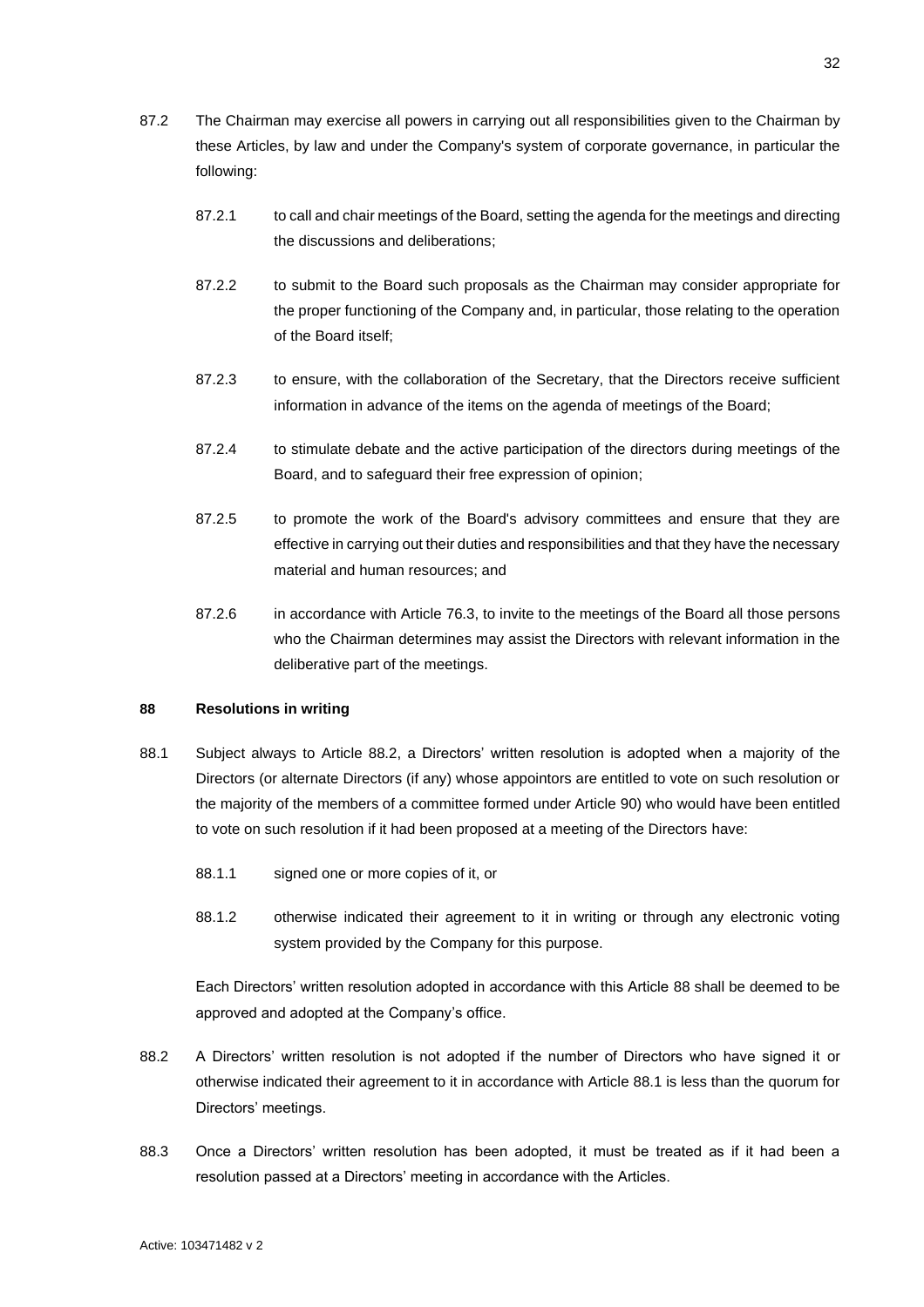87.2 The Chairman may exercise all powers in carrying out all responsibilities given to the Chairman by these Articles, by law and under the Company's system of corporate governance, in particular the following:

87.2.1 to call and chair meetings of the Board, setting the agenda for the meetings and directing the discussions and deliberations;

87.2.2 to submit to the Board such proposals as the Chairman may consider appropriate for the proper functioning of the Company and, in particular, those relating to the operation of the Board itself;

87.2.3 to ensure, with the collaboration of the Secretary, that the Directors receive sufficient information in advance of the items on the agenda of meetings of the Board;

87.2.4 to stimulate debate and the active participation of the directors during meetings of the Board, and to safeguard their free expression of opinion;

87.2.5 to promote the work of the Board's advisory committees and ensure that they are effective in carrying out their duties and responsibilities and that they have the necessary material and human resources; and

87.2.6 in accordance with Article 76.3, to invite to the meetings of the Board all those persons who the Chairman determines may assist the Directors with relevant information in the deliberative part of the meetings.

**88 Resolutions in writing**

88.1 Subject always to Article 88.2, a Directors' written resolution is adopted when a majority of the Directors (or alternate Directors (if any) whose appointors are entitled to vote on such resolution or the majority of the members of a committee formed under Article 90) who would have been entitled to vote on such resolution if it had been proposed at a meeting of the Directors have:

88.1.1 signed one or more copies of it, or

88.1.2 otherwise indicated their agreement to it in writing or through any electronic voting system provided by the Company for this purpose.

Each Directors' written resolution adopted in accordance with this Article 88 shall be deemed to be approved and adopted at the Company's office.

88.2 A Directors' written resolution is not adopted if the number of Directors who have signed it or otherwise indicated their agreement to it in accordance with Article 88.1 is less than the quorum for Directors' meetings.

88.3 Once a Directors' written resolution has been adopted, it must be treated as if it had been a resolution passed at a Directors' meeting in accordance with the Articles.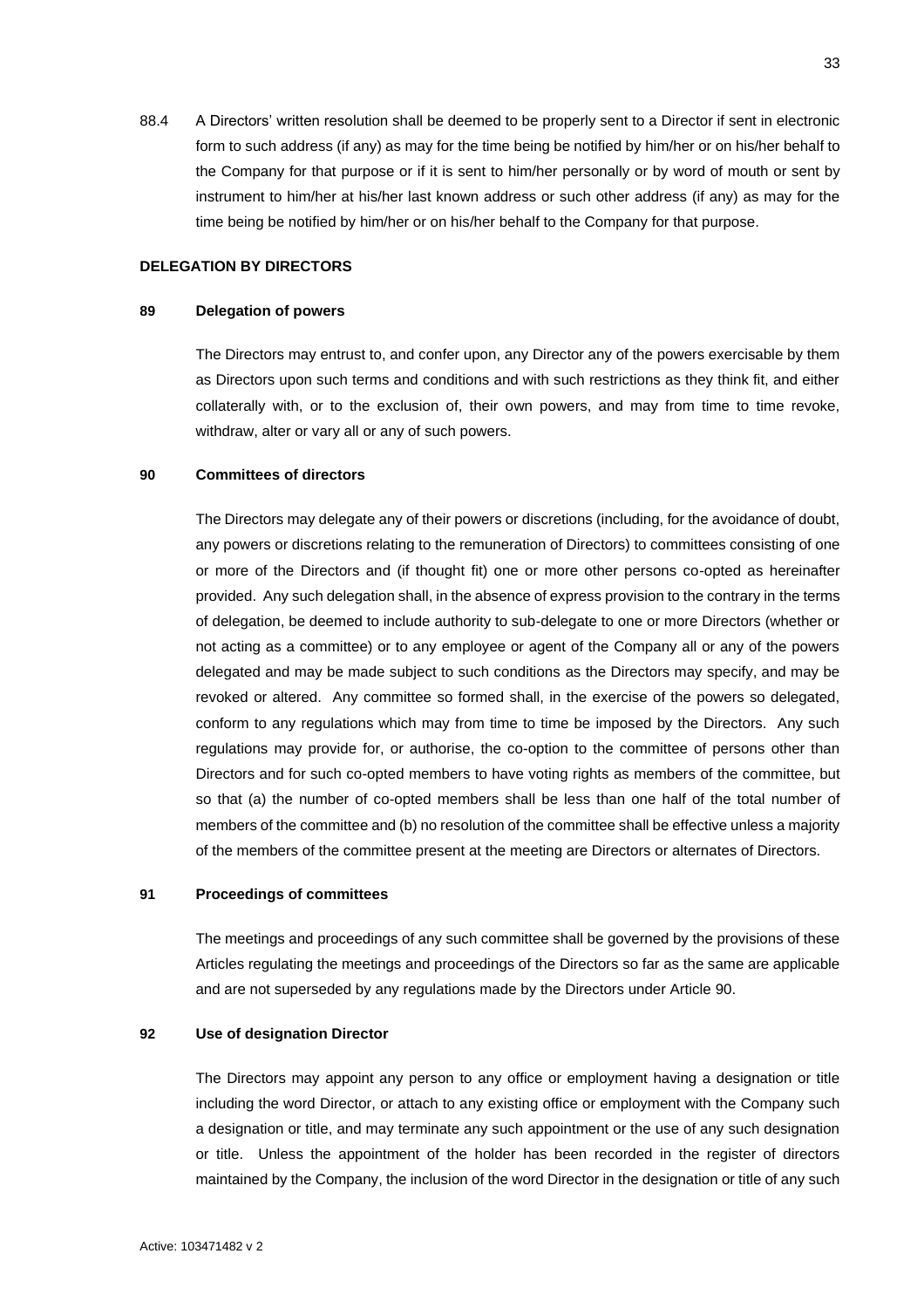88.4 A Directors' written resolution shall be deemed to be properly sent to a Director if sent in electronic form to such address (if any) as may for the time being be notified by him/her or on his/her behalf to the Company for that purpose or if it is sent to him/her personally or by word of mouth or sent by instrument to him/her at his/her last known address or such other address (if any) as may for the time being be notified by him/her or on his/her behalf to the Company for that purpose.

**DELEGATION BY DIRECTORS**

**89 Delegation of powers**

The Directors may entrust to, and confer upon, any Director any of the powers exercisable by them as Directors upon such terms and conditions and with such restrictions as they think fit, and either collaterally with, or to the exclusion of, their own powers, and may from time to time revoke, withdraw, alter or vary all or any of such powers.

**90 Committees of directors**

The Directors may delegate any of their powers or discretions (including, for the avoidance of doubt, any powers or discretions relating to the remuneration of Directors) to committees consisting of one or more of the Directors and (if thought fit) one or more other persons co-opted as hereinafter provided. Any such delegation shall, in the absence of express provision to the contrary in the terms of delegation, be deemed to include authority to sub-delegate to one or more Directors (whether or not acting as a committee) or to any employee or agent of the Company all or any of the powers delegated and may be made subject to such conditions as the Directors may specify, and may be revoked or altered. Any committee so formed shall, in the exercise of the powers so delegated, conform to any regulations which may from time to time be imposed by the Directors. Any such regulations may provide for, or authorise, the co-option to the committee of persons other than Directors and for such co-opted members to have voting rights as members of the committee, but so that (a) the number of co-opted members shall be less than one half of the total number of members of the committee and (b) no resolution of the committee shall be effective unless a majority of the members of the committee present at the meeting are Directors or alternates of Directors.

**91 Proceedings of committees**

The meetings and proceedings of any such committee shall be governed by the provisions of these Articles regulating the meetings and proceedings of the Directors so far as the same are applicable and are not superseded by any regulations made by the Directors under Article 90.

**92 Use of designation Director**

The Directors may appoint any person to any office or employment having a designation or title including the word Director, or attach to any existing office or employment with the Company such a designation or title, and may terminate any such appointment or the use of any such designation or title. Unless the appointment of the holder has been recorded in the register of directors maintained by the Company, the inclusion of the word Director in the designation or title of any such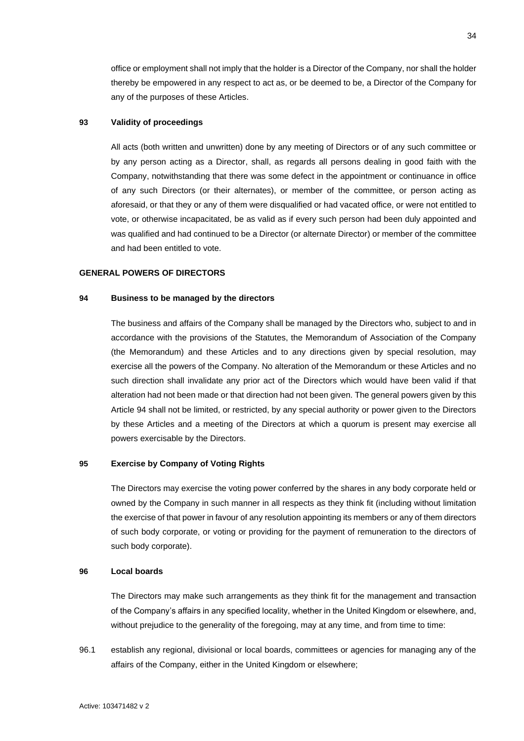office or employment shall not imply that the holder is a Director of the Company, nor shall the holder thereby be empowered in any respect to act as, or be deemed to be, a Director of the Company for any of the purposes of these Articles.

**93 Validity of proceedings**

All acts (both written and unwritten) done by any meeting of Directors or of any such committee or by any person acting as a Director, shall, as regards all persons dealing in good faith with the Company, notwithstanding that there was some defect in the appointment or continuance in office of any such Directors (or their alternates), or member of the committee, or person acting as aforesaid, or that they or any of them were disqualified or had vacated office, or were not entitled to vote, or otherwise incapacitated, be as valid as if every such person had been duly appointed and was qualified and had continued to be a Director (or alternate Director) or member of the committee and had been entitled to vote.

**GENERAL POWERS OF DIRECTORS**

**94 Business to be managed by the directors**

The business and affairs of the Company shall be managed by the Directors who, subject to and in accordance with the provisions of the Statutes, the Memorandum of Association of the Company (the Memorandum) and these Articles and to any directions given by special resolution, may exercise all the powers of the Company. No alteration of the Memorandum or these Articles and no such direction shall invalidate any prior act of the Directors which would have been valid if that alteration had not been made or that direction had not been given. The general powers given by this Article 94 shall not be limited, or restricted, by any special authority or power given to the Directors by these Articles and a meeting of the Directors at which a quorum is present may exercise all powers exercisable by the Directors.

**95 Exercise by Company of Voting Rights**

The Directors may exercise the voting power conferred by the shares in any body corporate held or owned by the Company in such manner in all respects as they think fit (including without limitation the exercise of that power in favour of any resolution appointing its members or any of them directors of such body corporate, or voting or providing for the payment of remuneration to the directors of such body corporate).

**96 Local boards**

The Directors may make such arrangements as they think fit for the management and transaction of the Company's affairs in any specified locality, whether in the United Kingdom or elsewhere, and, without prejudice to the generality of the foregoing, may at any time, and from time to time:

96.1 establish any regional, divisional or local boards, committees or agencies for managing any of the affairs of the Company, either in the United Kingdom or elsewhere;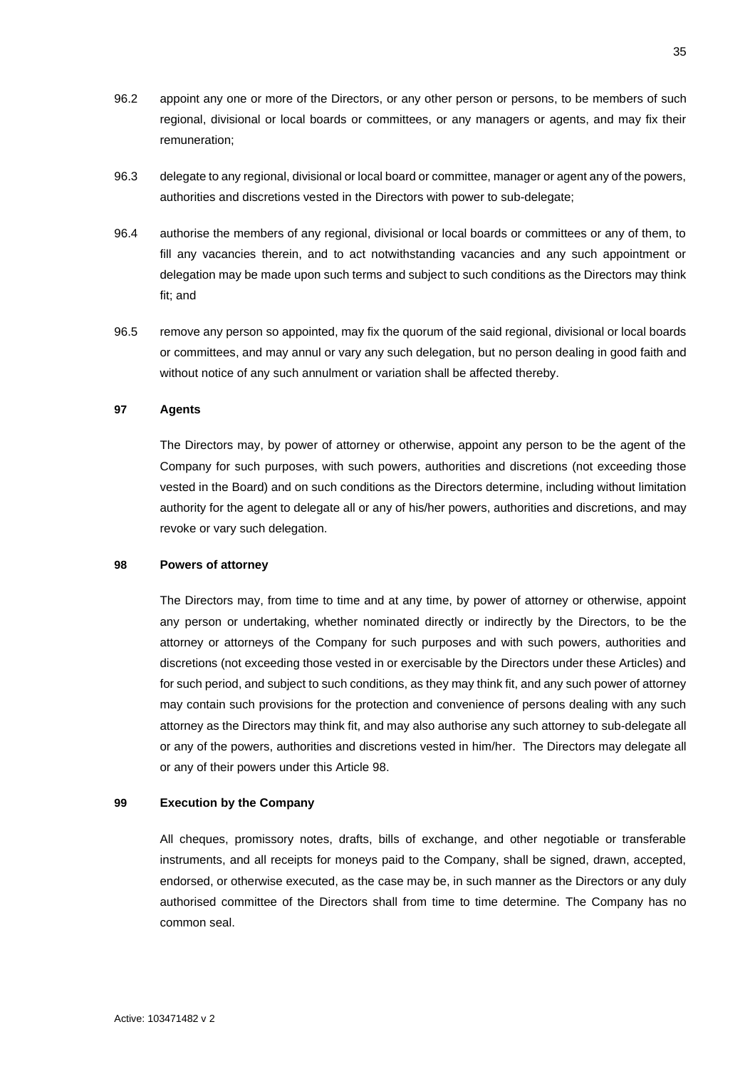96.2 appoint any one or more of the Directors, or any other person or persons, to be members of such regional, divisional or local boards or committees, or any managers or agents, and may fix their remuneration;

96.3 delegate to any regional, divisional or local board or committee, manager or agent any of the powers, authorities and discretions vested in the Directors with power to sub-delegate;

96.4 authorise the members of any regional, divisional or local boards or committees or any of them, to fill any vacancies therein, and to act notwithstanding vacancies and any such appointment or delegation may be made upon such terms and subject to such conditions as the Directors may think fit; and

96.5 remove any person so appointed, may fix the quorum of the said regional, divisional or local boards or committees, and may annul or vary any such delegation, but no person dealing in good faith and without notice of any such annulment or variation shall be affected thereby.

**97 Agents**

The Directors may, by power of attorney or otherwise, appoint any person to be the agent of the Company for such purposes, with such powers, authorities and discretions (not exceeding those vested in the Board) and on such conditions as the Directors determine, including without limitation authority for the agent to delegate all or any of his/her powers, authorities and discretions, and may revoke or vary such delegation.

**98 Powers of attorney**

The Directors may, from time to time and at any time, by power of attorney or otherwise, appoint any person or undertaking, whether nominated directly or indirectly by the Directors, to be the attorney or attorneys of the Company for such purposes and with such powers, authorities and discretions (not exceeding those vested in or exercisable by the Directors under these Articles) and for such period, and subject to such conditions, as they may think fit, and any such power of attorney may contain such provisions for the protection and convenience of persons dealing with any such attorney as the Directors may think fit, and may also authorise any such attorney to sub-delegate all or any of the powers, authorities and discretions vested in him/her. The Directors may delegate all or any of their powers under this Article 98.

**99 Execution by the Company**

All cheques, promissory notes, drafts, bills of exchange, and other negotiable or transferable instruments, and all receipts for moneys paid to the Company, shall be signed, drawn, accepted, endorsed, or otherwise executed, as the case may be, in such manner as the Directors or any duly authorised committee of the Directors shall from time to time determine. The Company has no common seal.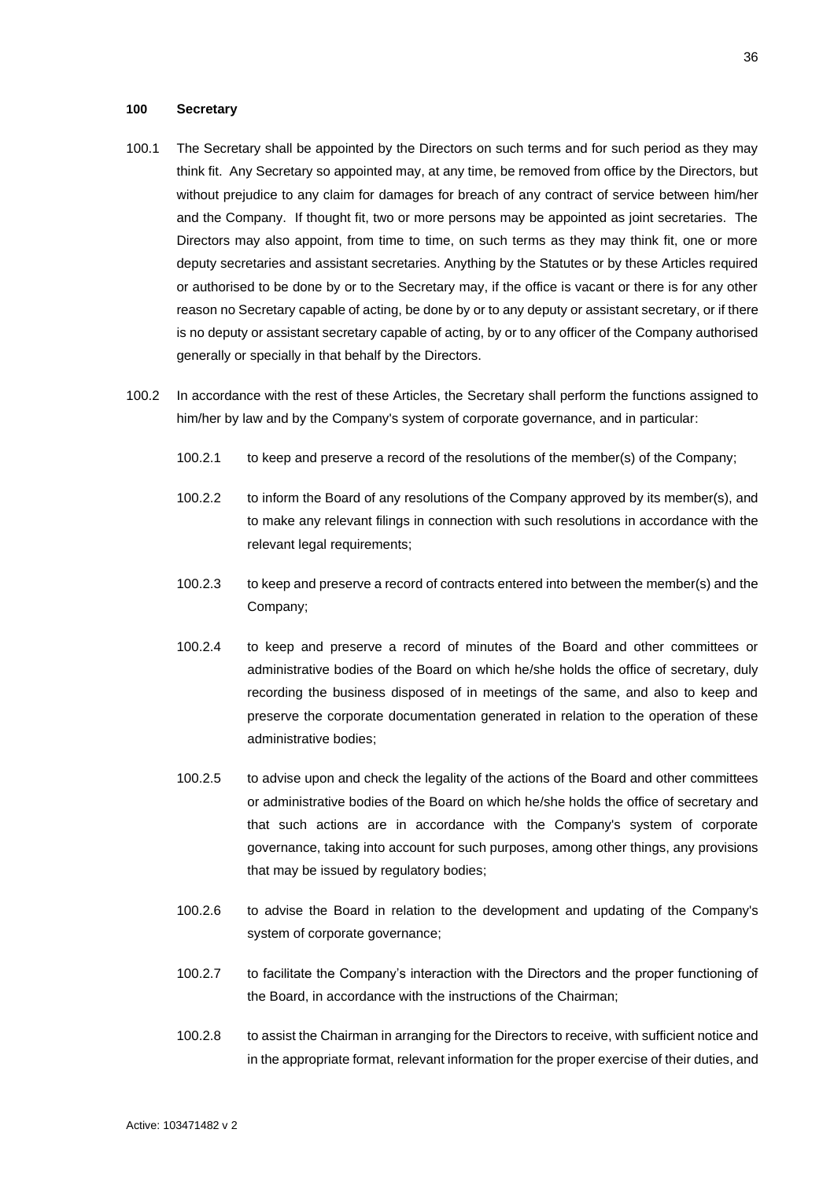**100 Secretary**

100.1 The Secretary shall be appointed by the Directors on such terms and for such period as they may think fit. Any Secretary so appointed may, at any time, be removed from office by the Directors, but without prejudice to any claim for damages for breach of any contract of service between him/her and the Company. If thought fit, two or more persons may be appointed as joint secretaries. The Directors may also appoint, from time to time, on such terms as they may think fit, one or more deputy secretaries and assistant secretaries. Anything by the Statutes or by these Articles required or authorised to be done by or to the Secretary may, if the office is vacant or there is for any other reason no Secretary capable of acting, be done by or to any deputy or assistant secretary, or if there is no deputy or assistant secretary capable of acting, by or to any officer of the Company authorised generally or specially in that behalf by the Directors.

100.2 In accordance with the rest of these Articles, the Secretary shall perform the functions assigned to him/her by law and by the Company's system of corporate governance, and in particular:

100.2.1 to keep and preserve a record of the resolutions of the member(s) of the Company;

100.2.2 to inform the Board of any resolutions of the Company approved by its member(s), and to make any relevant filings in connection with such resolutions in accordance with the relevant legal requirements;

100.2.3 to keep and preserve a record of contracts entered into between the member(s) and the Company;

100.2.4 to keep and preserve a record of minutes of the Board and other committees or administrative bodies of the Board on which he/she holds the office of secretary, duly recording the business disposed of in meetings of the same, and also to keep and preserve the corporate documentation generated in relation to the operation of these administrative bodies;

100.2.5 to advise upon and check the legality of the actions of the Board and other committees or administrative bodies of the Board on which he/she holds the office of secretary and that such actions are in accordance with the Company's system of corporate governance, taking into account for such purposes, among other things, any provisions that may be issued by regulatory bodies;

100.2.6 to advise the Board in relation to the development and updating of the Company's system of corporate governance;

100.2.7 to facilitate the Company's interaction with the Directors and the proper functioning of the Board, in accordance with the instructions of the Chairman;

100.2.8 to assist the Chairman in arranging for the Directors to receive, with sufficient notice and in the appropriate format, relevant information for the proper exercise of their duties, and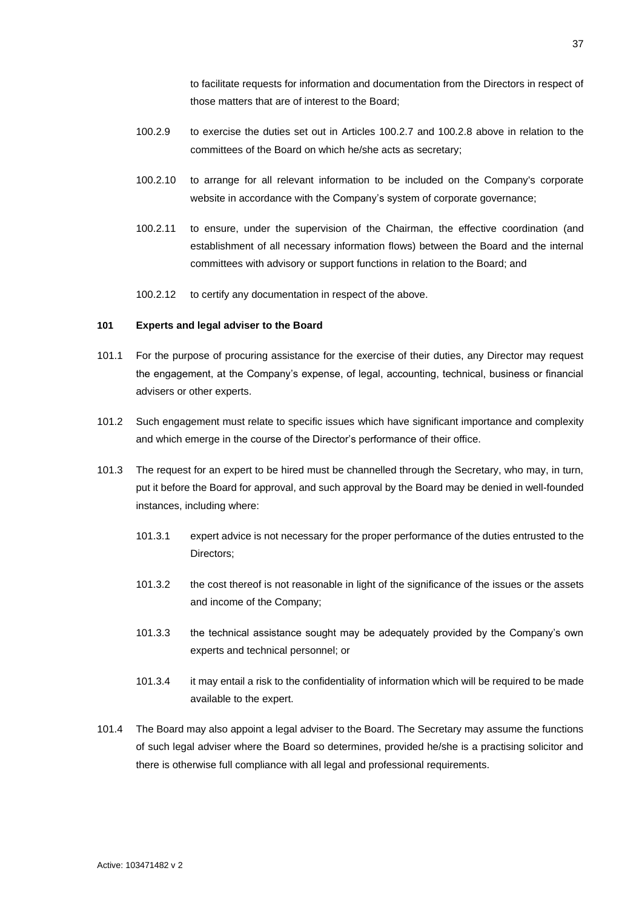to facilitate requests for information and documentation from the Directors in respect of those matters that are of interest to the Board;

100.2.9 to exercise the duties set out in Articles 100.2.7 and 100.2.8 above in relation to the committees of the Board on which he/she acts as secretary;

100.2.10 to arrange for all relevant information to be included on the Company's corporate website in accordance with the Company's system of corporate governance;

100.2.11 to ensure, under the supervision of the Chairman, the effective coordination (and establishment of all necessary information flows) between the Board and the internal committees with advisory or support functions in relation to the Board; and

100.2.12 to certify any documentation in respect of the above.

**101 Experts and legal adviser to the Board**

101.1 For the purpose of procuring assistance for the exercise of their duties, any Director may request the engagement, at the Company's expense, of legal, accounting, technical, business or financial advisers or other experts.

101.2 Such engagement must relate to specific issues which have significant importance and complexity and which emerge in the course of the Director's performance of their office.

101.3 The request for an expert to be hired must be channelled through the Secretary, who may, in turn, put it before the Board for approval, and such approval by the Board may be denied in well-founded instances, including where:

101.3.1 expert advice is not necessary for the proper performance of the duties entrusted to the Directors;

101.3.2 the cost thereof is not reasonable in light of the significance of the issues or the assets and income of the Company;

101.3.3 the technical assistance sought may be adequately provided by the Company's own experts and technical personnel; or

101.3.4 it may entail a risk to the confidentiality of information which will be required to be made available to the expert.

101.4 The Board may also appoint a legal adviser to the Board. The Secretary may assume the functions of such legal adviser where the Board so determines, provided he/she is a practising solicitor and there is otherwise full compliance with all legal and professional requirements.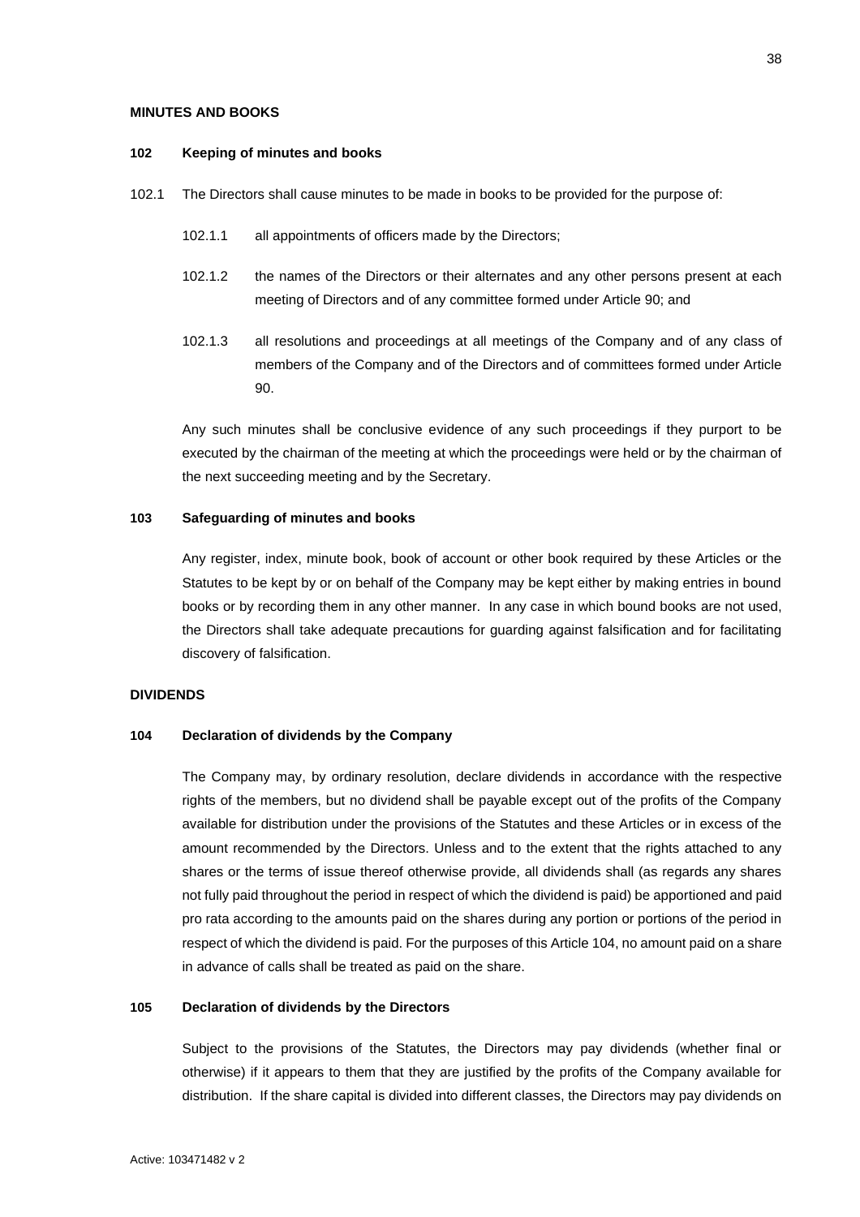## MINUTES AND BOOKS

### 102 Keeping of minutes and books

102.1 The Directors shall cause minutes to be made in books to be provided for the purpose of:

102.1.1 all appointments of officers made by the Directors;

102.1.2 the names of the Directors or their alternates and any other persons present at each meeting of Directors and of any committee formed under Article 90; and

102.1.3 all resolutions and proceedings at all meetings of the Company and of any class of members of the Company and of the Directors and of committees formed under Article 90.

Any such minutes shall be conclusive evidence of any such proceedings if they purport to be executed by the chairman of the meeting at which the proceedings were held or by the chairman of the next succeeding meeting and by the Secretary.

### 103 Safeguarding of minutes and books

Any register, index, minute book, book of account or other book required by these Articles or the Statutes to be kept by or on behalf of the Company may be kept either by making entries in bound books or by recording them in any other manner. In any case in which bound books are not used, the Directors shall take adequate precautions for guarding against falsification and for facilitating discovery of falsification.

## DIVIDENDS

### 104 Declaration of dividends by the Company

The Company may, by ordinary resolution, declare dividends in accordance with the respective rights of the members, but no dividend shall be payable except out of the profits of the Company available for distribution under the provisions of the Statutes and these Articles or in excess of the amount recommended by the Directors. Unless and to the extent that the rights attached to any shares or the terms of issue thereof otherwise provide, all dividends shall (as regards any shares not fully paid throughout the period in respect of which the dividend is paid) be apportioned and paid pro rata according to the amounts paid on the shares during any portion or portions of the period in respect of which the dividend is paid. For the purposes of this Article 104, no amount paid on a share in advance of calls shall be treated as paid on the share.

### 105 Declaration of dividends by the Directors

Subject to the provisions of the Statutes, the Directors may pay dividends (whether final or otherwise) if it appears to them that they are justified by the profits of the Company available for distribution. If the share capital is divided into different classes, the Directors may pay dividends on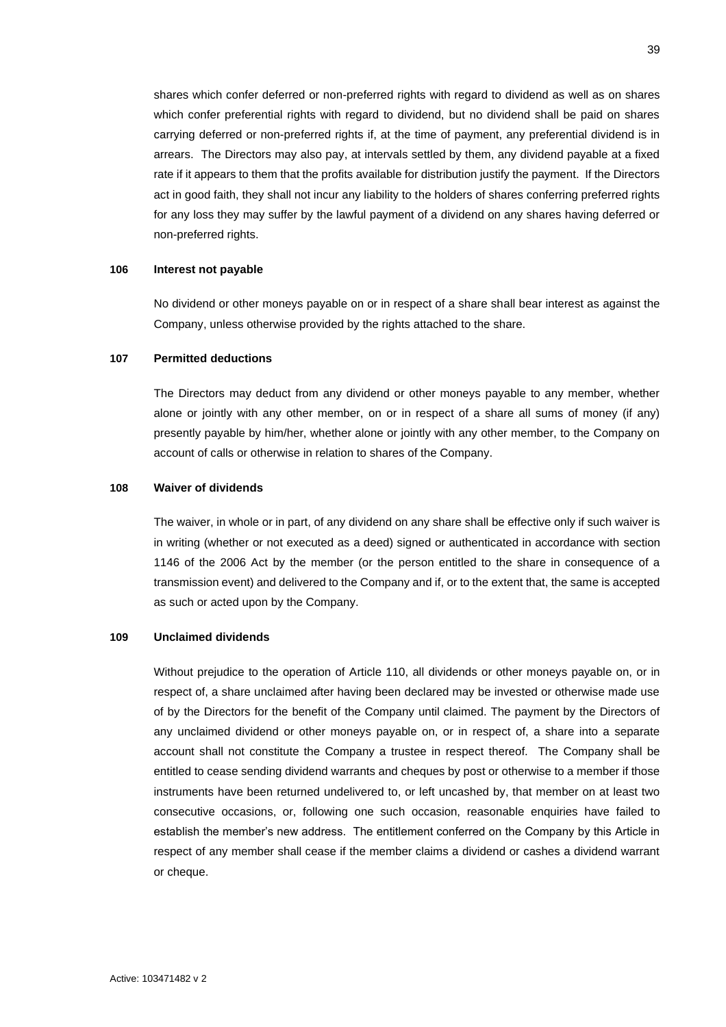shares which confer deferred or non-preferred rights with regard to dividend as well as on shares which confer preferential rights with regard to dividend, but no dividend shall be paid on shares carrying deferred or non-preferred rights if, at the time of payment, any preferential dividend is in arrears. The Directors may also pay, at intervals settled by them, any dividend payable at a fixed rate if it appears to them that the profits available for distribution justify the payment. If the Directors act in good faith, they shall not incur any liability to the holders of shares conferring preferred rights for any loss they may suffer by the lawful payment of a dividend on any shares having deferred or non-preferred rights.

**106 Interest not payable**

No dividend or other moneys payable on or in respect of a share shall bear interest as against the Company, unless otherwise provided by the rights attached to the share.

**107 Permitted deductions**

The Directors may deduct from any dividend or other moneys payable to any member, whether alone or jointly with any other member, on or in respect of a share all sums of money (if any) presently payable by him/her, whether alone or jointly with any other member, to the Company on account of calls or otherwise in relation to shares of the Company.

**108 Waiver of dividends**

The waiver, in whole or in part, of any dividend on any share shall be effective only if such waiver is in writing (whether or not executed as a deed) signed or authenticated in accordance with section 1146 of the 2006 Act by the member (or the person entitled to the share in consequence of a transmission event) and delivered to the Company and if, or to the extent that, the same is accepted as such or acted upon by the Company.

**109 Unclaimed dividends**

Without prejudice to the operation of Article 110, all dividends or other moneys payable on, or in respect of, a share unclaimed after having been declared may be invested or otherwise made use of by the Directors for the benefit of the Company until claimed. The payment by the Directors of any unclaimed dividend or other moneys payable on, or in respect of, a share into a separate account shall not constitute the Company a trustee in respect thereof. The Company shall be entitled to cease sending dividend warrants and cheques by post or otherwise to a member if those instruments have been returned undelivered to, or left uncashed by, that member on at least two consecutive occasions, or, following one such occasion, reasonable enquiries have failed to establish the member's new address. The entitlement conferred on the Company by this Article in respect of any member shall cease if the member claims a dividend or cashes a dividend warrant or cheque.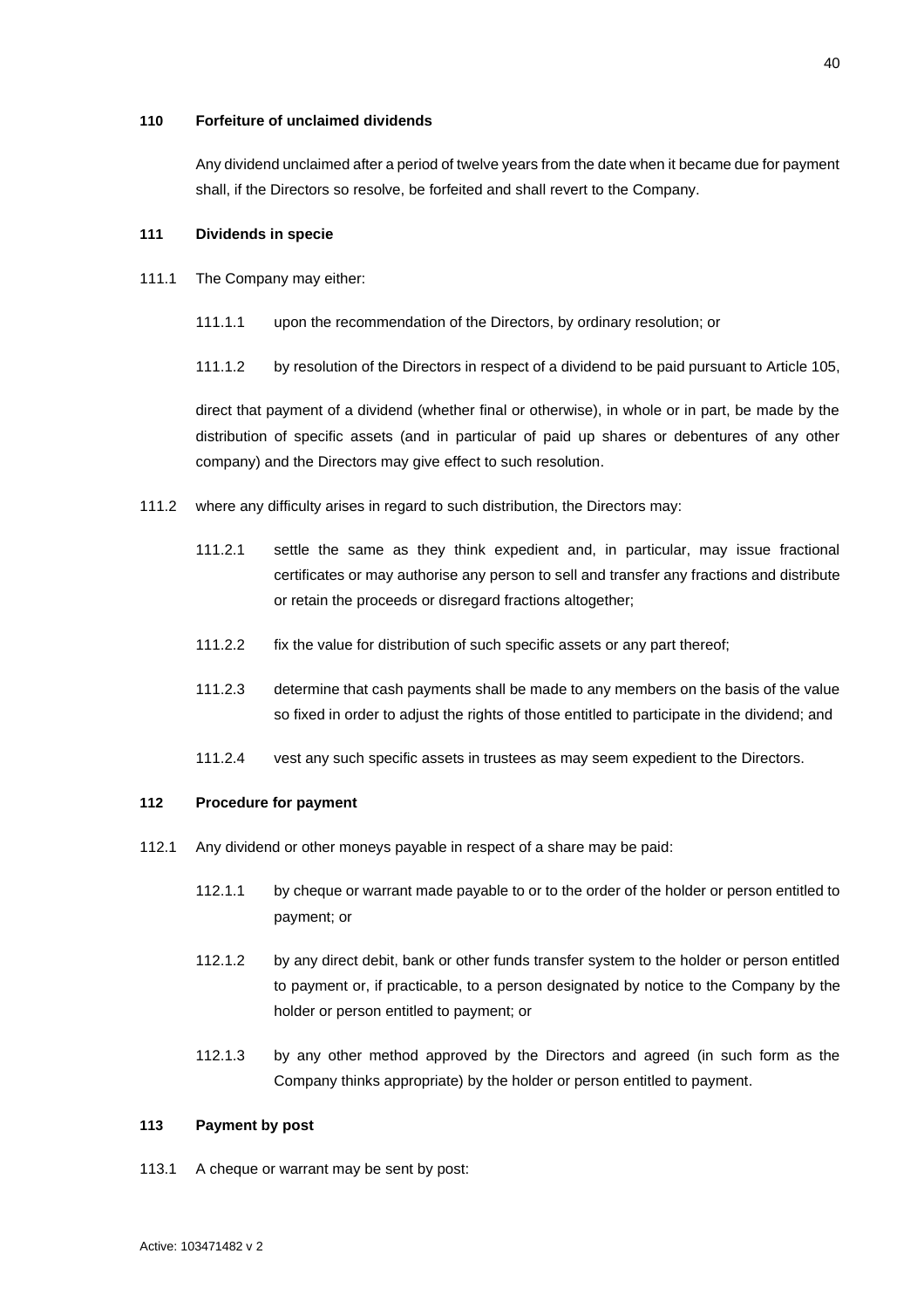**110 Forfeiture of unclaimed dividends**

Any dividend unclaimed after a period of twelve years from the date when it became due for payment shall, if the Directors so resolve, be forfeited and shall revert to the Company.

**111 Dividends in specie**

111.1 The Company may either:

111.1.1 upon the recommendation of the Directors, by ordinary resolution; or

111.1.2 by resolution of the Directors in respect of a dividend to be paid pursuant to Article 105,

direct that payment of a dividend (whether final or otherwise), in whole or in part, be made by the distribution of specific assets (and in particular of paid up shares or debentures of any other company) and the Directors may give effect to such resolution.

111.2 where any difficulty arises in regard to such distribution, the Directors may:

111.2.1 settle the same as they think expedient and, in particular, may issue fractional certificates or may authorise any person to sell and transfer any fractions and distribute or retain the proceeds or disregard fractions altogether;

111.2.2 fix the value for distribution of such specific assets or any part thereof;

111.2.3 determine that cash payments shall be made to any members on the basis of the value so fixed in order to adjust the rights of those entitled to participate in the dividend; and

111.2.4 vest any such specific assets in trustees as may seem expedient to the Directors.

**112 Procedure for payment**

112.1 Any dividend or other moneys payable in respect of a share may be paid:

112.1.1 by cheque or warrant made payable to or to the order of the holder or person entitled to payment; or

112.1.2 by any direct debit, bank or other funds transfer system to the holder or person entitled to payment or, if practicable, to a person designated by notice to the Company by the holder or person entitled to payment; or

112.1.3 by any other method approved by the Directors and agreed (in such form as the Company thinks appropriate) by the holder or person entitled to payment.

**113 Payment by post**

113.1 A cheque or warrant may be sent by post: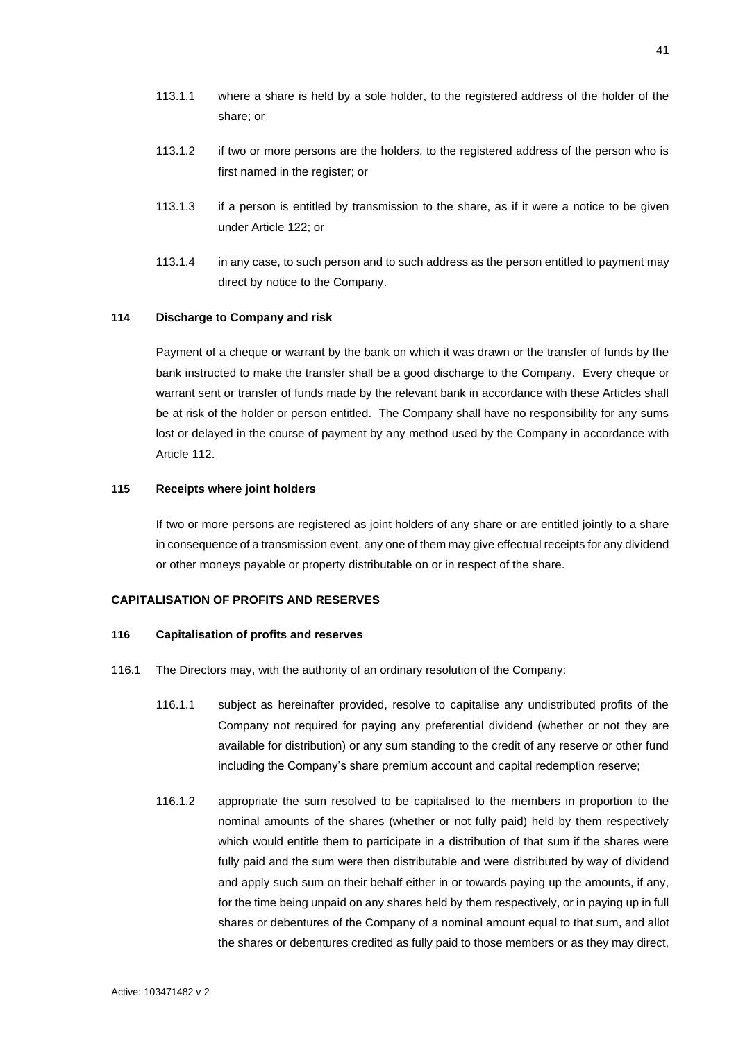113.1.1 where a share is held by a sole holder, to the registered address of the holder of the share; or

113.1.2 if two or more persons are the holders, to the registered address of the person who is first named in the register; or

113.1.3 if a person is entitled by transmission to the share, as if it were a notice to be given under Article 122; or

113.1.4 in any case, to such person and to such address as the person entitled to payment may direct by notice to the Company.

**114 Discharge to Company and risk**

Payment of a cheque or warrant by the bank on which it was drawn or the transfer of funds by the bank instructed to make the transfer shall be a good discharge to the Company. Every cheque or warrant sent or transfer of funds made by the relevant bank in accordance with these Articles shall be at risk of the holder or person entitled. The Company shall have no responsibility for any sums lost or delayed in the course of payment by any method used by the Company in accordance with Article 112.

**115 Receipts where joint holders**

If two or more persons are registered as joint holders of any share or are entitled jointly to a share in consequence of a transmission event, any one of them may give effectual receipts for any dividend or other moneys payable or property distributable on or in respect of the share.

**CAPITALISATION OF PROFITS AND RESERVES**

**116 Capitalisation of profits and reserves**

116.1 The Directors may, with the authority of an ordinary resolution of the Company:

116.1.1 subject as hereinafter provided, resolve to capitalise any undistributed profits of the Company not required for paying any preferential dividend (whether or not they are available for distribution) or any sum standing to the credit of any reserve or other fund including the Company's share premium account and capital redemption reserve;

116.1.2 appropriate the sum resolved to be capitalised to the members in proportion to the nominal amounts of the shares (whether or not fully paid) held by them respectively which would entitle them to participate in a distribution of that sum if the shares were fully paid and the sum were then distributable and were distributed by way of dividend and apply such sum on their behalf either in or towards paying up the amounts, if any, for the time being unpaid on any shares held by them respectively, or in paying up in full shares or debentures of the Company of a nominal amount equal to that sum, and allot the shares or debentures credited as fully paid to those members or as they may direct,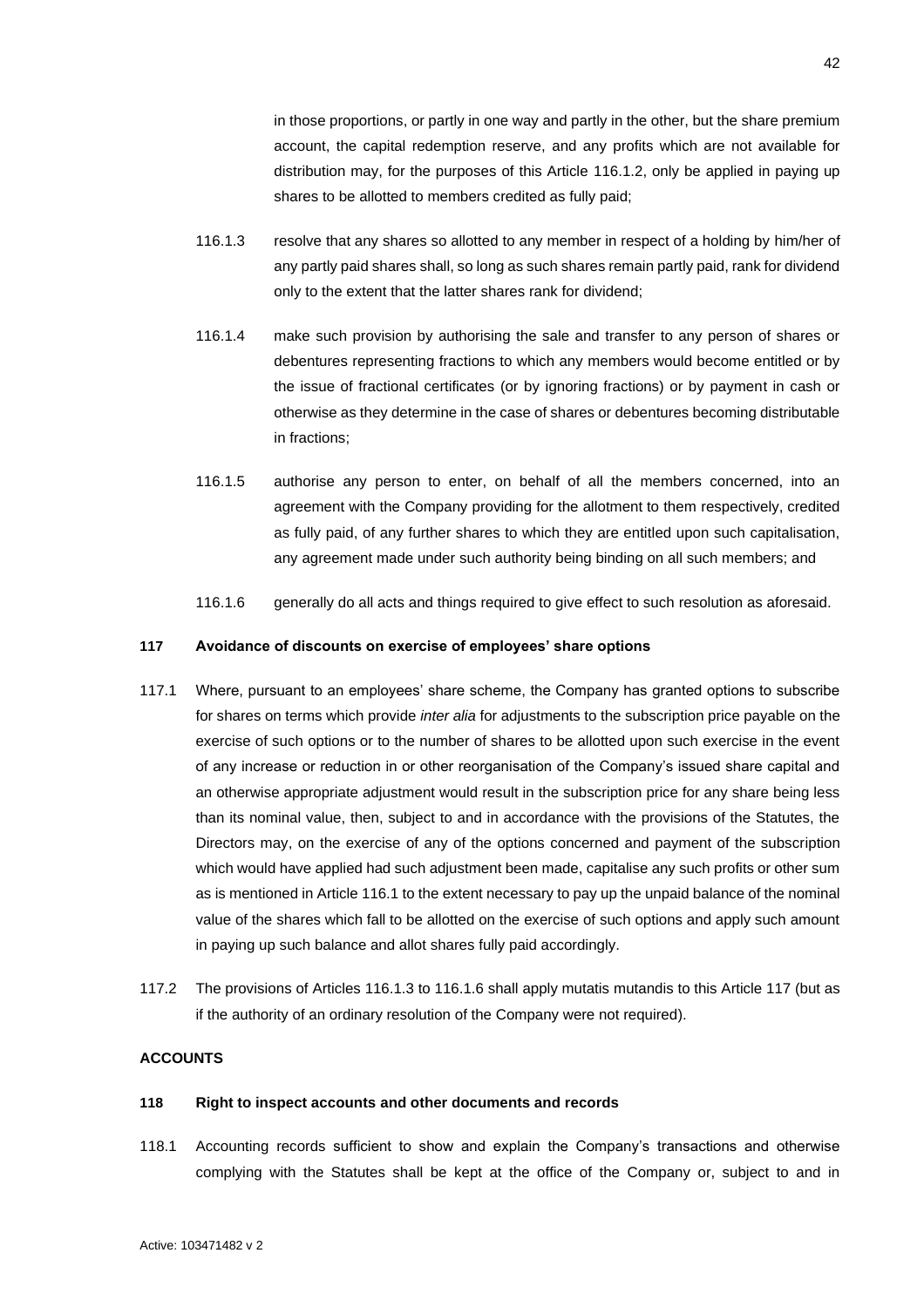in those proportions, or partly in one way and partly in the other, but the share premium account, the capital redemption reserve, and any profits which are not available for distribution may, for the purposes of this Article 116.1.2, only be applied in paying up shares to be allotted to members credited as fully paid;

116.1.3 resolve that any shares so allotted to any member in respect of a holding by him/her of any partly paid shares shall, so long as such shares remain partly paid, rank for dividend only to the extent that the latter shares rank for dividend;

116.1.4 make such provision by authorising the sale and transfer to any person of shares or debentures representing fractions to which any members would become entitled or by the issue of fractional certificates (or by ignoring fractions) or by payment in cash or otherwise as they determine in the case of shares or debentures becoming distributable in fractions;

116.1.5 authorise any person to enter, on behalf of all the members concerned, into an agreement with the Company providing for the allotment to them respectively, credited as fully paid, of any further shares to which they are entitled upon such capitalisation, any agreement made under such authority being binding on all such members; and

116.1.6 generally do all acts and things required to give effect to such resolution as aforesaid.

**117 Avoidance of discounts on exercise of employees' share options**

117.1 Where, pursuant to an employees' share scheme, the Company has granted options to subscribe for shares on terms which provide *inter alia* for adjustments to the subscription price payable on the exercise of such options or to the number of shares to be allotted upon such exercise in the event of any increase or reduction in or other reorganisation of the Company's issued share capital and an otherwise appropriate adjustment would result in the subscription price for any share being less than its nominal value, then, subject to and in accordance with the provisions of the Statutes, the Directors may, on the exercise of any of the options concerned and payment of the subscription which would have applied had such adjustment been made, capitalise any such profits or other sum as is mentioned in Article 116.1 to the extent necessary to pay up the unpaid balance of the nominal value of the shares which fall to be allotted on the exercise of such options and apply such amount in paying up such balance and allot shares fully paid accordingly.

117.2 The provisions of Articles 116.1.3 to 116.1.6 shall apply mutatis mutandis to this Article 117 (but as if the authority of an ordinary resolution of the Company were not required).

**ACCOUNTS**

**118 Right to inspect accounts and other documents and records**

118.1 Accounting records sufficient to show and explain the Company's transactions and otherwise complying with the Statutes shall be kept at the office of the Company or, subject to and in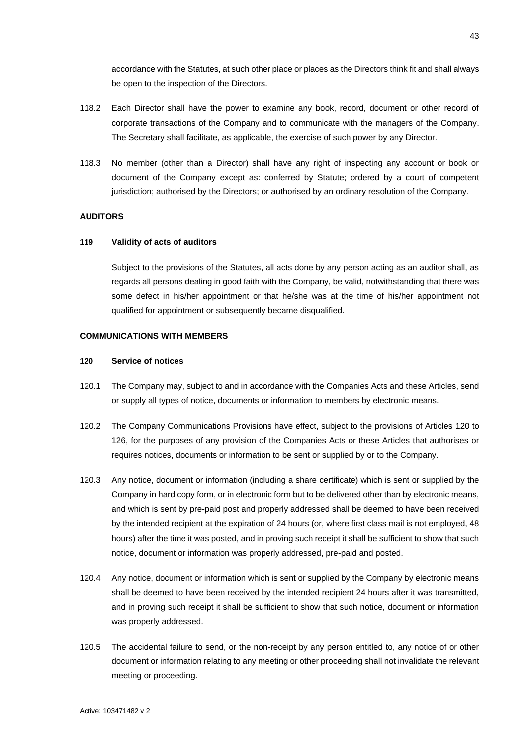accordance with the Statutes, at such other place or places as the Directors think fit and shall always be open to the inspection of the Directors.

118.2 Each Director shall have the power to examine any book, record, document or other record of corporate transactions of the Company and to communicate with the managers of the Company. The Secretary shall facilitate, as applicable, the exercise of such power by any Director.

118.3 No member (other than a Director) shall have any right of inspecting any account or book or document of the Company except as: conferred by Statute; ordered by a court of competent jurisdiction; authorised by the Directors; or authorised by an ordinary resolution of the Company.

**AUDITORS**

**119 Validity of acts of auditors**

Subject to the provisions of the Statutes, all acts done by any person acting as an auditor shall, as regards all persons dealing in good faith with the Company, be valid, notwithstanding that there was some defect in his/her appointment or that he/she was at the time of his/her appointment not qualified for appointment or subsequently became disqualified.

**COMMUNICATIONS WITH MEMBERS**

**120 Service of notices**

120.1 The Company may, subject to and in accordance with the Companies Acts and these Articles, send or supply all types of notice, documents or information to members by electronic means.

120.2 The Company Communications Provisions have effect, subject to the provisions of Articles 120 to 126, for the purposes of any provision of the Companies Acts or these Articles that authorises or requires notices, documents or information to be sent or supplied by or to the Company.

120.3 Any notice, document or information (including a share certificate) which is sent or supplied by the Company in hard copy form, or in electronic form but to be delivered other than by electronic means, and which is sent by pre-paid post and properly addressed shall be deemed to have been received by the intended recipient at the expiration of 24 hours (or, where first class mail is not employed, 48 hours) after the time it was posted, and in proving such receipt it shall be sufficient to show that such notice, document or information was properly addressed, pre-paid and posted.

120.4 Any notice, document or information which is sent or supplied by the Company by electronic means shall be deemed to have been received by the intended recipient 24 hours after it was transmitted, and in proving such receipt it shall be sufficient to show that such notice, document or information was properly addressed.

120.5 The accidental failure to send, or the non-receipt by any person entitled to, any notice of or other document or information relating to any meeting or other proceeding shall not invalidate the relevant meeting or proceeding.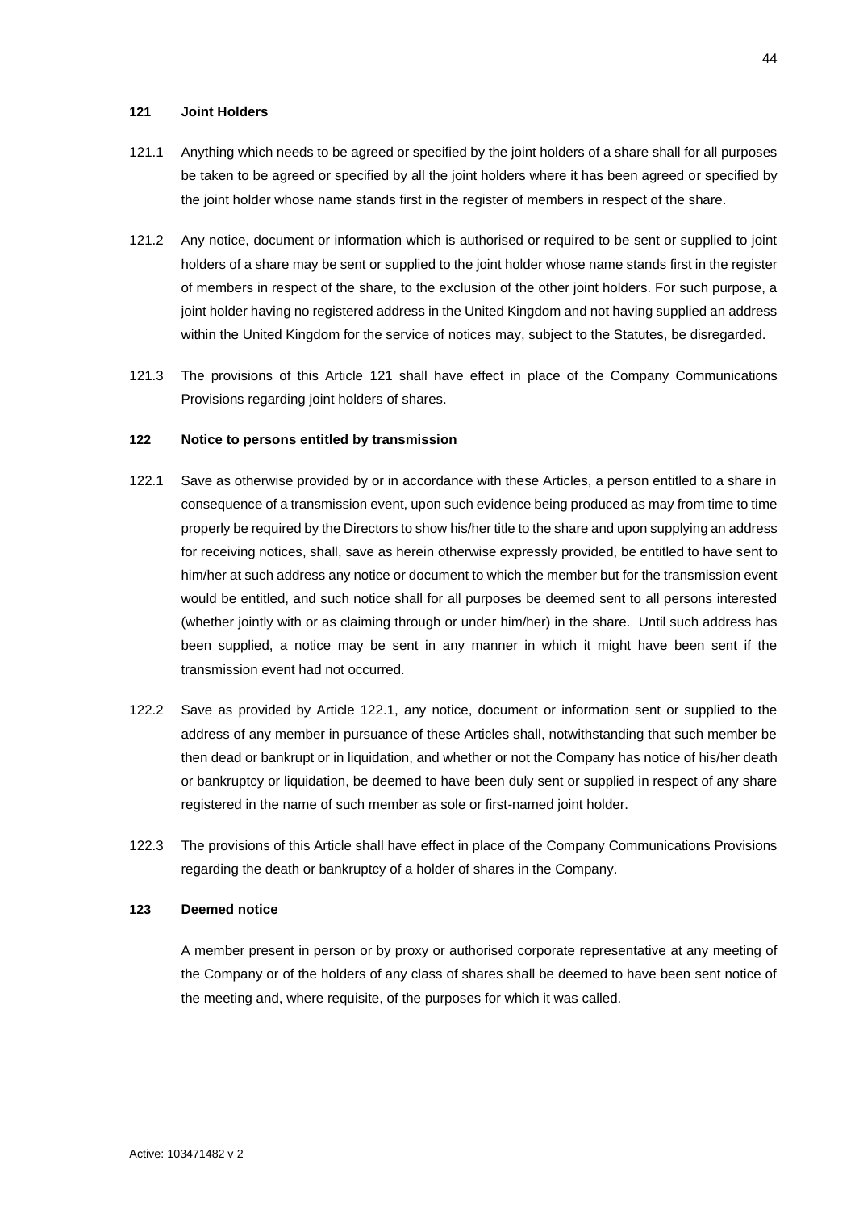## 121 Joint Holders

121.1 Anything which needs to be agreed or specified by the joint holders of a share shall for all purposes be taken to be agreed or specified by all the joint holders where it has been agreed or specified by the joint holder whose name stands first in the register of members in respect of the share.

121.2 Any notice, document or information which is authorised or required to be sent or supplied to joint holders of a share may be sent or supplied to the joint holder whose name stands first in the register of members in respect of the share, to the exclusion of the other joint holders. For such purpose, a joint holder having no registered address in the United Kingdom and not having supplied an address within the United Kingdom for the service of notices may, subject to the Statutes, be disregarded.

121.3 The provisions of this Article 121 shall have effect in place of the Company Communications Provisions regarding joint holders of shares.

## 122 Notice to persons entitled by transmission

122.1 Save as otherwise provided by or in accordance with these Articles, a person entitled to a share in consequence of a transmission event, upon such evidence being produced as may from time to time properly be required by the Directors to show his/her title to the share and upon supplying an address for receiving notices, shall, save as herein otherwise expressly provided, be entitled to have sent to him/her at such address any notice or document to which the member but for the transmission event would be entitled, and such notice shall for all purposes be deemed sent to all persons interested (whether jointly with or as claiming through or under him/her) in the share. Until such address has been supplied, a notice may be sent in any manner in which it might have been sent if the transmission event had not occurred.

122.2 Save as provided by Article 122.1, any notice, document or information sent or supplied to the address of any member in pursuance of these Articles shall, notwithstanding that such member be then dead or bankrupt or in liquidation, and whether or not the Company has notice of his/her death or bankruptcy or liquidation, be deemed to have been duly sent or supplied in respect of any share registered in the name of such member as sole or first-named joint holder.

122.3 The provisions of this Article shall have effect in place of the Company Communications Provisions regarding the death or bankruptcy of a holder of shares in the Company.

## 123 Deemed notice

A member present in person or by proxy or authorised corporate representative at any meeting of the Company or of the holders of any class of shares shall be deemed to have been sent notice of the meeting and, where requisite, of the purposes for which it was called.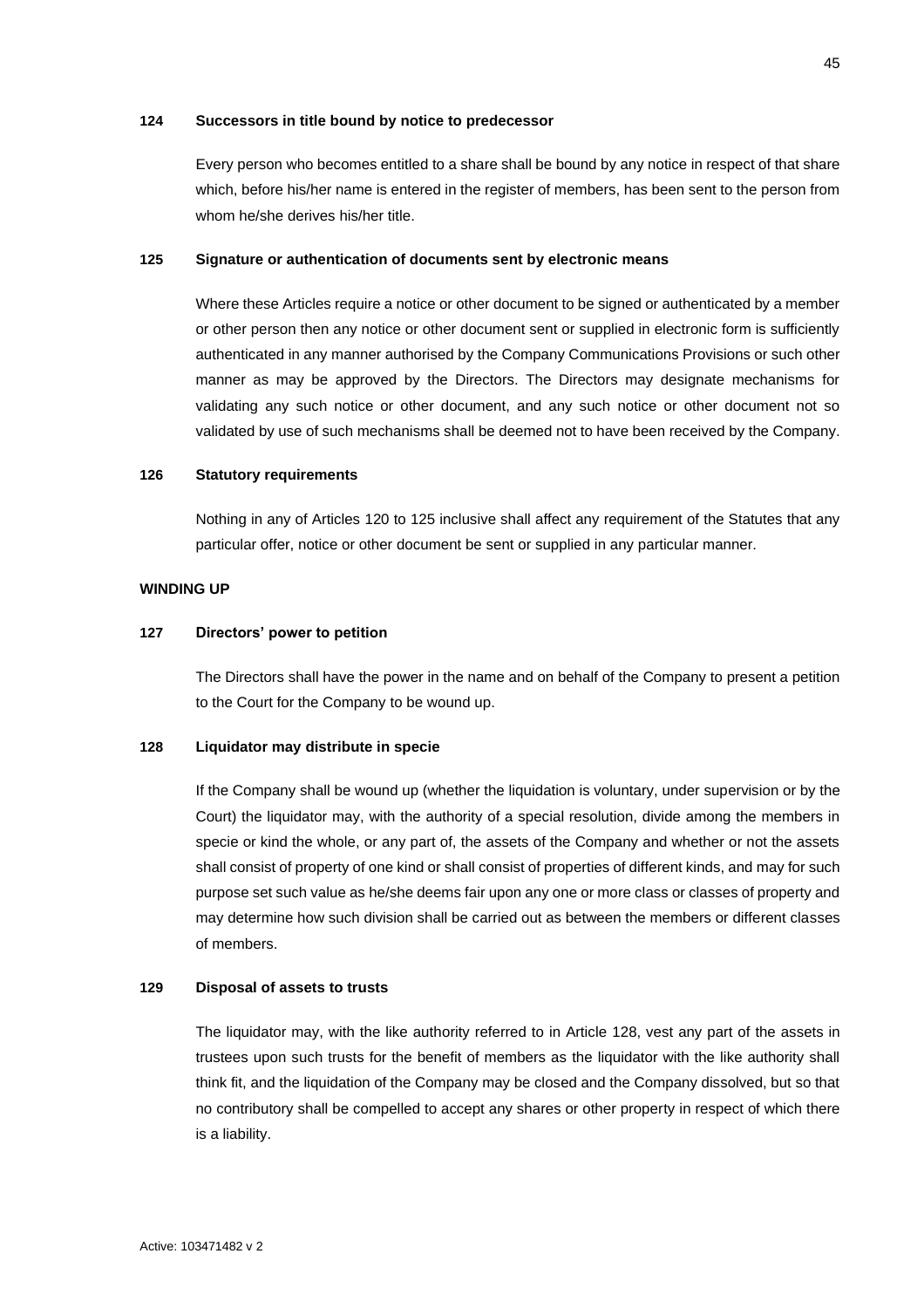**124 Successors in title bound by notice to predecessor**

Every person who becomes entitled to a share shall be bound by any notice in respect of that share which, before his/her name is entered in the register of members, has been sent to the person from whom he/she derives his/her title.

**125 Signature or authentication of documents sent by electronic means**

Where these Articles require a notice or other document to be signed or authenticated by a member or other person then any notice or other document sent or supplied in electronic form is sufficiently authenticated in any manner authorised by the Company Communications Provisions or such other manner as may be approved by the Directors. The Directors may designate mechanisms for validating any such notice or other document, and any such notice or other document not so validated by use of such mechanisms shall be deemed not to have been received by the Company.

**126 Statutory requirements**

Nothing in any of Articles 120 to 125 inclusive shall affect any requirement of the Statutes that any particular offer, notice or other document be sent or supplied in any particular manner.

**WINDING UP**

**127 Directors' power to petition**

The Directors shall have the power in the name and on behalf of the Company to present a petition to the Court for the Company to be wound up.

**128 Liquidator may distribute in specie**

If the Company shall be wound up (whether the liquidation is voluntary, under supervision or by the Court) the liquidator may, with the authority of a special resolution, divide among the members in specie or kind the whole, or any part of, the assets of the Company and whether or not the assets shall consist of property of one kind or shall consist of properties of different kinds, and may for such purpose set such value as he/she deems fair upon any one or more class or classes of property and may determine how such division shall be carried out as between the members or different classes of members.

**129 Disposal of assets to trusts**

The liquidator may, with the like authority referred to in Article 128, vest any part of the assets in trustees upon such trusts for the benefit of members as the liquidator with the like authority shall think fit, and the liquidation of the Company may be closed and the Company dissolved, but so that no contributory shall be compelled to accept any shares or other property in respect of which there is a liability.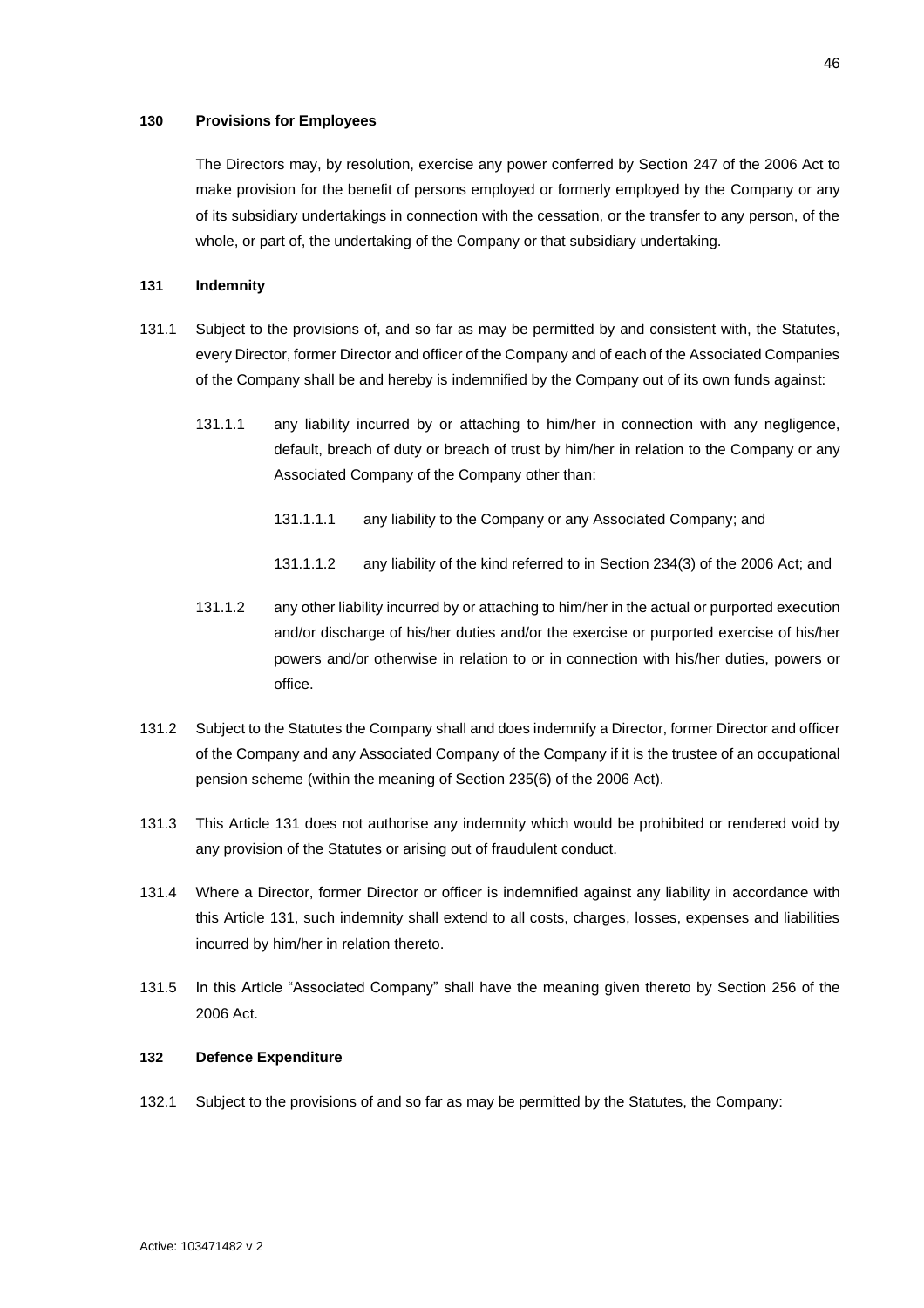**130 Provisions for Employees**

The Directors may, by resolution, exercise any power conferred by Section 247 of the 2006 Act to make provision for the benefit of persons employed or formerly employed by the Company or any of its subsidiary undertakings in connection with the cessation, or the transfer to any person, of the whole, or part of, the undertaking of the Company or that subsidiary undertaking.

**131 Indemnity**

131.1 Subject to the provisions of, and so far as may be permitted by and consistent with, the Statutes, every Director, former Director and officer of the Company and of each of the Associated Companies of the Company shall be and hereby is indemnified by the Company out of its own funds against:

131.1.1 any liability incurred by or attaching to him/her in connection with any negligence, default, breach of duty or breach of trust by him/her in relation to the Company or any Associated Company of the Company other than:

131.1.1.1 any liability to the Company or any Associated Company; and

131.1.1.2 any liability of the kind referred to in Section 234(3) of the 2006 Act; and

131.1.2 any other liability incurred by or attaching to him/her in the actual or purported execution and/or discharge of his/her duties and/or the exercise or purported exercise of his/her powers and/or otherwise in relation to or in connection with his/her duties, powers or office.

131.2 Subject to the Statutes the Company shall and does indemnify a Director, former Director and officer of the Company and any Associated Company of the Company if it is the trustee of an occupational pension scheme (within the meaning of Section 235(6) of the 2006 Act).

131.3 This Article 131 does not authorise any indemnity which would be prohibited or rendered void by any provision of the Statutes or arising out of fraudulent conduct.

131.4 Where a Director, former Director or officer is indemnified against any liability in accordance with this Article 131, such indemnity shall extend to all costs, charges, losses, expenses and liabilities incurred by him/her in relation thereto.

131.5 In this Article "Associated Company" shall have the meaning given thereto by Section 256 of the 2006 Act.

**132 Defence Expenditure**

132.1 Subject to the provisions of and so far as may be permitted by the Statutes, the Company: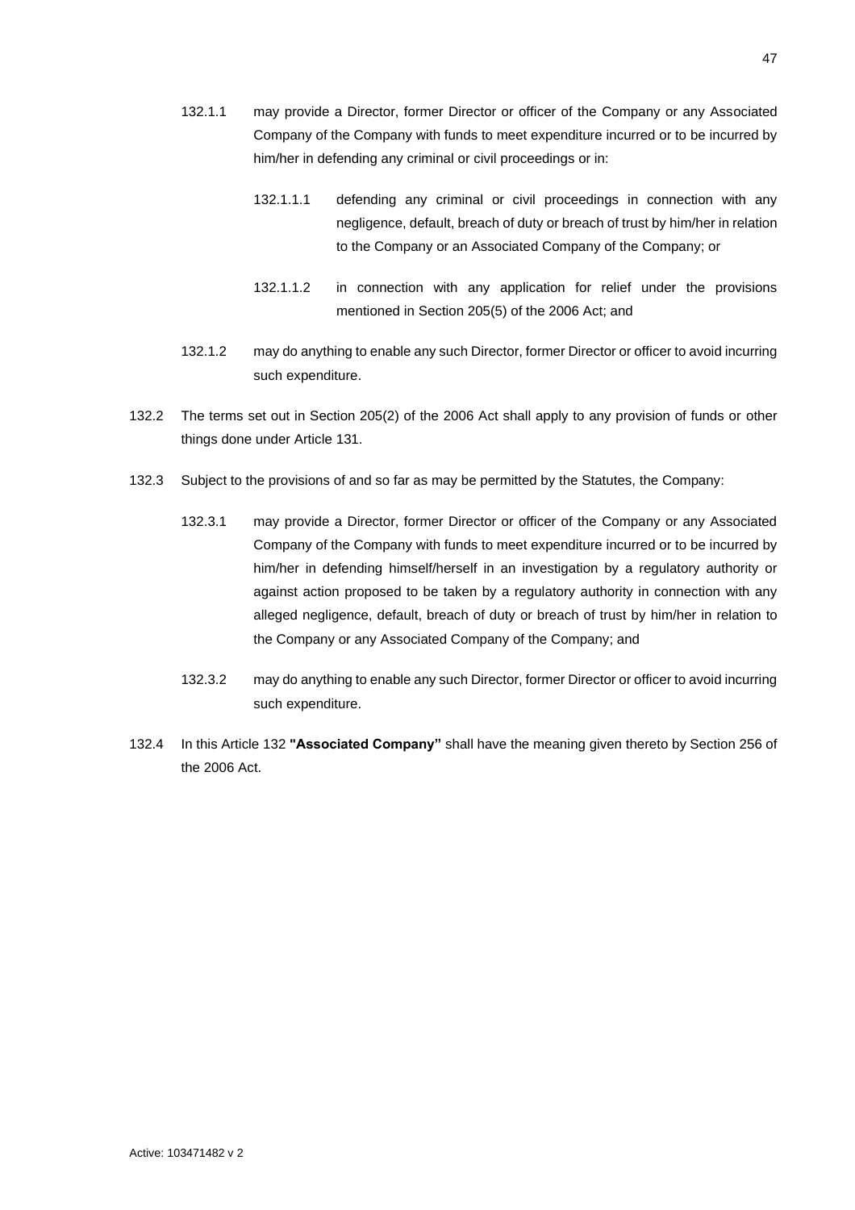132.1.1 may provide a Director, former Director or officer of the Company or any Associated Company of the Company with funds to meet expenditure incurred or to be incurred by him/her in defending any criminal or civil proceedings or in:

132.1.1.1 defending any criminal or civil proceedings in connection with any negligence, default, breach of duty or breach of trust by him/her in relation to the Company or an Associated Company of the Company; or

132.1.1.2 in connection with any application for relief under the provisions mentioned in Section 205(5) of the 2006 Act; and

132.1.2 may do anything to enable any such Director, former Director or officer to avoid incurring such expenditure.

132.2 The terms set out in Section 205(2) of the 2006 Act shall apply to any provision of funds or other things done under Article 131.

132.3 Subject to the provisions of and so far as may be permitted by the Statutes, the Company:

132.3.1 may provide a Director, former Director or officer of the Company or any Associated Company of the Company with funds to meet expenditure incurred or to be incurred by him/her in defending himself/herself in an investigation by a regulatory authority or against action proposed to be taken by a regulatory authority in connection with any alleged negligence, default, breach of duty or breach of trust by him/her in relation to the Company or any Associated Company of the Company; and

132.3.2 may do anything to enable any such Director, former Director or officer to avoid incurring such expenditure.

132.4 In this Article 132 **"Associated Company"** shall have the meaning given thereto by Section 256 of the 2006 Act.